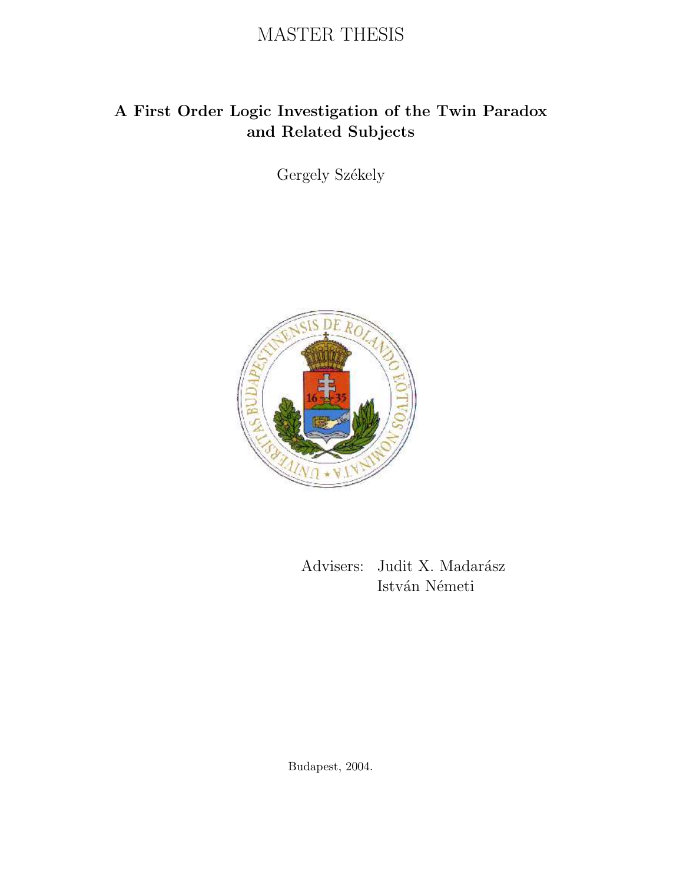MASTER THESIS

# A First Order Logic Investigation of the Twin Paradox and Related Subjects

Gergely Székely

Advisers: Judit X. Madarász
István Németi

Budapest, 2004.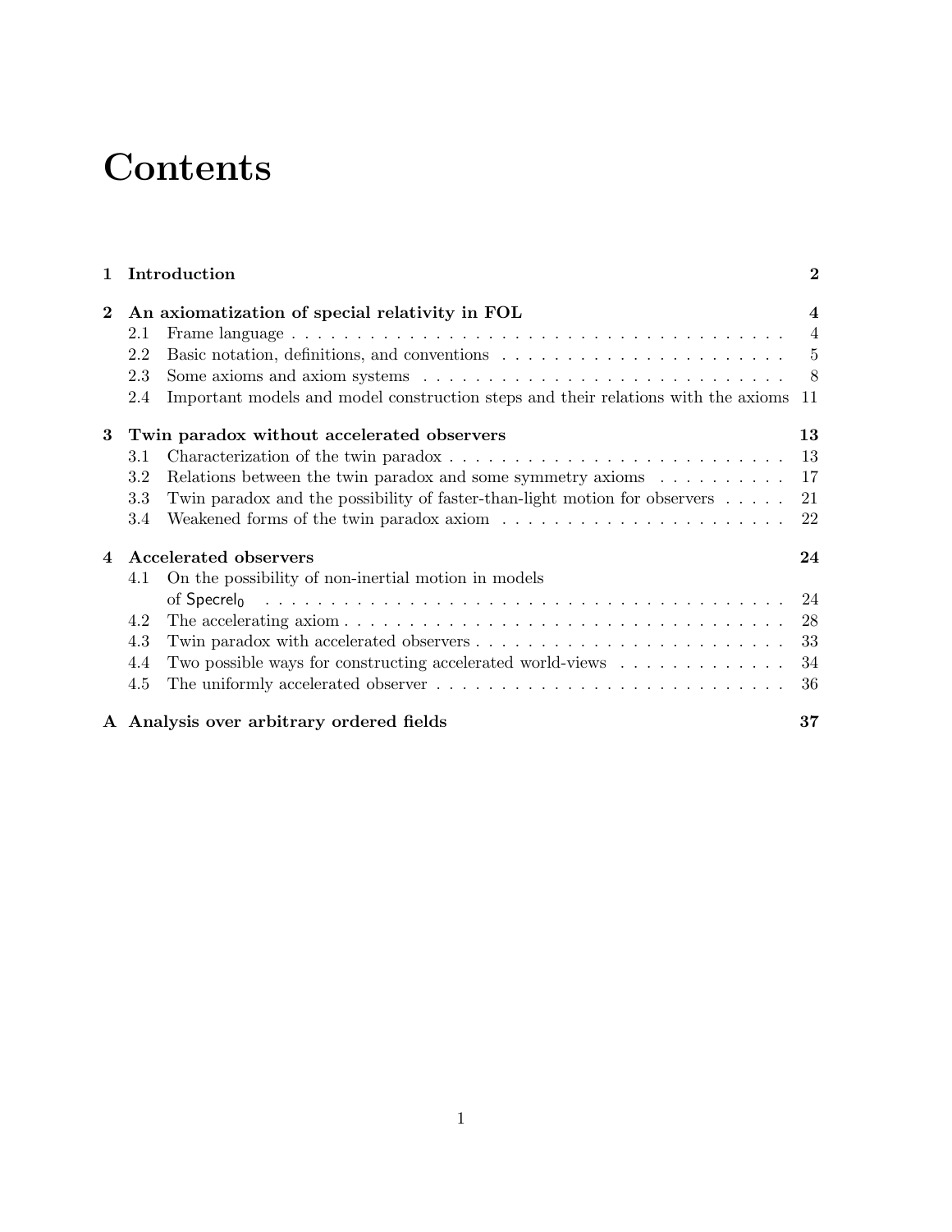# Contents

1 Introduction 2

2 An axiomatization of special relativity in FOL 4
- 2.1 Frame language 4
- 2.2 Basic notation, definitions, and conventions 5
- 2.3 Some axioms and axiom systems 8
- 2.4 Important models and model construction steps and their relations with the axioms 11

3 Twin paradox without accelerated observers 13
- 3.1 Characterization of the twin paradox 13
- 3.2 Relations between the twin paradox and some symmetry axioms 17
- 3.3 Twin paradox and the possibility of faster-than-light motion for observers 21
- 3.4 Weakened forms of the twin paradox axiom 22

4 Accelerated observers 24
- 4.1 On the possibility of non-inertial motion in models of $\mathsf{Specrel}_0$ 24
- 4.2 The accelerating axiom 28
- 4.3 Twin paradox with accelerated observers 33
- 4.4 Two possible ways for constructing accelerated world-views 34
- 4.5 The uniformly accelerated observer 36

A Analysis over arbitrary ordered fields 37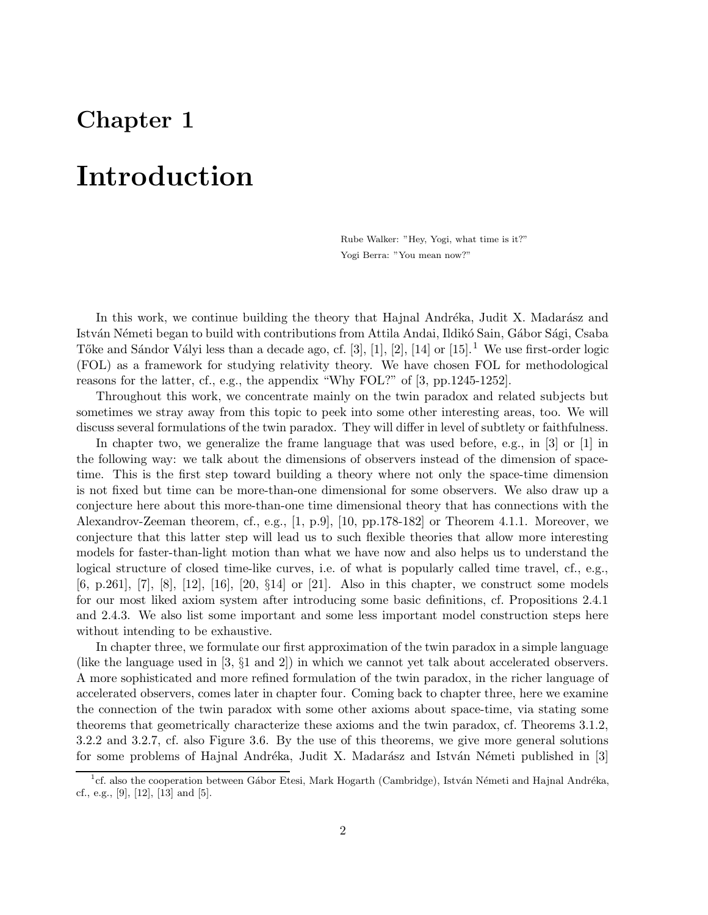# Chapter 1

# Introduction

> Rube Walker: "Hey, Yogi, what time is it?"
> Yogi Berra: "You mean now?"

In this work, we continue building the theory that Hajnal Andréka, Judit X. Madarász and István Németi began to build with contributions from Attila Andai, Ildikó Sain, Gábor Sági, Csaba Tőke and Sándor Vályi less than a decade ago, cf. [3], [1], [2], [14] or [15].[1] We use first-order logic (FOL) as a framework for studying relativity theory. We have chosen FOL for methodological reasons for the latter, cf., e.g., the appendix "Why FOL?" of [3, pp.1245-1252].

Throughout this work, we concentrate mainly on the twin paradox and related subjects but sometimes we stray away from this topic to peek into some other interesting areas, too. We will discuss several formulations of the twin paradox. They will differ in level of subtlety or faithfulness.

In chapter two, we generalize the frame language that was used before, e.g., in [3] or [1] in the following way: we talk about the dimensions of observers instead of the dimension of space-time. This is the first step toward building a theory where not only the space-time dimension is not fixed but time can be more-than-one dimensional for some observers. We also draw up a conjecture here about this more-than-one time dimensional theory that has connections with the Alexandrov-Zeeman theorem, cf., e.g., [1, p.9], [10, pp.178-182] or Theorem 4.1.1. Moreover, we conjecture that this latter step will lead us to such flexible theories that allow more interesting models for faster-than-light motion than what we have now and also helps us to understand the logical structure of closed time-like curves, i.e. of what is popularly called time travel, cf., e.g., [6, p.261], [7], [8], [12], [16], [20, §14] or [21]. Also in this chapter, we construct some models for our most liked axiom system after introducing some basic definitions, cf. Propositions 2.4.1 and 2.4.3. We also list some important and some less important model construction steps here without intending to be exhaustive.

In chapter three, we formulate our first approximation of the twin paradox in a simple language (like the language used in [3, §1 and 2]) in which we cannot yet talk about accelerated observers. A more sophisticated and more refined formulation of the twin paradox, in the richer language of accelerated observers, comes later in chapter four. Coming back to chapter three, here we examine the connection of the twin paradox with some other axioms about space-time, via stating some theorems that geometrically characterize these axioms and the twin paradox, cf. Theorems 3.1.2, 3.2.2 and 3.2.7, cf. also Figure 3.6. By the use of this theorems, we give more general solutions for some problems of Hajnal Andréka, Judit X. Madarász and István Németi published in [3]

[1] cf. also the cooperation between Gábor Etesi, Mark Hogarth (Cambridge), István Németi and Hajnal Andréka, cf., e.g., [9], [12], [13] and [5].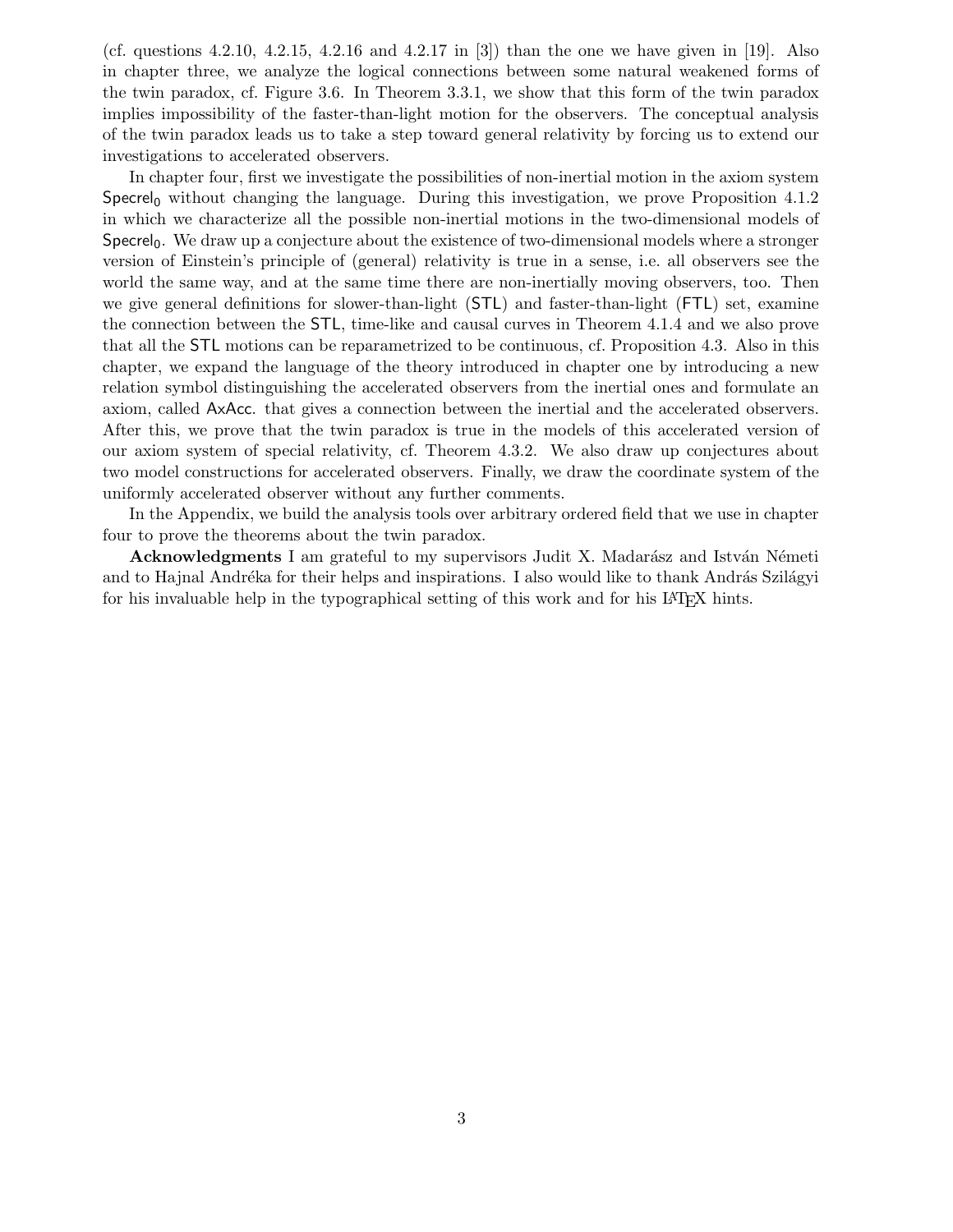(cf. questions 4.2.10, 4.2.15, 4.2.16 and 4.2.17 in [3]) than the one we have given in [19]. Also in chapter three, we analyze the logical connections between some natural weakened forms of the twin paradox, cf. Figure 3.6. In Theorem 3.3.1, we show that this form of the twin paradox implies impossibility of the faster-than-light motion for the observers. The conceptual analysis of the twin paradox leads us to take a step toward general relativity by forcing us to extend our investigations to accelerated observers.

In chapter four, first we investigate the possibilities of non-inertial motion in the axiom system $\mathsf{Specrel}_0$ without changing the language. During this investigation, we prove Proposition 4.1.2 in which we characterize all the possible non-inertial motions in the two-dimensional models of $\mathsf{Specrel}_0$. We draw up a conjecture about the existence of two-dimensional models where a stronger version of Einstein's principle of (general) relativity is true in a sense, i.e. all observers see the world the same way, and at the same time there are non-inertially moving observers, too. Then we give general definitions for slower-than-light (STL) and faster-than-light (FTL) set, examine the connection between the STL, time-like and causal curves in Theorem 4.1.4 and we also prove that all the STL motions can be reparametrized to be continuous, cf. Proposition 4.3. Also in this chapter, we expand the language of the theory introduced in chapter one by introducing a new relation symbol distinguishing the accelerated observers from the inertial ones and formulate an axiom, called AxAcc. that gives a connection between the inertial and the accelerated observers. After this, we prove that the twin paradox is true in the models of this accelerated version of our axiom system of special relativity, cf. Theorem 4.3.2. We also draw up conjectures about two model constructions for accelerated observers. Finally, we draw the coordinate system of the uniformly accelerated observer without any further comments.

In the Appendix, we build the analysis tools over arbitrary ordered field that we use in chapter four to prove the theorems about the twin paradox.

**Acknowledgments** I am grateful to my supervisors Judit X. Madarász and István Németi and to Hajnal Andréka for their helps and inspirations. I also would like to thank András Szilágyi for his invaluable help in the typographical setting of this work and for his LaTeX hints.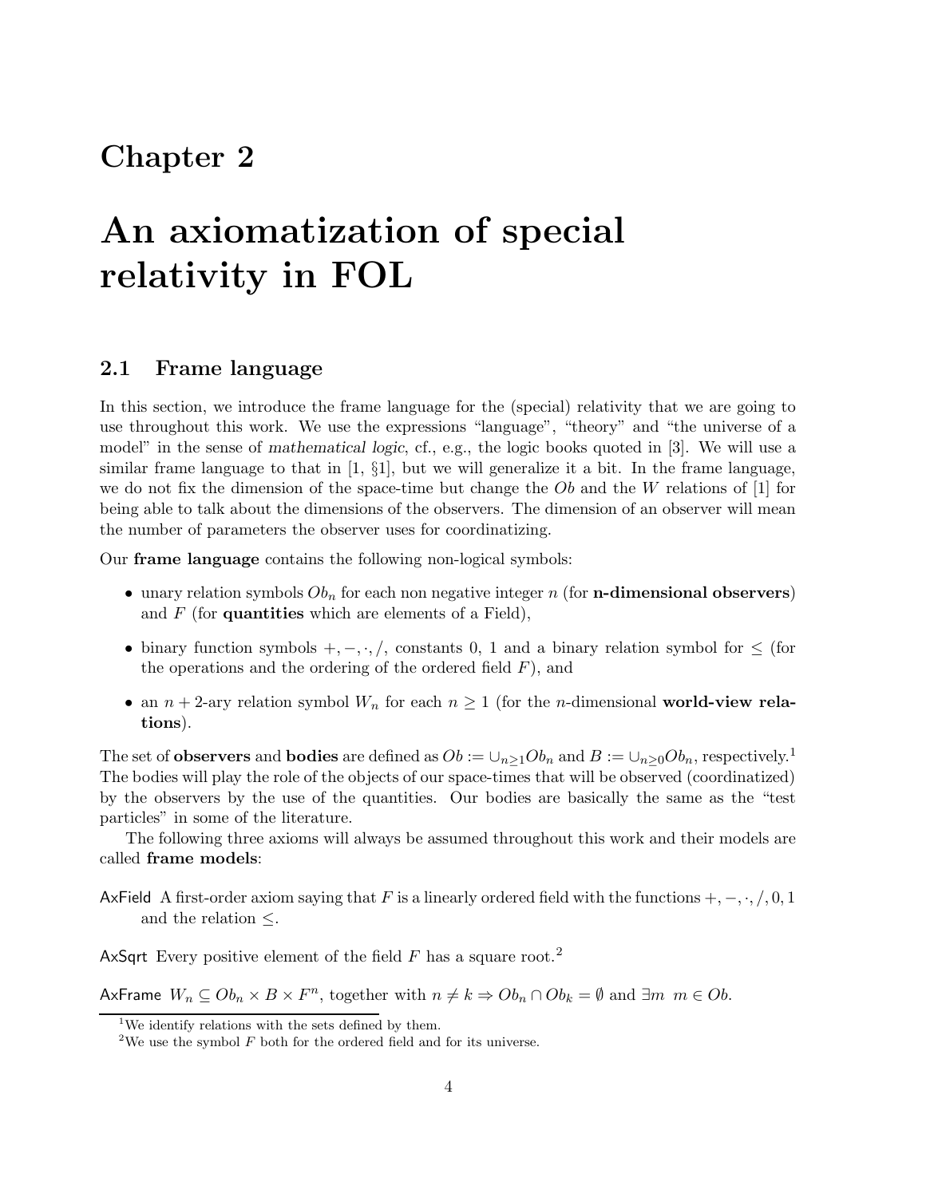# Chapter 2

# An axiomatization of special relativity in FOL

## 2.1 Frame language

In this section, we introduce the frame language for the (special) relativity that we are going to use throughout this work. We use the expressions "language", "theory" and "the universe of a model" in the sense of *mathematical logic*, cf., e.g., the logic books quoted in [3]. We will use a similar frame language to that in [1, §1], but we will generalize it a bit. In the frame language, we do not fix the dimension of the space-time but change the $Ob$ and the $W$ relations of [1] for being able to talk about the dimensions of the observers. The dimension of an observer will mean the number of parameters the observer uses for coordinatizing.

Our **frame language** contains the following non-logical symbols:

- unary relation symbols $Ob_n$ for each non negative integer $n$ (for **n-dimensional observers**) and $F$ (for **quantities** which are elements of a Field),
- binary function symbols $+, -, \cdot, /$, constants 0, 1 and a binary relation symbol for $\leq$ (for the operations and the ordering of the ordered field $F$), and
- an $n+2$-ary relation symbol $W_n$ for each $n \geq 1$ (for the $n$-dimensional **world-view relations**).

The set of **observers** and **bodies** are defined as $Ob := \cup_{n \geq 1} Ob_n$ and $B := \cup_{n \geq 0} Ob_n$, respectively.[1] The bodies will play the role of the objects of our space-times that will be observed (coordinatized) by the observers by the use of the quantities. Our bodies are basically the same as the "test particles" in some of the literature.

The following three axioms will always be assumed throughout this work and their models are called **frame models**:

AxField A first-order axiom saying that $F$ is a linearly ordered field with the functions $+, -, \cdot, /, 0, 1$ and the relation $\leq$.

AxSqrt Every positive element of the field $F$ has a square root.[2]

AxFrame $W_n \subseteq Ob_n \times B \times F^n$, together with $n \neq k \Rightarrow Ob_n \cap Ob_k = \emptyset$ and $\exists m \ m \in Ob$.

[1] We identify relations with the sets defined by them.

[2] We use the symbol $F$ both for the ordered field and for its universe.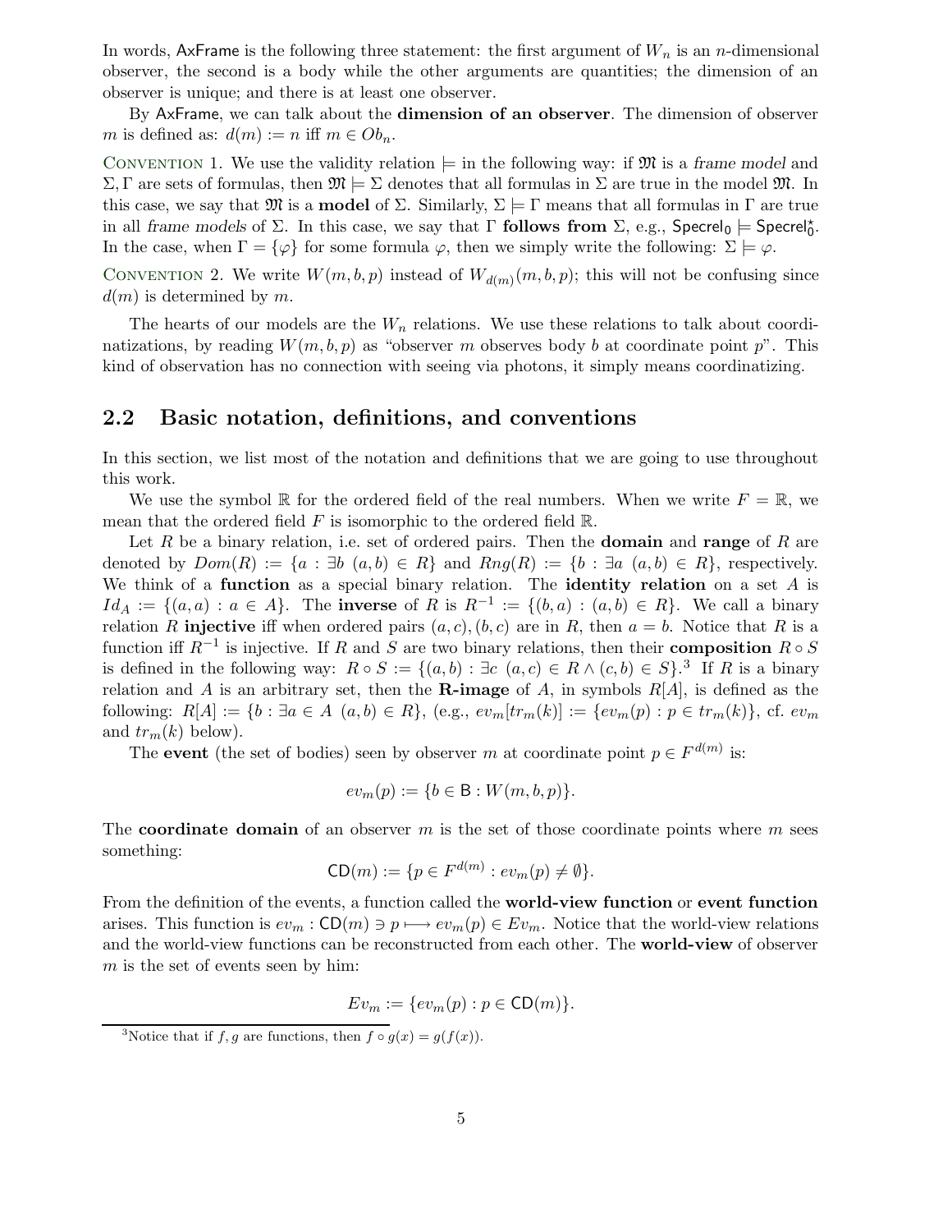In words, AxFrame is the following three statement: the first argument of $W_n$ is an $n$-dimensional observer, the second is a body while the other arguments are quantities; the dimension of an observer is unique; and there is at least one observer.

By AxFrame, we can talk about the **dimension of an observer**. The dimension of observer $m$ is defined as: $d(m) := n$ iff $m \in Ob_n$.

Convention 1. We use the validity relation $\models$ in the following way: if $\mathfrak{M}$ is a *frame model* and $\Sigma, \Gamma$ are sets of formulas, then $\mathfrak{M} \models \Sigma$ denotes that all formulas in $\Sigma$ are true in the model $\mathfrak{M}$. In this case, we say that $\mathfrak{M}$ is a **model** of $\Sigma$. Similarly, $\Sigma \models \Gamma$ means that all formulas in $\Gamma$ are true in all *frame models* of $\Sigma$. In this case, we say that $\Gamma$ **follows from** $\Sigma$, e.g., $\mathsf{Specrel}_0 \models \mathsf{Specrel}_0^\star$. In the case, when $\Gamma = \{\varphi\}$ for some formula $\varphi$, then we simply write the following: $\Sigma \models \varphi$.

Convention 2. We write $W(m, b, p)$ instead of $W_{d(m)}(m, b, p)$; this will not be confusing since $d(m)$ is determined by $m$.

The hearts of our models are the $W_n$ relations. We use these relations to talk about coordinatizations, by reading $W(m, b, p)$ as "observer $m$ observes body $b$ at coordinate point $p$". This kind of observation has no connection with seeing via photons, it simply means coordinatizing.

## 2.2 Basic notation, definitions, and conventions

In this section, we list most of the notation and definitions that we are going to use throughout this work.

We use the symbol $\mathbb{R}$ for the ordered field of the real numbers. When we write $F = \mathbb{R}$, we mean that the ordered field $F$ is isomorphic to the ordered field $\mathbb{R}$.

Let $R$ be a binary relation, i.e. set of ordered pairs. Then the **domain** and **range** of $R$ are denoted by $Dom(R) := \{a : \exists b\ (a, b) \in R\}$ and $Rng(R) := \{b : \exists a\ (a, b) \in R\}$, respectively. We think of a **function** as a special binary relation. The **identity relation** on a set $A$ is $Id_A := \{(a, a) : a \in A\}$. The **inverse** of $R$ is $R^{-1} := \{(b, a) : (a, b) \in R\}$. We call a binary relation $R$ **injective** iff when ordered pairs $(a, c), (b, c)$ are in $R$, then $a = b$. Notice that $R$ is a function iff $R^{-1}$ is injective. If $R$ and $S$ are two binary relations, then their **composition** $R \circ S$ is defined in the following way: $R \circ S := \{(a, b) : \exists c\ (a, c) \in R \wedge (c, b) \in S\}$.[3] If $R$ is a binary relation and $A$ is an arbitrary set, then the **R-image** of $A$, in symbols $R[A]$, is defined as the following: $R[A] := \{b : \exists a \in A\ (a, b) \in R\}$, (e.g., $ev_m[tr_m(k)] := \{ev_m(p) : p \in tr_m(k)\}$, cf. $ev_m$ and $tr_m(k)$ below).

The **event** (the set of bodies) seen by observer $m$ at coordinate point $p \in F^{d(m)}$ is:

$$ev_m(p) := \{b \in \mathsf{B} : W(m, b, p)\}.$$

The **coordinate domain** of an observer $m$ is the set of those coordinate points where $m$ sees something:

$$\mathsf{CD}(m) := \{p \in F^{d(m)} : ev_m(p) \neq \emptyset\}.$$

From the definition of the events, a function called the **world-view function** or **event function** arises. This function is $ev_m : \mathsf{CD}(m) \ni p \longmapsto ev_m(p) \in Ev_m$. Notice that the world-view relations and the world-view functions can be reconstructed from each other. The **world-view** of observer $m$ is the set of events seen by him:

$$Ev_m := \{ev_m(p) : p \in \mathsf{CD}(m)\}.$$

[3] Notice that if $f, g$ are functions, then $f \circ g(x) = g(f(x))$.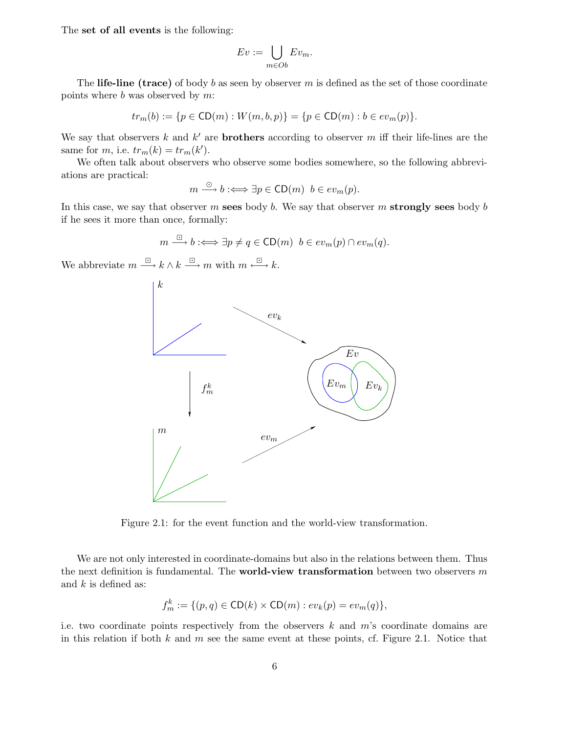The **set of all events** is the following:

$$Ev := \bigcup_{m \in Ob} Ev_m.$$

The **life-line (trace)** of body $b$ as seen by observer $m$ is defined as the set of those coordinate points where $b$ was observed by $m$:

$$tr_m(b) := \{p \in \mathsf{CD}(m) : W(m, b, p)\} = \{p \in \mathsf{CD}(m) : b \in ev_m(p)\}.$$

We say that observers $k$ and $k'$ are **brothers** according to observer $m$ iff their life-lines are the same for $m$, i.e. $tr_m(k) = tr_m(k')$.

We often talk about observers who observe some bodies somewhere, so the following abbreviations are practical:

$$m \xrightarrow{\odot} b :\Longleftrightarrow \exists p \in \mathsf{CD}(m) \;\; b \in ev_m(p).$$

In this case, we say that observer $m$ **sees** body $b$. We say that observer $m$ **strongly sees** body $b$ if he sees it more than once, formally:

$$m \xrightarrow{\boxdot} b :\Longleftrightarrow \exists p \neq q \in \mathsf{CD}(m) \;\; b \in ev_m(p) \cap ev_m(q).$$

We abbreviate $m \xrightarrow{\boxdot} k \wedge k \xrightarrow{\boxdot} m$ with $m \xleftrightarrow{\boxdot} k$.

k

$ev_k$

$Ev$

$Ev_m$

$Ev_k$

$f_m^k$

m

$ev_m$

Figure 2.1: for the event function and the world-view transformation.

We are not only interested in coordinate-domains but also in the relations between them. Thus the next definition is fundamental. The **world-view transformation** between two observers $m$ and $k$ is defined as:

$$f_m^k := \{(p, q) \in \mathsf{CD}(k) \times \mathsf{CD}(m) : ev_k(p) = ev_m(q)\},$$

i.e. two coordinate points respectively from the observers $k$ and $m$'s coordinate domains are in this relation if both $k$ and $m$ see the same event at these points, cf. Figure 2.1. Notice that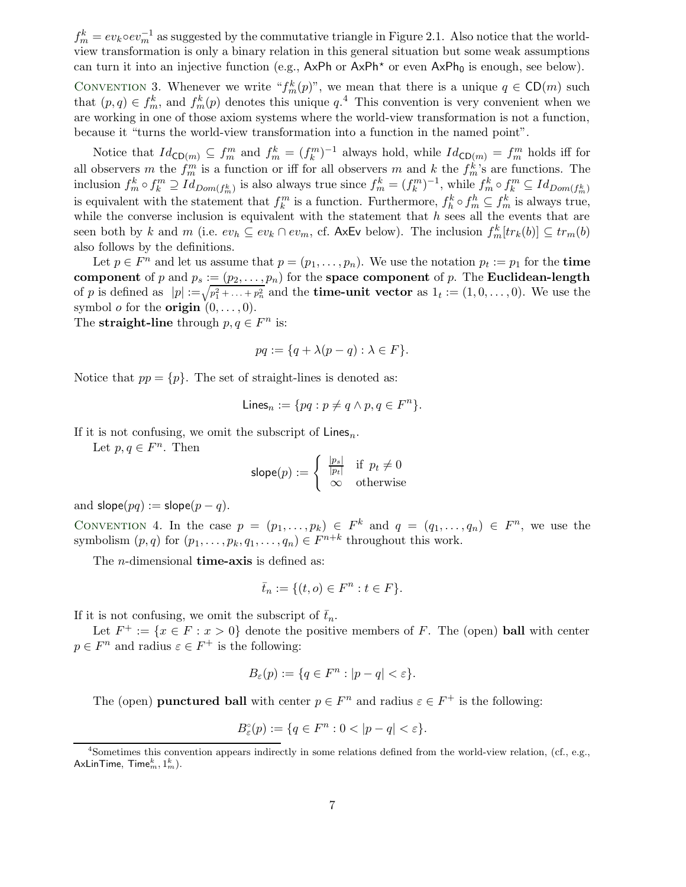$f_m^k = ev_k \circ ev_m^{-1}$ as suggested by the commutative triangle in Figure 2.1. Also notice that the world-view transformation is only a binary relation in this general situation but some weak assumptions can turn it into an injective function (e.g., $\mathsf{AxPh}$ or $\mathsf{AxPh}^\star$ or even $\mathsf{AxPh}_0$ is enough, see below).

Convention 3. Whenever we write "$f_m^k(p)$", we mean that there is a unique $q \in \mathsf{CD}(m)$ such that $(p,q) \in f_m^k$, and $f_m^k(p)$ denotes this unique $q$.[4] This convention is very convenient when we are working in one of those axiom systems where the world-view transformation is not a function, because it "turns the world-view transformation into a function in the named point".

Notice that $Id_{\mathsf{CD}(m)} \subseteq f_m^m$ and $f_m^k = (f_k^m)^{-1}$ always hold, while $Id_{\mathsf{CD}(m)} = f_m^m$ holds iff for all observers $m$ the $f_m^m$ is a function or iff for all observers $m$ and $k$ the $f_m^k$'s are functions. The inclusion $f_m^k \circ f_k^m \supseteq Id_{Dom(f_m^k)}$ is also always true since $f_m^k = (f_k^m)^{-1}$, while $f_m^k \circ f_k^m \subseteq Id_{Dom(f_m^k)}$ is equivalent with the statement that $f_k^m$ is a function. Furthermore, $f_h^k \circ f_m^h \subseteq f_m^k$ is always true, while the converse inclusion is equivalent with the statement that $h$ sees all the events that are seen both by $k$ and $m$ (i.e. $ev_h \subseteq ev_k \cap ev_m$, cf. $\mathsf{AxEv}$ below). The inclusion $f_m^k[tr_k(b)] \subseteq tr_m(b)$ also follows by the definitions.

Let $p \in F^n$ and let us assume that $p = (p_1, \ldots, p_n)$. We use the notation $p_t := p_1$ for the **time component** of $p$ and $p_s := (p_2, \ldots, p_n)$ for the **space component** of $p$. The **Euclidean-length** of $p$ is defined as $|p| := \sqrt{p_1^2 + \ldots + p_n^2}$ and the **time-unit vector** as $1_t := (1, 0, \ldots, 0)$. We use the symbol $o$ for the **origin** $(0, \ldots, 0)$.

The **straight-line** through $p, q \in F^n$ is:

$$pq := \{q + \lambda(p - q) : \lambda \in F\}.$$

Notice that $pp = \{p\}$. The set of straight-lines is denoted as:

$$\mathsf{Lines}_n := \{pq : p \neq q \wedge p, q \in F^n\}.$$

If it is not confusing, we omit the subscript of $\mathsf{Lines}_n$.

Let $p, q \in F^n$. Then

$$\mathsf{slope}(p) := \begin{cases} \frac{|p_s|}{|p_t|} & \text{if } p_t \neq 0 \\ \infty & \text{otherwise} \end{cases}$$

and $\mathsf{slope}(pq) := \mathsf{slope}(p - q)$.

Convention 4. In the case $p = (p_1, \ldots, p_k) \in F^k$ and $q = (q_1, \ldots, q_n) \in F^n$, we use the symbolism $(p, q)$ for $(p_1, \ldots, p_k, q_1, \ldots, q_n) \in F^{n+k}$ throughout this work.

The $n$-dimensional **time-axis** is defined as:

$$\bar{t}_n := \{(t, o) \in F^n : t \in F\}.$$

If it is not confusing, we omit the subscript of $\bar{t}_n$.

Let $F^+ := \{x \in F : x > 0\}$ denote the positive members of $F$. The (open) **ball** with center $p \in F^n$ and radius $\varepsilon \in F^+$ is the following:

$$B_\varepsilon(p) := \{q \in F^n : |p - q| < \varepsilon\}.$$

The (open) **punctured ball** with center $p \in F^n$ and radius $\varepsilon \in F^+$ is the following:

$$B_\varepsilon^\circ(p) := \{q \in F^n : 0 < |p - q| < \varepsilon\}.$$

[4] Sometimes this convention appears indirectly in some relations defined from the world-view relation, (cf., e.g., $\mathsf{AxLinTime}$, $\mathsf{Time}_m^k$, $1_m^k$).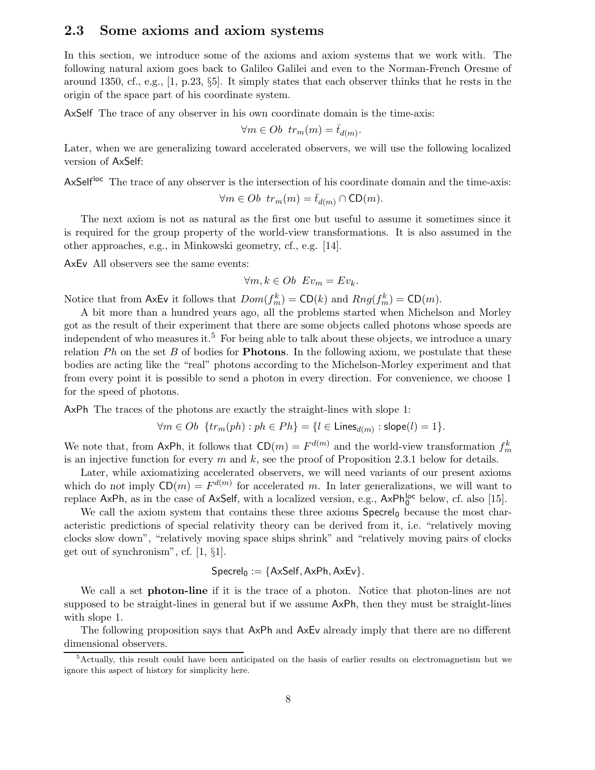## 2.3 Some axioms and axiom systems

In this section, we introduce some of the axioms and axiom systems that we work with. The following natural axiom goes back to Galileo Galilei and even to the Norman-French Oresme of around 1350, cf., e.g., [1, p.23, §5]. It simply states that each observer thinks that he rests in the origin of the space part of his coordinate system.

AxSelf The trace of any observer in his own coordinate domain is the time-axis:

$$\forall m \in Ob \;\; tr_m(m) = \bar{t}_{d(m)}.$$

Later, when we are generalizing toward accelerated observers, we will use the following localized version of AxSelf:

$\mathsf{AxSelf}^{\mathsf{loc}}$ The trace of any observer is the intersection of his coordinate domain and the time-axis:

$$\forall m \in Ob \;\; tr_m(m) = \bar{t}_{d(m)} \cap \mathsf{CD}(m).$$

The next axiom is not as natural as the first one but useful to assume it sometimes since it is required for the group property of the world-view transformations. It is also assumed in the other approaches, e.g., in Minkowski geometry, cf., e.g. [14].

AxEv All observers see the same events:

$$\forall m, k \in Ob \;\; Ev_m = Ev_k.$$

Notice that from AxEv it follows that $Dom(f^k_m) = \mathsf{CD}(k)$ and $Rng(f^k_m) = \mathsf{CD}(m)$.

A bit more than a hundred years ago, all the problems started when Michelson and Morley got as the result of their experiment that there are some objects called photons whose speeds are independent of who measures it.[5] For being able to talk about these objects, we introduce a unary relation $Ph$ on the set $B$ of bodies for **Photons**. In the following axiom, we postulate that these bodies are acting like the "real" photons according to the Michelson-Morley experiment and that from every point it is possible to send a photon in every direction. For convenience, we choose 1 for the speed of photons.

AxPh The traces of the photons are exactly the straight-lines with slope 1:

$$\forall m \in Ob \;\; \{tr_m(ph) : ph \in Ph\} = \{l \in \mathsf{Lines}_{d(m)} : \mathsf{slope}(l) = 1\}.$$

We note that, from AxPh, it follows that $\mathsf{CD}(m) = F^{d(m)}$ and the world-view transformation $f^k_m$ is an injective function for every $m$ and $k$, see the proof of Proposition 2.3.1 below for details.

Later, while axiomatizing accelerated observers, we will need variants of our present axioms which do *not* imply $\mathsf{CD}(m) = F^{d(m)}$ for accelerated $m$. In later generalizations, we will want to replace AxPh, as in the case of AxSelf, with a localized version, e.g., $\mathsf{AxPh}_0^{\mathsf{loc}}$ below, cf. also [15].

We call the axiom system that contains these three axioms $\mathsf{Specrel}_0$ because the most characteristic predictions of special relativity theory can be derived from it, i.e. "relatively moving clocks slow down", "relatively moving space ships shrink" and "relatively moving pairs of clocks get out of synchronism", cf. [1, §1].

$$\mathsf{Specrel}_0 := \{\mathsf{AxSelf}, \mathsf{AxPh}, \mathsf{AxEv}\}.$$

We call a set **photon-line** if it is the trace of a photon. Notice that photon-lines are not supposed to be straight-lines in general but if we assume AxPh, then they must be straight-lines with slope 1.

The following proposition says that AxPh and AxEv already imply that there are no different dimensional observers.

[5] Actually, this result could have been anticipated on the basis of earlier results on electromagnetism but we ignore this aspect of history for simplicity here.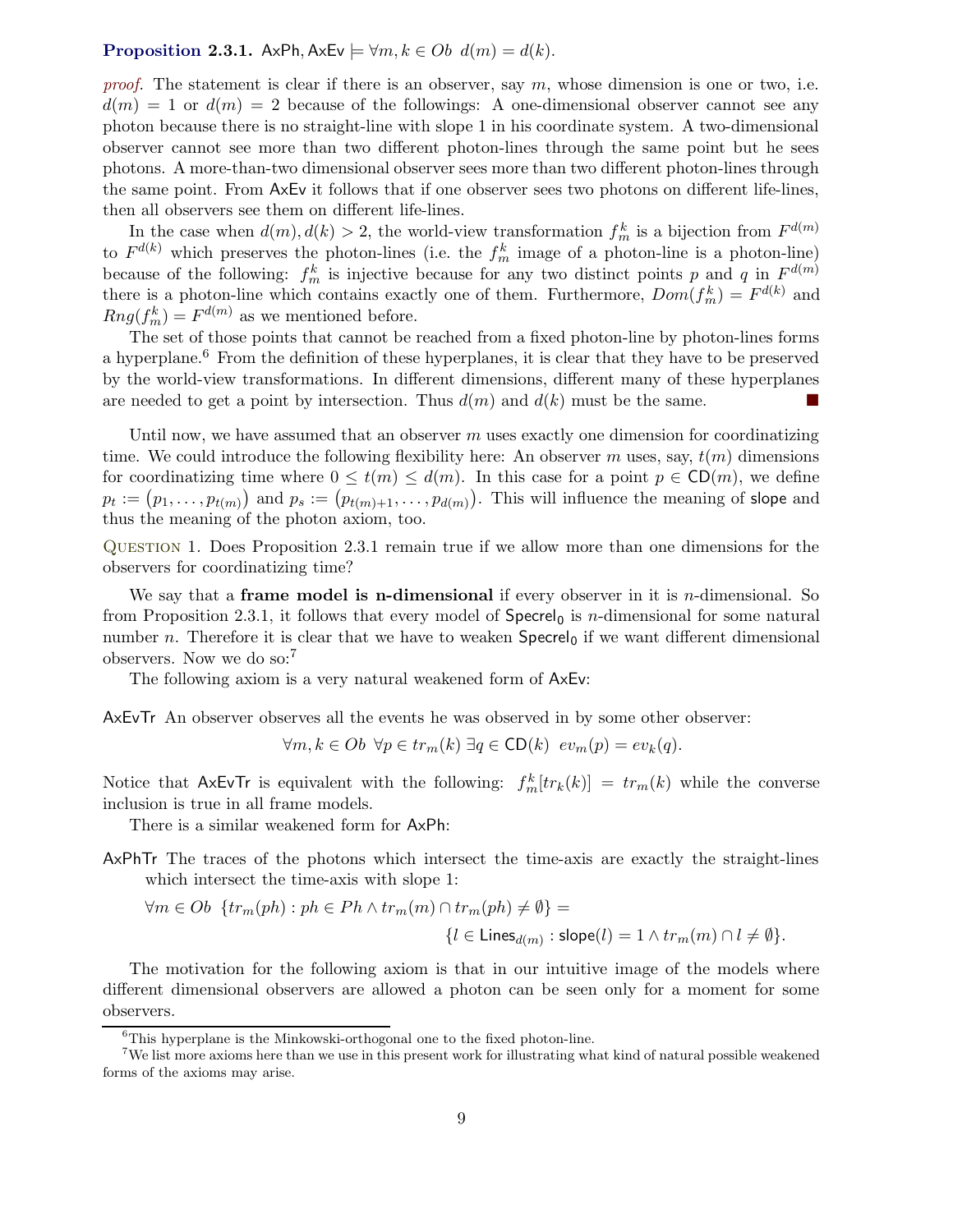**Proposition 2.3.1.** $\mathsf{AxPh}, \mathsf{AxEv} \models \forall m, k \in Ob \;\; d(m) = d(k)$.

*proof.* The statement is clear if there is an observer, say $m$, whose dimension is one or two, i.e. $d(m) = 1$ or $d(m) = 2$ because of the followings: A one-dimensional observer cannot see any photon because there is no straight-line with slope 1 in his coordinate system. A two-dimensional observer cannot see more than two different photon-lines through the same point but he sees photons. A more-than-two dimensional observer sees more than two different photon-lines through the same point. From $\mathsf{AxEv}$ it follows that if one observer sees two photons on different life-lines, then all observers see them on different life-lines.

In the case when $d(m), d(k) > 2$, the world-view transformation $f_m^k$ is a bijection from $F^{d(m)}$ to $F^{d(k)}$ which preserves the photon-lines (i.e. the $f_m^k$ image of a photon-line is a photon-line) because of the following: $f_m^k$ is injective because for any two distinct points $p$ and $q$ in $F^{d(m)}$ there is a photon-line which contains exactly one of them. Furthermore, $Dom(f_m^k) = F^{d(k)}$ and $Rng(f_m^k) = F^{d(m)}$ as we mentioned before.

The set of those points that cannot be reached from a fixed photon-line by photon-lines forms a hyperplane.[6] From the definition of these hyperplanes, it is clear that they have to be preserved by the world-view transformations. In different dimensions, different many of these hyperplanes are needed to get a point by intersection. Thus $d(m)$ and $d(k)$ must be the same. ■

Until now, we have assumed that an observer $m$ uses exactly one dimension for coordinatizing time. We could introduce the following flexibility here: An observer $m$ uses, say, $t(m)$ dimensions for coordinatizing time where $0 \leq t(m) \leq d(m)$. In this case for a point $p \in \mathsf{CD}(m)$, we define $p_t := \big(p_1, \ldots, p_{t(m)}\big)$ and $p_s := \big(p_{t(m)+1}, \ldots, p_{d(m)}\big)$. This will influence the meaning of $\mathsf{slope}$ and thus the meaning of the photon axiom, too.

QUESTION 1. Does Proposition 2.3.1 remain true if we allow more than one dimensions for the observers for coordinatizing time?

We say that a **frame model is n-dimensional** if every observer in it is $n$-dimensional. So from Proposition 2.3.1, it follows that every model of $\mathsf{Specrel_0}$ is $n$-dimensional for some natural number $n$. Therefore it is clear that we have to weaken $\mathsf{Specrel_0}$ if we want different dimensional observers. Now we do so:[7]

The following axiom is a very natural weakened form of $\mathsf{AxEv}$:

$\mathsf{AxEvTr}$ An observer observes all the events he was observed in by some other observer:

$$\forall m, k \in Ob \;\; \forall p \in tr_m(k) \; \exists q \in \mathsf{CD}(k) \;\; ev_m(p) = ev_k(q).$$

Notice that $\mathsf{AxEvTr}$ is equivalent with the following: $f_m^k[tr_k(k)] = tr_m(k)$ while the converse inclusion is true in all frame models.

There is a similar weakened form for $\mathsf{AxPh}$:

$\mathsf{AxPhTr}$ The traces of the photons which intersect the time-axis are exactly the straight-lines which intersect the time-axis with slope 1:

$$\forall m \in Ob \;\; \{tr_m(ph) : ph \in Ph \wedge tr_m(m) \cap tr_m(ph) \neq \emptyset\} =$$
$$\{l \in \mathsf{Lines}_{d(m)} : \mathsf{slope}(l) = 1 \wedge tr_m(m) \cap l \neq \emptyset\}.$$

The motivation for the following axiom is that in our intuitive image of the models where different dimensional observers are allowed a photon can be seen only for a moment for some observers.

[6] This hyperplane is the Minkowski-orthogonal one to the fixed photon-line.

[7] We list more axioms here than we use in this present work for illustrating what kind of natural possible weakened forms of the axioms may arise.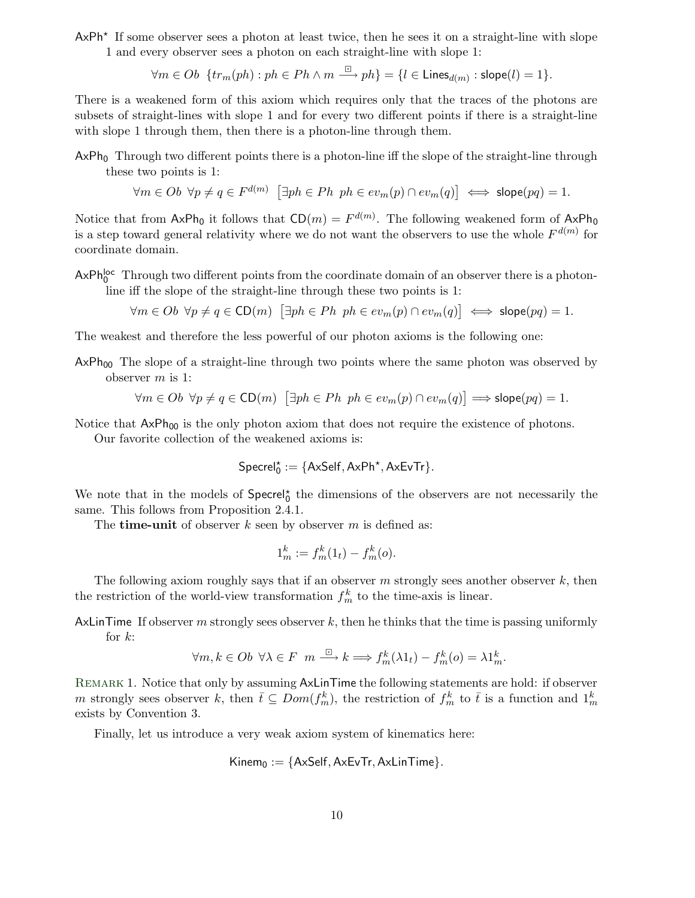$\mathsf{AxPh}^\star$ If some observer sees a photon at least twice, then he sees it on a straight-line with slope 1 and every observer sees a photon on each straight-line with slope 1:

$$\forall m \in Ob\ \ \{tr_m(ph) : ph \in Ph \wedge m \xrightarrow{\boxdot} ph\} = \{l \in \mathsf{Lines}_{d(m)} : \mathsf{slope}(l) = 1\}.$$

There is a weakened form of this axiom which requires only that the traces of the photons are subsets of straight-lines with slope 1 and for every two different points if there is a straight-line with slope 1 through them, then there is a photon-line through them.

$\mathsf{AxPh_0}$ Through two different points there is a photon-line iff the slope of the straight-line through these two points is 1:

$$\forall m \in Ob\ \ \forall p \neq q \in F^{d(m)}\ \ \big[\exists ph \in Ph\ \ ph \in ev_m(p) \cap ev_m(q)\big] \iff \mathsf{slope}(pq) = 1.$$

Notice that from $\mathsf{AxPh_0}$ it follows that $\mathsf{CD}(m) = F^{d(m)}$. The following weakened form of $\mathsf{AxPh_0}$ is a step toward general relativity where we do not want the observers to use the whole $F^{d(m)}$ for coordinate domain.

$\mathsf{AxPh_0^{loc}}$ Through two different points from the coordinate domain of an observer there is a photon-line iff the slope of the straight-line through these two points is 1:

$$\forall m \in Ob\ \ \forall p \neq q \in \mathsf{CD}(m)\ \ \big[\exists ph \in Ph\ \ ph \in ev_m(p) \cap ev_m(q)\big] \iff \mathsf{slope}(pq) = 1.$$

The weakest and therefore the less powerful of our photon axioms is the following one:

$\mathsf{AxPh_{00}}$ The slope of a straight-line through two points where the same photon was observed by observer $m$ is 1:

$$\forall m \in Ob\ \ \forall p \neq q \in \mathsf{CD}(m)\ \ \big[\exists ph \in Ph\ \ ph \in ev_m(p) \cap ev_m(q)\big] \Longrightarrow \mathsf{slope}(pq) = 1.$$

Notice that $\mathsf{AxPh_{00}}$ is the only photon axiom that does not require the existence of photons.

Our favorite collection of the weakened axioms is:

$$\mathsf{Specrel_0^\star} := \{\mathsf{AxSelf}, \mathsf{AxPh^\star}, \mathsf{AxEvTr}\}.$$

We note that in the models of $\mathsf{Specrel_0^\star}$ the dimensions of the observers are not necessarily the same. This follows from Proposition 2.4.1.

The **time-unit** of observer $k$ seen by observer $m$ is defined as:

$$1_m^k := f_m^k(1_t) - f_m^k(o).$$

The following axiom roughly says that if an observer $m$ strongly sees another observer $k$, then the restriction of the world-view transformation $f_m^k$ to the time-axis is linear.

$\mathsf{AxLinTime}$ If observer $m$ strongly sees observer $k$, then he thinks that the time is passing uniformly for $k$:

$$\forall m, k \in Ob\ \ \forall \lambda \in F\ \ m \xrightarrow{\boxdot} k \Longrightarrow f_m^k(\lambda 1_t) - f_m^k(o) = \lambda 1_m^k.$$

REMARK 1. Notice that only by assuming $\mathsf{AxLinTime}$ the following statements are hold: if observer $m$ strongly sees observer $k$, then $\bar{t} \subseteq Dom(f_m^k)$, the restriction of $f_m^k$ to $\bar{t}$ is a function and $1_m^k$ exists by Convention 3.

Finally, let us introduce a very weak axiom system of kinematics here:

$$\mathsf{Kinem_0} := \{\mathsf{AxSelf}, \mathsf{AxEvTr}, \mathsf{AxLinTime}\}.$$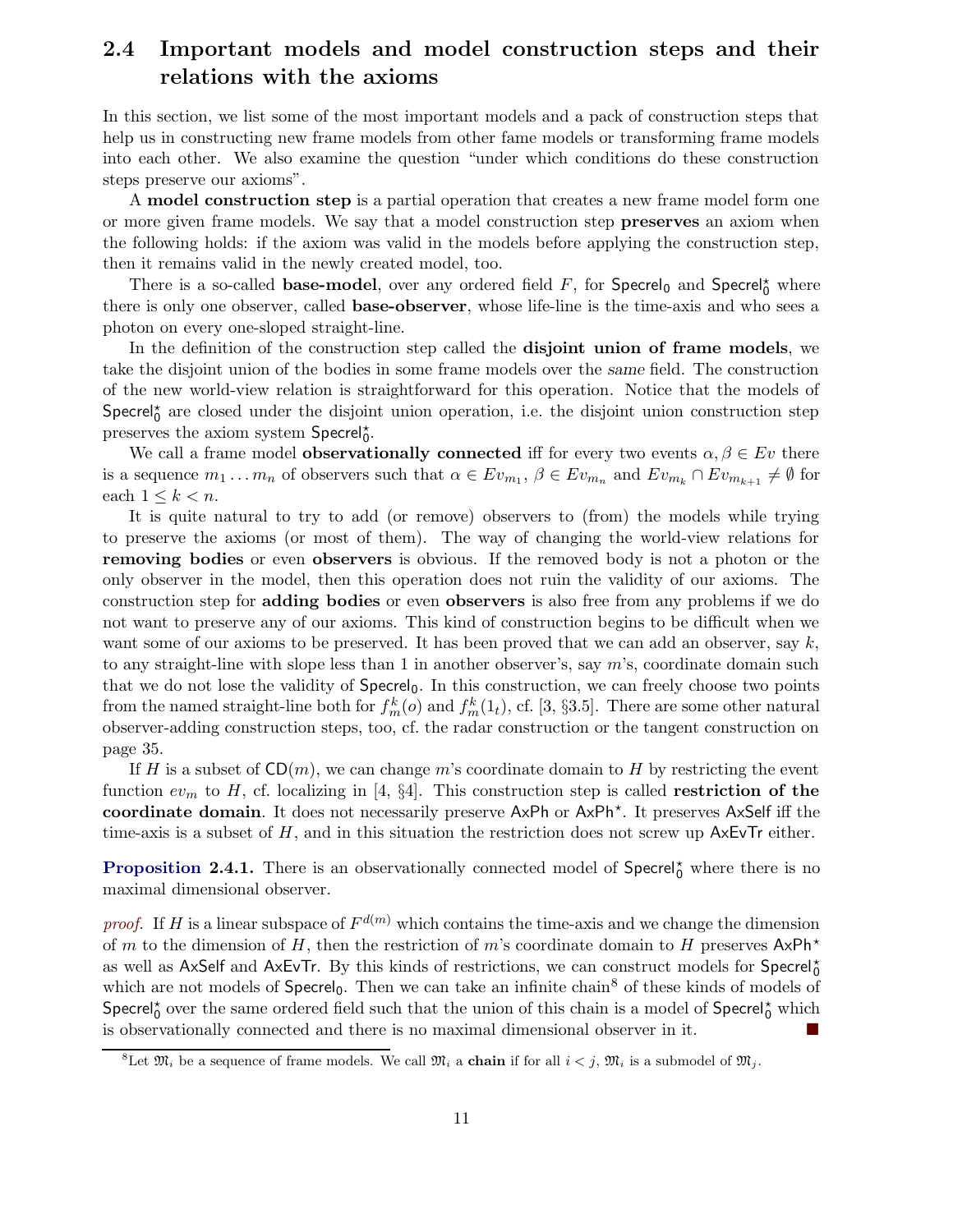## 2.4 Important models and model construction steps and their relations with the axioms

In this section, we list some of the most important models and a pack of construction steps that help us in constructing new frame models from other fame models or transforming frame models into each other. We also examine the question "under which conditions do these construction steps preserve our axioms".

A **model construction step** is a partial operation that creates a new frame model form one or more given frame models. We say that a model construction step **preserves** an axiom when the following holds: if the axiom was valid in the models before applying the construction step, then it remains valid in the newly created model, too.

There is a so-called **base-model**, over any ordered field $F$, for $\mathsf{Specrel}_0$ and $\mathsf{Specrel}_0^\star$ where there is only one observer, called **base-observer**, whose life-line is the time-axis and who sees a photon on every one-sloped straight-line.

In the definition of the construction step called the **disjoint union of frame models**, we take the disjoint union of the bodies in some frame models over the *same* field. The construction of the new world-view relation is straightforward for this operation. Notice that the models of $\mathsf{Specrel}_0^\star$ are closed under the disjoint union operation, i.e. the disjoint union construction step preserves the axiom system $\mathsf{Specrel}_0^\star$.

We call a frame model **observationally connected** iff for every two events $\alpha, \beta \in Ev$ there is a sequence $m_1 \dots m_n$ of observers such that $\alpha \in Ev_{m_1}$, $\beta \in Ev_{m_n}$ and $Ev_{m_k} \cap Ev_{m_{k+1}} \neq \emptyset$ for each $1 \leq k < n$.

It is quite natural to try to add (or remove) observers to (from) the models while trying to preserve the axioms (or most of them). The way of changing the world-view relations for **removing bodies** or even **observers** is obvious. If the removed body is not a photon or the only observer in the model, then this operation does not ruin the validity of our axioms. The construction step for **adding bodies** or even **observers** is also free from any problems if we do not want to preserve any of our axioms. This kind of construction begins to be difficult when we want some of our axioms to be preserved. It has been proved that we can add an observer, say $k$, to any straight-line with slope less than 1 in another observer's, say $m$'s, coordinate domain such that we do not lose the validity of $\mathsf{Specrel}_0$. In this construction, we can freely choose two points from the named straight-line both for $f^k_m(o)$ and $f^k_m(1_t)$, cf. [3, §3.5]. There are some other natural observer-adding construction steps, too, cf. the radar construction or the tangent construction on page 35.

If $H$ is a subset of $\mathsf{CD}(m)$, we can change $m$'s coordinate domain to $H$ by restricting the event function $ev_m$ to $H$, cf. localizing in [4, §4]. This construction step is called **restriction of the coordinate domain**. It does not necessarily preserve $\mathsf{AxPh}$ or $\mathsf{AxPh}^\star$. It preserves $\mathsf{AxSelf}$ iff the time-axis is a subset of $H$, and in this situation the restriction does not screw up $\mathsf{AxEvTr}$ either.

**Proposition 2.4.1.** There is an observationally connected model of $\mathsf{Specrel}_0^\star$ where there is no maximal dimensional observer.

*proof.* If $H$ is a linear subspace of $F^{d(m)}$ which contains the time-axis and we change the dimension of $m$ to the dimension of $H$, then the restriction of $m$'s coordinate domain to $H$ preserves $\mathsf{AxPh}^\star$ as well as $\mathsf{AxSelf}$ and $\mathsf{AxEvTr}$. By this kinds of restrictions, we can construct models for $\mathsf{Specrel}_0^\star$ which are not models of $\mathsf{Specrel}_0$. Then we can take an infinite chain[8] of these kinds of models of $\mathsf{Specrel}_0^\star$ over the same ordered field such that the union of this chain is a model of $\mathsf{Specrel}_0^\star$ which is observationally connected and there is no maximal dimensional observer in it. ■

[8] Let $\mathfrak{M}_i$ be a sequence of frame models. We call $\mathfrak{M}_i$ a **chain** if for all $i < j$, $\mathfrak{M}_i$ is a submodel of $\mathfrak{M}_j$.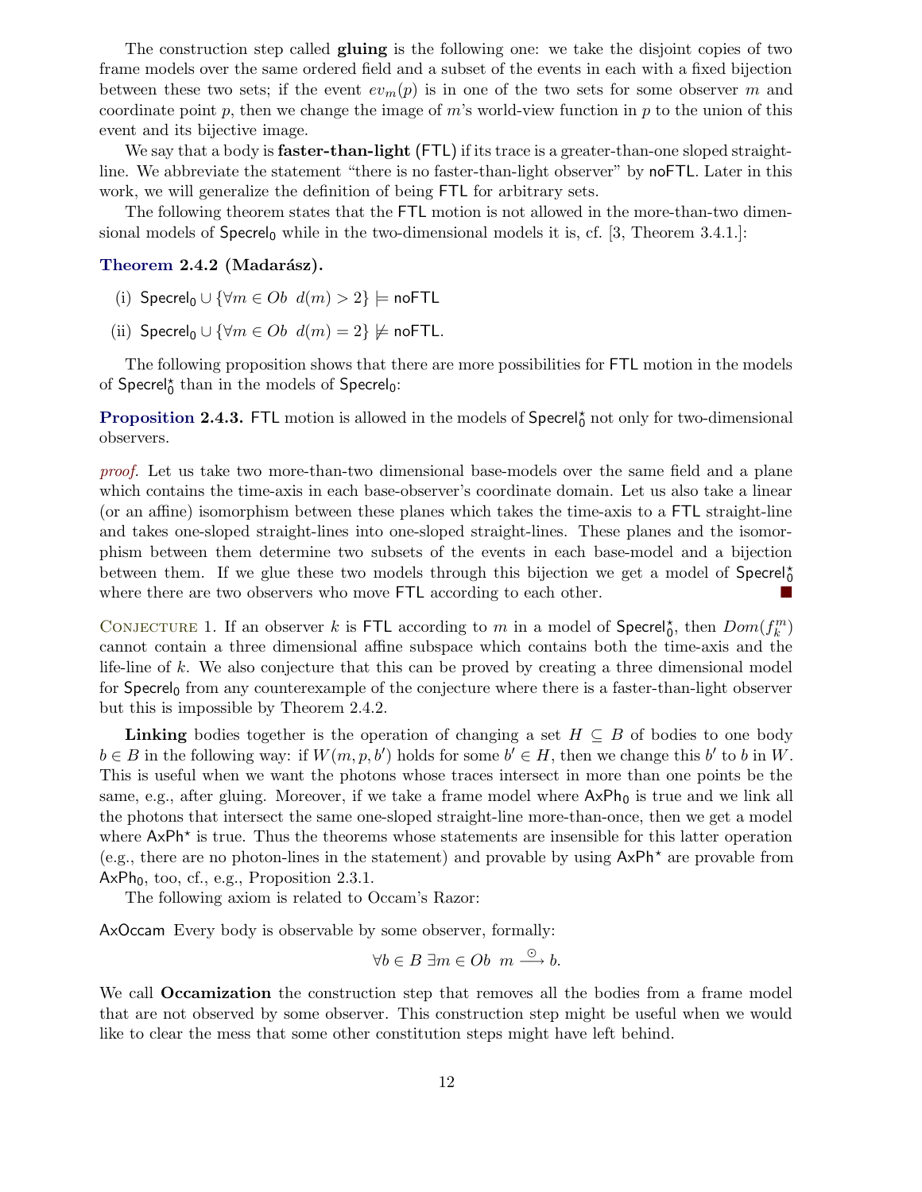The construction step called **gluing** is the following one: we take the disjoint copies of two frame models over the same ordered field and a subset of the events in each with a fixed bijection between these two sets; if the event $ev_m(p)$ is in one of the two sets for some observer $m$ and coordinate point $p$, then we change the image of $m$'s world-view function in $p$ to the union of this event and its bijective image.

We say that a body is **faster-than-light** (FTL) if its trace is a greater-than-one sloped straight-line. We abbreviate the statement "there is no faster-than-light observer" by noFTL. Later in this work, we will generalize the definition of being FTL for arbitrary sets.

The following theorem states that the FTL motion is not allowed in the more-than-two dimensional models of $\mathsf{Specrel}_0$ while in the two-dimensional models it is, cf. [3, Theorem 3.4.1.]:

**Theorem 2.4.2 (Madarász).**

(i) $\mathsf{Specrel}_0 \cup \{\forall m \in Ob \;\; d(m) > 2\} \models \mathsf{noFTL}$

(ii) $\mathsf{Specrel}_0 \cup \{\forall m \in Ob \;\; d(m) = 2\} \not\models \mathsf{noFTL}$.

The following proposition shows that there are more possibilities for FTL motion in the models of $\mathsf{Specrel}_0^\star$ than in the models of $\mathsf{Specrel}_0$:

**Proposition 2.4.3.** FTL motion is allowed in the models of $\mathsf{Specrel}_0^\star$ not only for two-dimensional observers.

*proof.* Let us take two more-than-two dimensional base-models over the same field and a plane which contains the time-axis in each base-observer's coordinate domain. Let us also take a linear (or an affine) isomorphism between these planes which takes the time-axis to a FTL straight-line and takes one-sloped straight-lines into one-sloped straight-lines. These planes and the isomorphism between them determine two subsets of the events in each base-model and a bijection between them. If we glue these two models through this bijection we get a model of $\mathsf{Specrel}_0^\star$ where there are two observers who move FTL according to each other. ∎

CONJECTURE 1. *If an observer $k$ is* FTL *according to $m$ in a model of $\mathsf{Specrel}_0^\star$, then $Dom(f_k^m)$ cannot contain a three dimensional affine subspace which contains both the time-axis and the life-line of $k$.* We also conjecture that this can be proved by creating a three dimensional model for $\mathsf{Specrel}_0$ from any counterexample of the conjecture where there is a faster-than-light observer but this is impossible by Theorem 2.4.2.

**Linking** bodies together is the operation of changing a set $H \subseteq B$ of bodies to one body $b \in B$ in the following way: if $W(m, p, b')$ holds for some $b' \in H$, then we change this $b'$ to $b$ in $W$. This is useful when we want the photons whose traces intersect in more than one points be the same, e.g., after gluing. Moreover, if we take a frame model where $\mathsf{AxPh}_0$ is true and we link all the photons that intersect the same one-sloped straight-line more-than-once, then we get a model where $\mathsf{AxPh}^\star$ is true. Thus the theorems whose statements are insensible for this latter operation (e.g., there are no photon-lines in the statement) and provable by using $\mathsf{AxPh}^\star$ are provable from $\mathsf{AxPh}_0$, too, cf., e.g., Proposition 2.3.1.

The following axiom is related to Occam's Razor:

AxOccam Every body is observable by some observer, formally:

$$\forall b \in B \; \exists m \in Ob \;\; m \xrightarrow{\odot} b.$$

We call **Occamization** the construction step that removes all the bodies from a frame model that are not observed by some observer. This construction step might be useful when we would like to clear the mess that some other constitution steps might have left behind.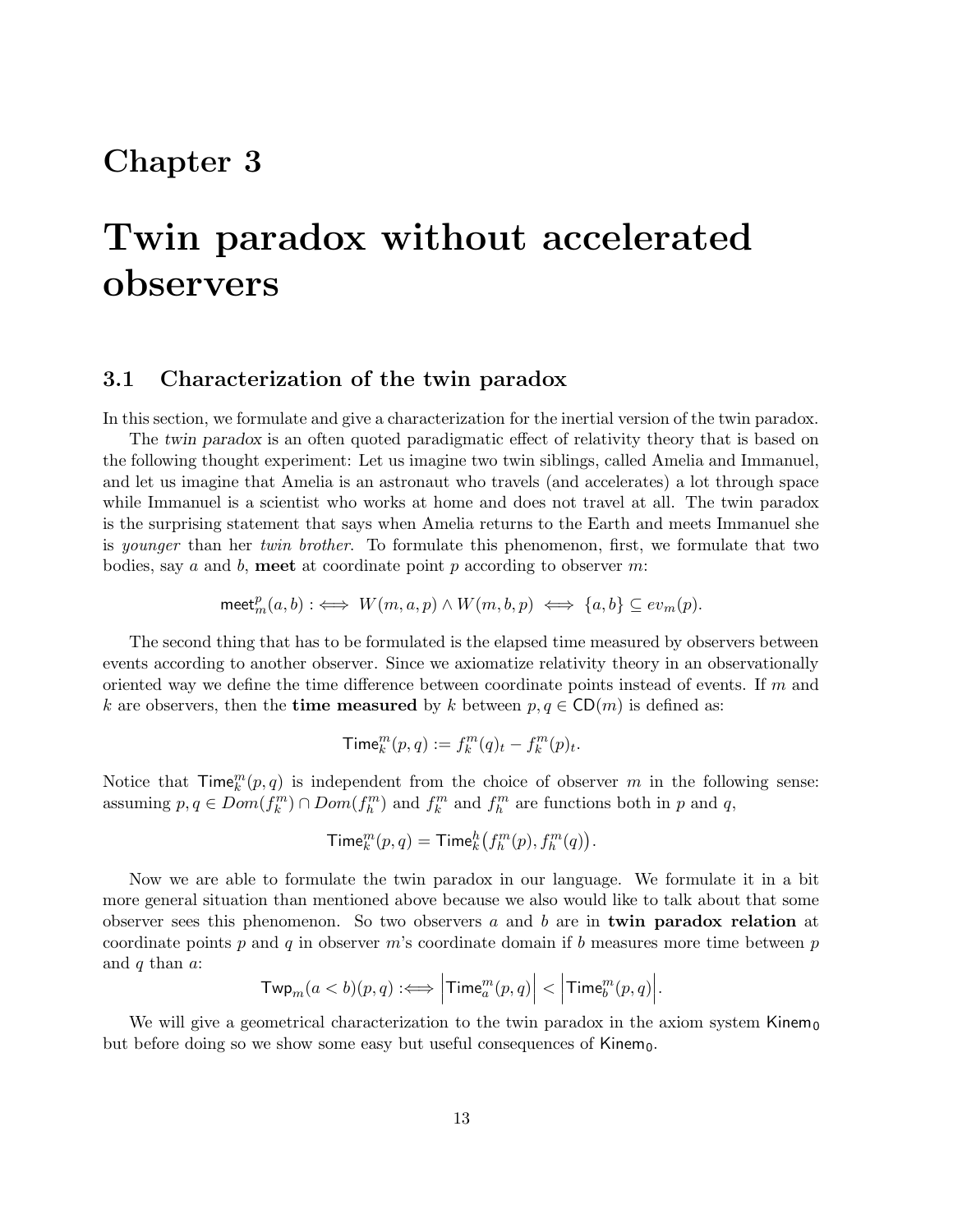# Chapter 3

# Twin paradox without accelerated observers

## 3.1 Characterization of the twin paradox

In this section, we formulate and give a characterization for the inertial version of the twin paradox.

The *twin paradox* is an often quoted paradigmatic effect of relativity theory that is based on the following thought experiment: Let us imagine two twin siblings, called Amelia and Immanuel, and let us imagine that Amelia is an astronaut who travels (and accelerates) a lot through space while Immanuel is a scientist who works at home and does not travel at all. The twin paradox is the surprising statement that says when Amelia returns to the Earth and meets Immanuel she is *younger* than her *twin brother*. To formulate this phenomenon, first, we formulate that two bodies, say $a$ and $b$, **meet** at coordinate point $p$ according to observer $m$:

$$\mathsf{meet}^p_m(a,b) :\iff W(m,a,p) \wedge W(m,b,p) \iff \{a,b\} \subseteq ev_m(p).$$

The second thing that has to be formulated is the elapsed time measured by observers between events according to another observer. Since we axiomatize relativity theory in an observationally oriented way we define the time difference between coordinate points instead of events. If $m$ and $k$ are observers, then the **time measured** by $k$ between $p, q \in \mathsf{CD}(m)$ is defined as:

$$\mathsf{Time}^m_k(p,q) := f^m_k(q)_t - f^m_k(p)_t.$$

Notice that $\mathsf{Time}^m_k(p,q)$ is independent from the choice of observer $m$ in the following sense: assuming $p, q \in Dom(f^m_k) \cap Dom(f^m_h)$ and $f^m_k$ and $f^m_h$ are functions both in $p$ and $q$,

$$\mathsf{Time}^m_k(p,q) = \mathsf{Time}^h_k\big(f^m_h(p), f^m_h(q)\big).$$

Now we are able to formulate the twin paradox in our language. We formulate it in a bit more general situation than mentioned above because we also would like to talk about that some observer sees this phenomenon. So two observers $a$ and $b$ are in **twin paradox relation** at coordinate points $p$ and $q$ in observer $m$'s coordinate domain if $b$ measures more time between $p$ and $q$ than $a$:

$$\mathsf{Twp}_m(a < b)(p,q) :\iff \Big|\mathsf{Time}^m_a(p,q)\Big| < \Big|\mathsf{Time}^m_b(p,q)\Big|.$$

We will give a geometrical characterization to the twin paradox in the axiom system $\mathsf{Kinem}_0$ but before doing so we show some easy but useful consequences of $\mathsf{Kinem}_0$.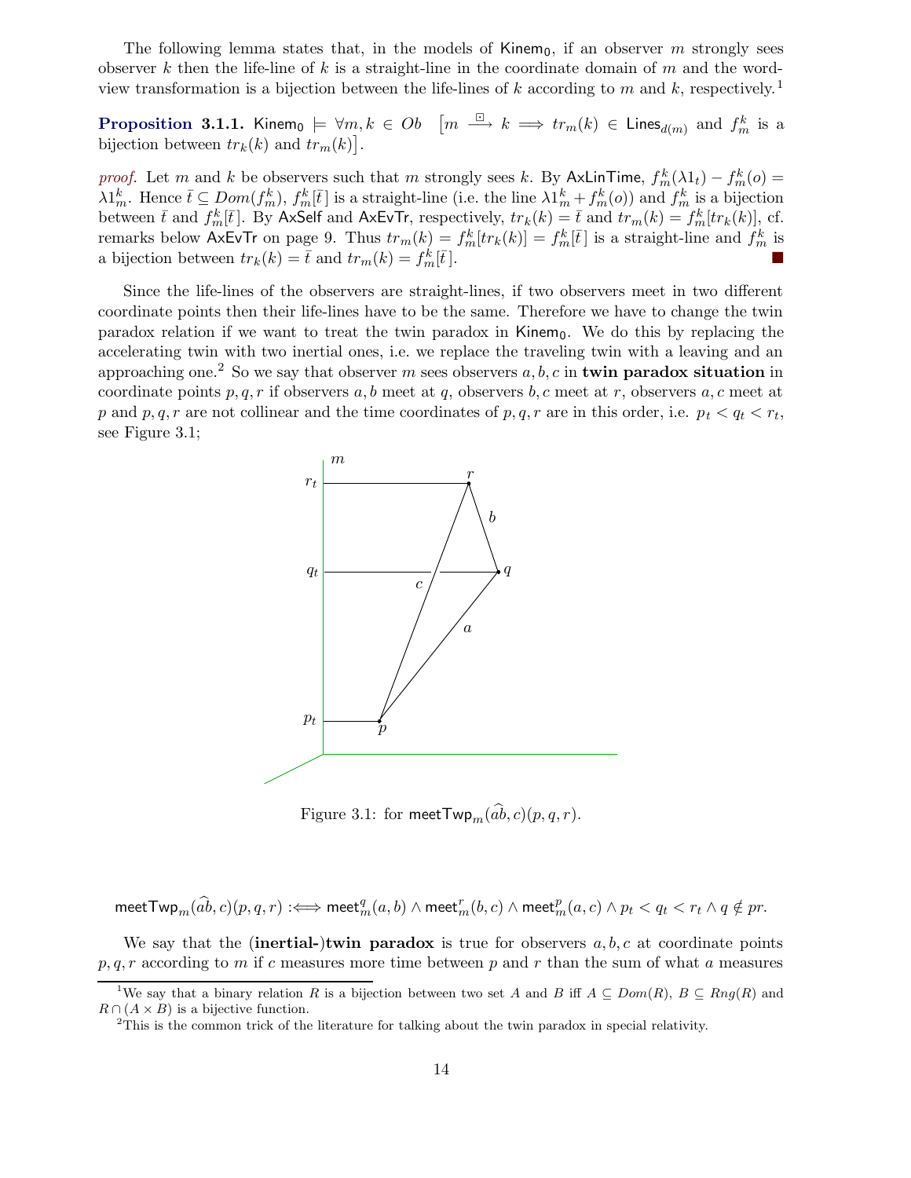The following lemma states that, in the models of $\mathsf{Kinem_0}$, if an observer $m$ strongly sees observer $k$ then the life-line of $k$ is a straight-line in the coordinate domain of $m$ and the word-view transformation is a bijection between the life-lines of $k$ according to $m$ and $k$, respectively.[1]

**Proposition 3.1.1.** $\mathsf{Kinem_0} \models \forall m, k \in Ob \quad \big[m \xrightarrow{\boxdot} k \implies tr_m(k) \in \mathsf{Lines}_{d(m)}$ and $f_m^k$ is a bijection between $tr_k(k)$ and $tr_m(k)\big]$.

*proof.* Let $m$ and $k$ be observers such that $m$ strongly sees $k$. By $\mathsf{AxLinTime}$, $f_m^k(\lambda 1_t) - f_m^k(o) = \lambda 1_m^k$. Hence $\bar{t} \subseteq Dom(f_m^k)$, $f_m^k[\bar{t}]$ is a straight-line (i.e. the line $\lambda 1_m^k + f_m^k(o)$) and $f_m^k$ is a bijection between $\bar{t}$ and $f_m^k[\bar{t}]$. By $\mathsf{AxSelf}$ and $\mathsf{AxEvTr}$, respectively, $tr_k(k) = \bar{t}$ and $tr_m(k) = f_m^k[tr_k(k)]$, cf. remarks below $\mathsf{AxEvTr}$ on page 9. Thus $tr_m(k) = f_m^k[tr_k(k)] = f_m^k[\bar{t}]$ is a straight-line and $f_m^k$ is a bijection between $tr_k(k) = \bar{t}$ and $tr_m(k) = f_m^k[\bar{t}]$. ■

Since the life-lines of the observers are straight-lines, if two observers meet in two different coordinate points then their life-lines have to be the same. Therefore we have to change the twin paradox relation if we want to treat the twin paradox in $\mathsf{Kinem_0}$. We do this by replacing the accelerating twin with two inertial ones, i.e. we replace the traveling twin with a leaving and an approaching one.[2] So we say that observer $m$ sees observers $a, b, c$ in **twin paradox situation** in coordinate points $p, q, r$ if observers $a, b$ meet at $q$, observers $b, c$ meet at $r$, observers $a, c$ meet at $p$ and $p, q, r$ are not collinear and the time coordinates of $p, q, r$ are in this order, i.e. $p_t < q_t < r_t$, see Figure 3.1;

m
$r_t$
r
b
$q_t$
q
c
a
$p_t$
p

Figure 3.1: for $\mathsf{meetTwp}_m(\widehat{ab}, c)(p, q, r)$.

$$\mathsf{meetTwp}_m(\widehat{ab}, c)(p, q, r) :\Longleftrightarrow \mathsf{meet}_m^q(a, b) \wedge \mathsf{meet}_m^r(b, c) \wedge \mathsf{meet}_m^p(a, c) \wedge p_t < q_t < r_t \wedge q \notin pr.$$

We say that the **(inertial-)twin paradox** is true for observers $a, b, c$ at coordinate points $p, q, r$ according to $m$ if $c$ measures more time between $p$ and $r$ than the sum of what $a$ measures

---

[1] We say that a binary relation $R$ is a bijection between two set $A$ and $B$ iff $A \subseteq Dom(R)$, $B \subseteq Rng(R)$ and $R \cap (A \times B)$ is a bijective function.

[2] This is the common trick of the literature for talking about the twin paradox in special relativity.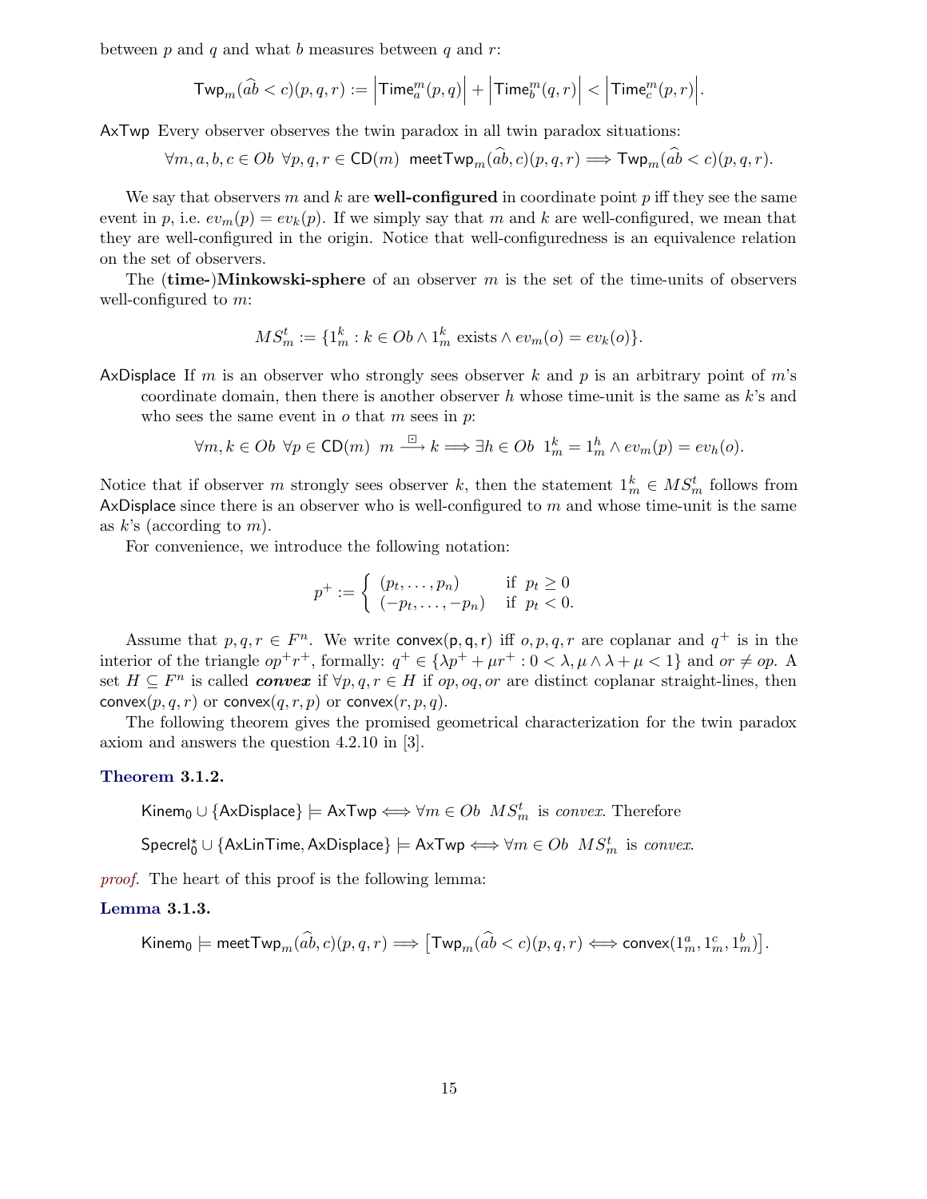between $p$ and $q$ and what $b$ measures between $q$ and $r$:

$$\mathsf{Twp}_m(\widehat{ab} < c)(p,q,r) := \left|\mathsf{Time}^m_a(p,q)\right| + \left|\mathsf{Time}^m_b(q,r)\right| < \left|\mathsf{Time}^m_c(p,r)\right|.$$

AxTwp Every observer observes the twin paradox in all twin paradox situations:

$$\forall m,a,b,c \in Ob \;\; \forall p,q,r \in \mathsf{CD}(m) \;\; \mathsf{meetTwp}_m(\widehat{ab},c)(p,q,r) \Longrightarrow \mathsf{Twp}_m(\widehat{ab} < c)(p,q,r).$$

We say that observers $m$ and $k$ are **well-configured** in coordinate point $p$ iff they see the same event in $p$, i.e. $ev_m(p) = ev_k(p)$. If we simply say that $m$ and $k$ are well-configured, we mean that they are well-configured in the origin. Notice that well-configuredness is an equivalence relation on the set of observers.

The **(time-)Minkowski-sphere** of an observer $m$ is the set of the time-units of observers well-configured to $m$:

$$MS^t_m := \{1^k_m : k \in Ob \wedge 1^k_m \text{ exists} \wedge ev_m(o) = ev_k(o)\}.$$

AxDisplace If $m$ is an observer who strongly sees observer $k$ and $p$ is an arbitrary point of $m$'s coordinate domain, then there is another observer $h$ whose time-unit is the same as $k$'s and who sees the same event in $o$ that $m$ sees in $p$:

$$\forall m,k \in Ob \;\; \forall p \in \mathsf{CD}(m) \;\; m \xrightarrow{\boxdot} k \Longrightarrow \exists h \in Ob \;\; 1^k_m = 1^h_m \wedge ev_m(p) = ev_h(o).$$

Notice that if observer $m$ strongly sees observer $k$, then the statement $1^k_m \in MS^t_m$ follows from AxDisplace since there is an observer who is well-configured to $m$ and whose time-unit is the same as $k$'s (according to $m$).

For convenience, we introduce the following notation:

$$p^+ := \begin{cases} (p_t,\ldots,p_n) & \text{if } p_t \geq 0 \\ (-p_t,\ldots,-p_n) & \text{if } p_t < 0. \end{cases}$$

Assume that $p,q,r \in F^n$. We write $\mathsf{convex(p,q,r)}$ iff $o,p,q,r$ are coplanar and $q^+$ is in the interior of the triangle $op^+r^+$, formally: $q^+ \in \{\lambda p^+ + \mu r^+ : 0 < \lambda,\mu \wedge \lambda+\mu < 1\}$ and $or \neq op$. A set $H \subseteq F^n$ is called ***convex*** if $\forall p,q,r \in H$ if $op, oq, or$ are distinct coplanar straight-lines, then $\mathsf{convex}(p,q,r)$ or $\mathsf{convex}(q,r,p)$ or $\mathsf{convex}(r,p,q)$.

The following theorem gives the promised geometrical characterization for the twin paradox axiom and answers the question 4.2.10 in [3].

**Theorem 3.1.2.**

$\mathsf{Kinem_0} \cup \{\mathsf{AxDisplace}\} \models \mathsf{AxTwp} \Longleftrightarrow \forall m \in Ob \;\; MS^t_m$ is *convex*. Therefore

$\mathsf{Specrel^\star_0} \cup \{\mathsf{AxLinTime}, \mathsf{AxDisplace}\} \models \mathsf{AxTwp} \Longleftrightarrow \forall m \in Ob \;\; MS^t_m$ is *convex*.

*proof.* The heart of this proof is the following lemma:

**Lemma 3.1.3.**

$$\mathsf{Kinem_0} \models \mathsf{meetTwp}_m(\widehat{ab},c)(p,q,r) \Longrightarrow \left[\mathsf{Twp}_m(\widehat{ab} < c)(p,q,r) \Longleftrightarrow \mathsf{convex}(1^a_m, 1^c_m, 1^b_m)\right].$$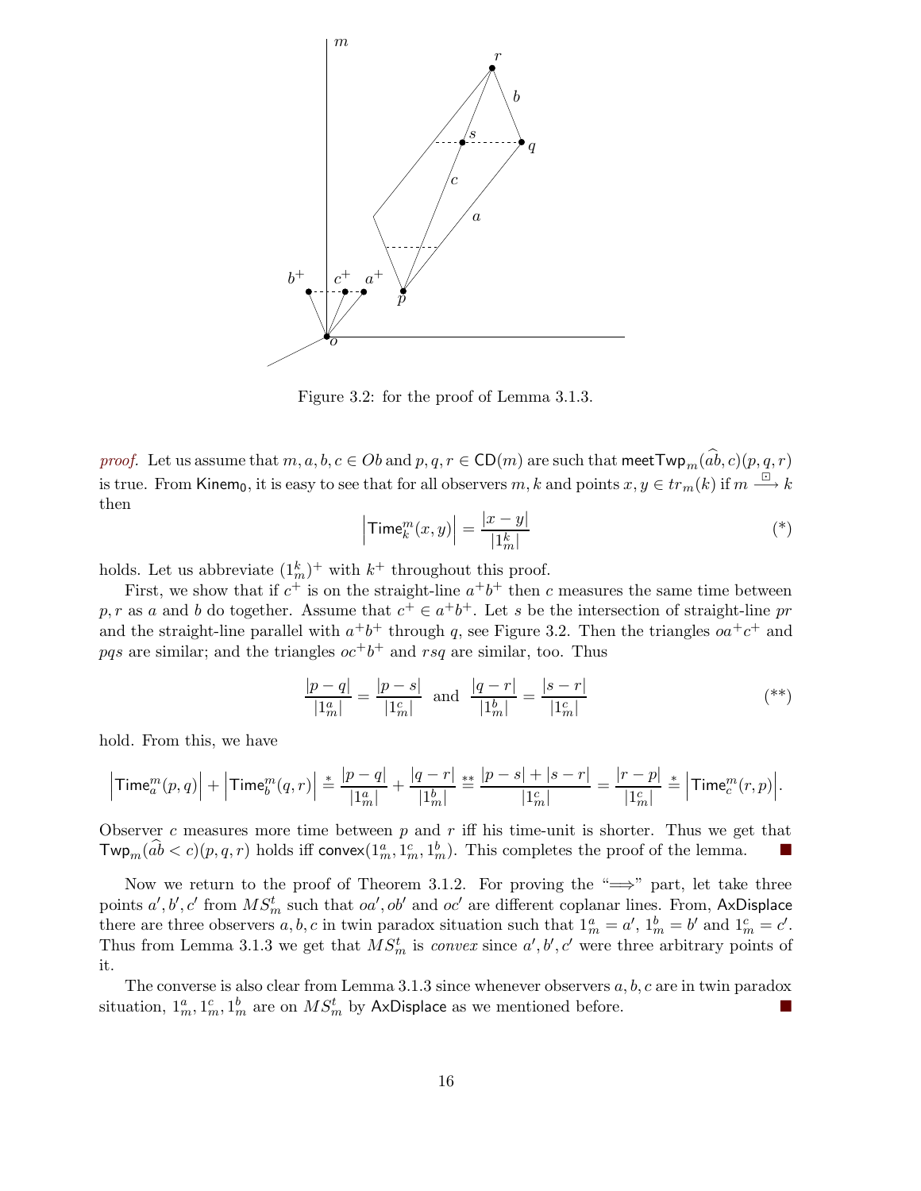m

r

b

s

q

c

a

$b^+$ $c^+$ $a^+$

p

o

Figure 3.2: for the proof of Lemma 3.1.3.

*proof*. Let us assume that $m, a, b, c \in Ob$ and $p, q, r \in \mathsf{CD}(m)$ are such that $\mathsf{meetTwp}_m(\widehat{ab}, c)(p, q, r)$ is true. From $\mathsf{Kinem}_0$, it is easy to see that for all observers $m, k$ and points $x, y \in tr_m(k)$ if $m \xrightarrow{\boxdot} k$ then

$$\left|\mathsf{Time}^m_k(x, y)\right| = \frac{|x - y|}{|1^k_m|} \tag{*}$$

holds. Let us abbreviate $(1^k_m)^+$ with $k^+$ throughout this proof.

First, we show that if $c^+$ is on the straight-line $a^+b^+$ then $c$ measures the same time between $p, r$ as $a$ and $b$ do together. Assume that $c^+ \in a^+b^+$. Let $s$ be the intersection of straight-line $pr$ and the straight-line parallel with $a^+b^+$ through $q$, see Figure 3.2. Then the triangles $oa^+c^+$ and $pqs$ are similar; and the triangles $oc^+b^+$ and $rsq$ are similar, too. Thus

$$\frac{|p - q|}{|1^a_m|} = \frac{|p - s|}{|1^c_m|} \ \text{ and } \ \frac{|q - r|}{|1^b_m|} = \frac{|s - r|}{|1^c_m|} \tag{**}$$

hold. From this, we have

$$\left|\mathsf{Time}^m_a(p, q)\right| + \left|\mathsf{Time}^m_b(q, r)\right| \overset{*}{=} \frac{|p - q|}{|1^a_m|} + \frac{|q - r|}{|1^b_m|} \overset{**}{=} \frac{|p - s| + |s - r|}{|1^c_m|} = \frac{|r - p|}{|1^c_m|} \overset{*}{=} \left|\mathsf{Time}^m_c(r, p)\right|.$$

Observer $c$ measures more time between $p$ and $r$ iff his time-unit is shorter. Thus we get that $\mathsf{Twp}_m(\widehat{ab} < c)(p, q, r)$ holds iff $\mathsf{convex}(1^a_m, 1^c_m, 1^b_m)$. This completes the proof of the lemma. ∎

Now we return to the proof of Theorem 3.1.2. For proving the "$\Longrightarrow$" part, let take three points $a', b', c'$ from $MS^t_m$ such that $oa', ob'$ and $oc'$ are different coplanar lines. From, $\mathsf{AxDisplace}$ there are three observers $a, b, c$ in twin paradox situation such that $1^a_m = a'$, $1^b_m = b'$ and $1^c_m = c'$. Thus from Lemma 3.1.3 we get that $MS^t_m$ is *convex* since $a', b', c'$ were three arbitrary points of it.

The converse is also clear from Lemma 3.1.3 since whenever observers $a, b, c$ are in twin paradox situation, $1^a_m, 1^c_m, 1^b_m$ are on $MS^t_m$ by $\mathsf{AxDisplace}$ as we mentioned before. ∎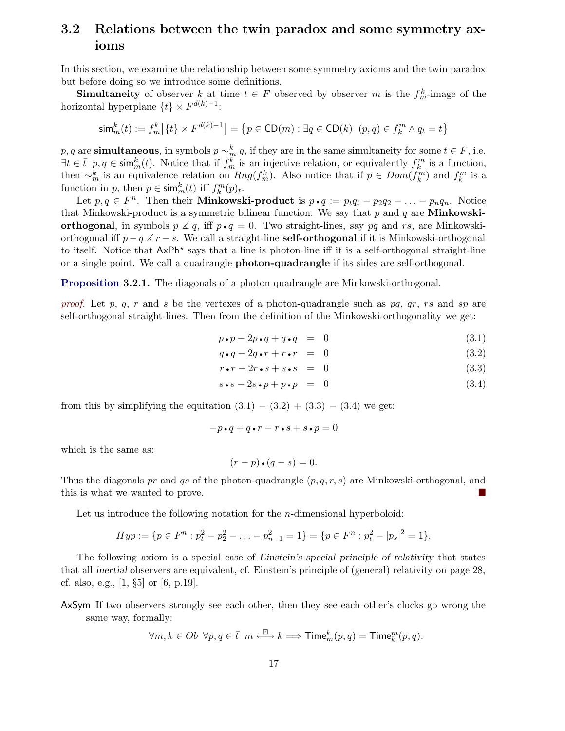## 3.2 Relations between the twin paradox and some symmetry axioms

In this section, we examine the relationship between some symmetry axioms and the twin paradox but before doing so we introduce some definitions.

**Simultaneity** of observer $k$ at time $t \in F$ observed by observer $m$ is the $f^k_m$-image of the horizontal hyperplane $\{t\} \times F^{d(k)-1}$:

$$\mathsf{sim}^k_m(t) := f^k_m\big[\{t\} \times F^{d(k)-1}\big] = \big\{p \in \mathsf{CD}(m) : \exists q \in \mathsf{CD}(k) \ \ (p,q) \in f^m_k \wedge q_t = t\big\}$$

$p, q$ are **simultaneous**, in symbols $p \sim^k_m q$, if they are in the same simultaneity for some $t \in F$, i.e. $\exists t \in \bar{t} \ \ p, q \in \mathsf{sim}^k_m(t)$. Notice that if $f^k_m$ is an injective relation, or equivalently $f^m_k$ is a function, then $\sim^k_m$ is an equivalence relation on $Rng(f^k_m)$. Also notice that if $p \in Dom(f^m_k)$ and $f^m_k$ is a function in $p$, then $p \in \mathsf{sim}^k_m(t)$ iff $f^m_k(p)_t$.

Let $p, q \in F^n$. Then their **Minkowski-product** is $p \bullet q := p_t q_t - p_2 q_2 - \ldots - p_n q_n$. Notice that Minkowski-product is a symmetric bilinear function. We say that $p$ and $q$ are **Minkowski-orthogonal**, in symbols $p \measuredangle q$, iff $p \bullet q = 0$. Two straight-lines, say $pq$ and $rs$, are Minkowski-orthogonal iff $p - q \measuredangle r - s$. We call a straight-line **self-orthogonal** if it is Minkowski-orthogonal to itself. Notice that $\mathsf{AxPh}^\star$ says that a line is photon-line iff it is a self-orthogonal straight-line or a single point. We call a quadrangle **photon-quadrangle** if its sides are self-orthogonal.

**Proposition 3.2.1.** The diagonals of a photon quadrangle are Minkowski-orthogonal.

*proof.* Let $p$, $q$, $r$ and $s$ be the vertexes of a photon-quadrangle such as $pq$, $qr$, $rs$ and $sp$ are self-orthogonal straight-lines. Then from the definition of the Minkowski-orthogonality we get:

$$p \bullet p - 2p \bullet q + q \bullet q \ = \ 0 \qquad (3.1)$$
$$q \bullet q - 2q \bullet r + r \bullet r \ = \ 0 \qquad (3.2)$$
$$r \bullet r - 2r \bullet s + s \bullet s \ = \ 0 \qquad (3.3)$$
$$s \bullet s - 2s \bullet p + p \bullet p \ = \ 0 \qquad (3.4)$$

from this by simplifying the equitation (3.1) $-$ (3.2) $+$ (3.3) $-$ (3.4) we get:

$$-p \bullet q + q \bullet r - r \bullet s + s \bullet p = 0$$

which is the same as:

$$(r - p) \bullet (q - s) = 0.$$

Thus the diagonals $pr$ and $qs$ of the photon-quadrangle $(p, q, r, s)$ are Minkowski-orthogonal, and this is what we wanted to prove. ∎

Let us introduce the following notation for the $n$-dimensional hyperboloid:

$$Hyp := \{p \in F^n : p_t^2 - p_2^2 - \ldots - p_{n-1}^2 = 1\} = \{p \in F^n : p_t^2 - |p_s|^2 = 1\}.$$

The following axiom is a special case of *Einstein's special principle of relativity* that states that all *inertial* observers are equivalent, cf. Einstein's principle of (general) relativity on page 28, cf. also, e.g., [1, §5] or [6, p.19].

$\mathsf{AxSym}$ If two observers strongly see each other, then they see each other's clocks go wrong the same way, formally:

$$\forall m, k \in Ob \ \ \forall p, q \in \bar{t} \ \ m \overset{\boxdot}{\longleftrightarrow} k \Longrightarrow \mathsf{Time}^k_m(p, q) = \mathsf{Time}^m_k(p, q).$$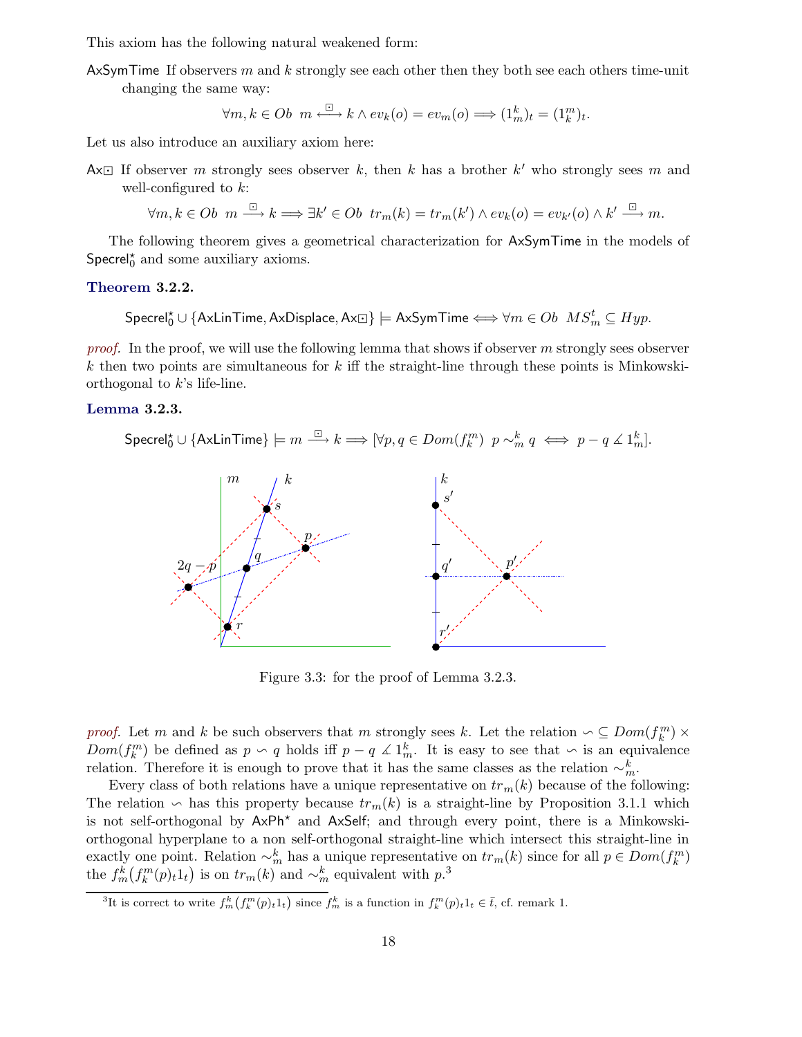This axiom has the following natural weakened form:

**AxSymTime** If observers $m$ and $k$ strongly see each other then they both see each others time-unit changing the same way:

$$\forall m, k \in Ob \;\; m \overset{\boxdot}{\longleftrightarrow} k \wedge ev_k(o) = ev_m(o) \Longrightarrow (1^k_m)_t = (1^m_k)_t.$$

Let us also introduce an auxiliary axiom here:

**Ax$\boxdot$** If observer $m$ strongly sees observer $k$, then $k$ has a brother $k'$ who strongly sees $m$ and well-configured to $k$:

$$\forall m, k \in Ob \;\; m \overset{\boxdot}{\longrightarrow} k \Longrightarrow \exists k' \in Ob \;\; tr_m(k) = tr_m(k') \wedge ev_k(o) = ev_{k'}(o) \wedge k' \overset{\boxdot}{\longrightarrow} m.$$

The following theorem gives a geometrical characterization for AxSymTime in the models of $\mathsf{Specrel}_0^\star$ and some auxiliary axioms.

**Theorem 3.2.2.**

$$\mathsf{Specrel}_0^\star \cup \{\mathsf{AxLinTime}, \mathsf{AxDisplace}, \mathsf{Ax}\boxdot\} \models \mathsf{AxSymTime} \Longleftrightarrow \forall m \in Ob \;\; MS^t_m \subseteq Hyp.$$

*proof.* In the proof, we will use the following lemma that shows if observer $m$ strongly sees observer $k$ then two points are simultaneous for $k$ iff the straight-line through these points is Minkowski-orthogonal to $k$'s life-line.

**Lemma 3.2.3.**

$$\mathsf{Specrel}_0^\star \cup \{\mathsf{AxLinTime}\} \models m \overset{\boxdot}{\longrightarrow} k \Longrightarrow [\forall p, q \in Dom(f^m_k) \;\; p \sim^k_m q \iff p - q \measuredangle 1^k_m].$$

m
k
s
p
q
2q − p
r
k
s′
q′
p′
r′

Figure 3.3: for the proof of Lemma 3.2.3.

*proof.* Let $m$ and $k$ be such observers that $m$ strongly sees $k$. Let the relation $\backsim \subseteq Dom(f^m_k) \times Dom(f^m_k)$ be defined as $p \backsim q$ holds iff $p - q \measuredangle 1^k_m$. It is easy to see that $\backsim$ is an equivalence relation. Therefore it is enough to prove that it has the same classes as the relation $\sim^k_m$.

Every class of both relations have a unique representative on $tr_m(k)$ because of the following: The relation $\backsim$ has this property because $tr_m(k)$ is a straight-line by Proposition 3.1.1 which is not self-orthogonal by $\mathsf{AxPh}^\star$ and AxSelf; and through every point, there is a Minkowski-orthogonal hyperplane to a non self-orthogonal straight-line which intersect this straight-line in exactly one point. Relation $\sim^k_m$ has a unique representative on $tr_m(k)$ since for all $p \in Dom(f^m_k)$ the $f^k_m\big(f^m_k(p)_t 1_t\big)$ is on $tr_m(k)$ and $\sim^k_m$ equivalent with $p$.[3]

[3]It is correct to write $f^k_m\big(f^m_k(p)_t 1_t\big)$ since $f^k_m$ is a function in $f^m_k(p)_t 1_t \in \bar{t}$, cf. remark 1.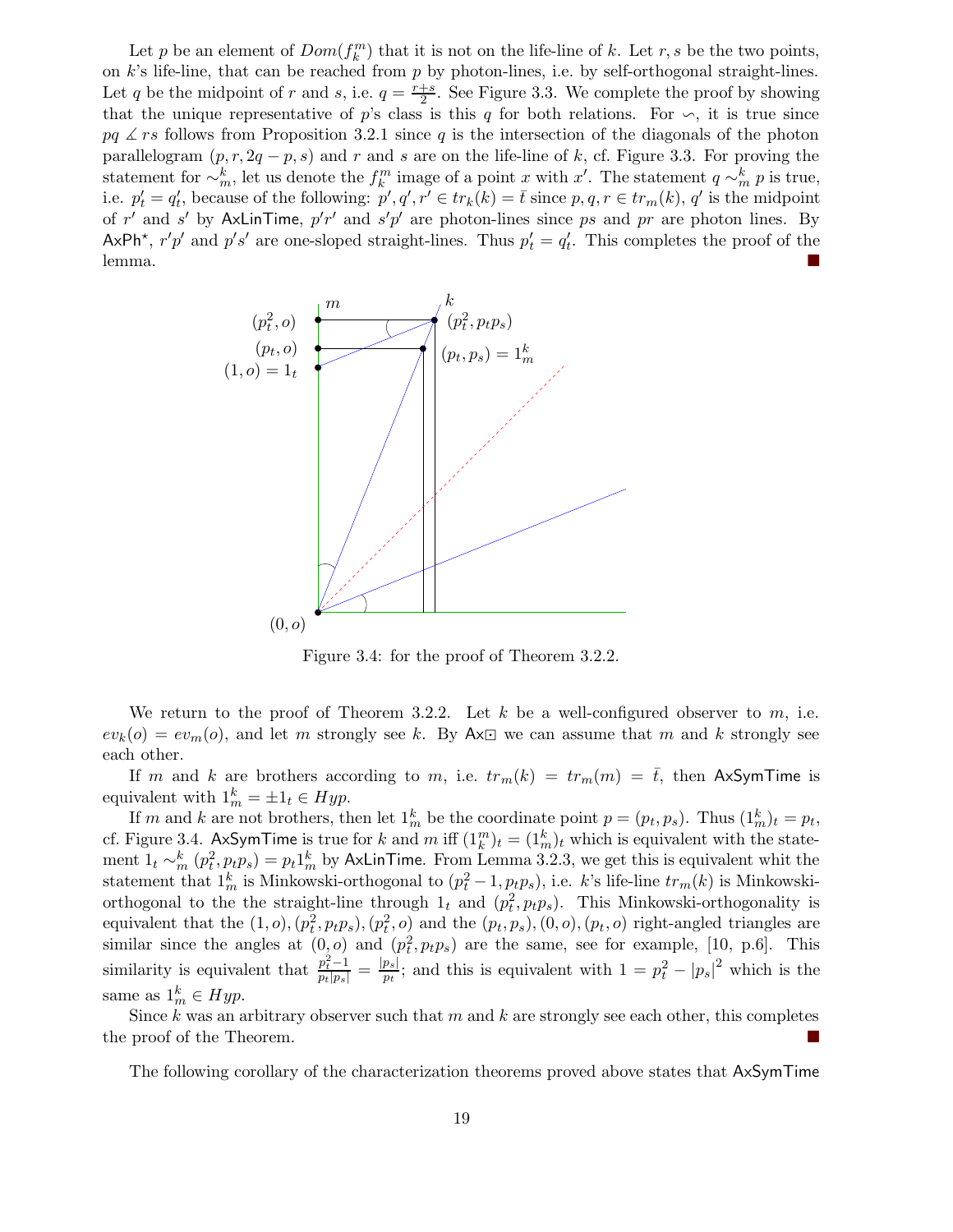Let $p$ be an element of $Dom(f^m_k)$ that it is not on the life-line of $k$. Let $r, s$ be the two points, on $k$'s life-line, that can be reached from $p$ by photon-lines, i.e. by self-orthogonal straight-lines. Let $q$ be the midpoint of $r$ and $s$, i.e. $q = \frac{r+s}{2}$. See Figure 3.3. We complete the proof by showing that the unique representative of $p$'s class is this $q$ for both relations. For $\backsim$, it is true since $pq \measuredangle rs$ follows from Proposition 3.2.1 since $q$ is the intersection of the diagonals of the photon parallelogram $(p, r, 2q - p, s)$ and $r$ and $s$ are on the life-line of $k$, cf. Figure 3.3. For proving the statement for $\sim^k_m$, let us denote the $f^m_k$ image of a point $x$ with $x'$. The statement $q \sim^k_m p$ is true, i.e. $p'_t = q'_t$, because of the following: $p', q', r' \in tr_k(k) = \bar{t}$ since $p, q, r \in tr_m(k)$, $q'$ is the midpoint of $r'$ and $s'$ by AxLinTime, $p'r'$ and $s'p'$ are photon-lines since $ps$ and $pr$ are photon lines. By AxPh$^\star$, $r'p'$ and $p's'$ are one-sloped straight-lines. Thus $p'_t = q'_t$. This completes the proof of the lemma. ■

m
k
$(p_t^2, o)$
$(p_t, o)$
$(1, o) = 1_t$
$(p_t^2, p_t p_s)$
$(p_t, p_s) = 1^k_m$
$(0, o)$

Figure 3.4: for the proof of Theorem 3.2.2.

We return to the proof of Theorem 3.2.2. Let $k$ be a well-configured observer to $m$, i.e. $ev_k(o) = ev_m(o)$, and let $m$ strongly see $k$. By Ax$\boxdot$ we can assume that $m$ and $k$ strongly see each other.

If $m$ and $k$ are brothers according to $m$, i.e. $tr_m(k) = tr_m(m) = \bar{t}$, then AxSymTime is equivalent with $1^k_m = \pm 1_t \in Hyp$.

If $m$ and $k$ are not brothers, then let $1^k_m$ be the coordinate point $p = (p_t, p_s)$. Thus $(1^k_m)_t = p_t$, cf. Figure 3.4. AxSymTime is true for $k$ and $m$ iff $(1^m_k)_t = (1^k_m)_t$ which is equivalent with the statement $1_t \sim^k_m (p_t^2, p_t p_s) = p_t 1^k_m$ by AxLinTime. From Lemma 3.2.3, we get this is equivalent whit the statement that $1^k_m$ is Minkowski-orthogonal to $(p_t^2 - 1, p_t p_s)$, i.e. $k$'s life-line $tr_m(k)$ is Minkowski-orthogonal to the the straight-line through $1_t$ and $(p_t^2, p_t p_s)$. This Minkowski-orthogonality is equivalent that the $(1, o), (p_t^2, p_t p_s), (p_t^2, o)$ and the $(p_t, p_s), (0, o), (p_t, o)$ right-angled triangles are similar since the angles at $(0, o)$ and $(p_t^2, p_t p_s)$ are the same, see for example, [10, p.6]. This similarity is equivalent that $\frac{p_t^2 - 1}{p_t |p_s|} = \frac{|p_s|}{p_t}$; and this is equivalent with $1 = p_t^2 - |p_s|^2$ which is the same as $1^k_m \in Hyp$.

Since $k$ was an arbitrary observer such that $m$ and $k$ are strongly see each other, this completes the proof of the Theorem. ■

The following corollary of the characterization theorems proved above states that AxSymTime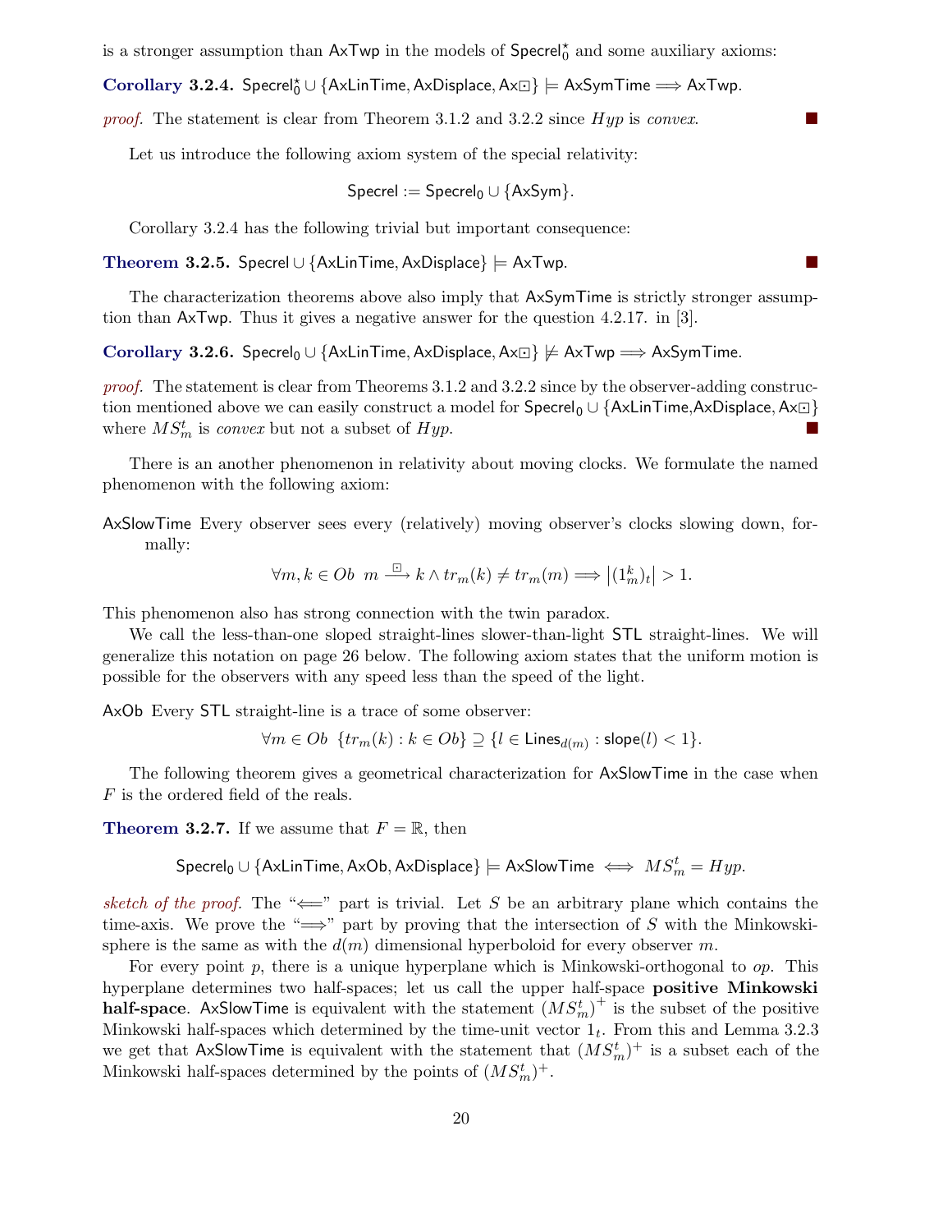is a stronger assumption than AxTwp in the models of $\mathsf{Specrel}_0^\star$ and some auxiliary axioms:

**Corollary 3.2.4.** $\mathsf{Specrel}_0^\star \cup \{\mathsf{AxLinTime}, \mathsf{AxDisplace}, \mathsf{Ax}\boxdot\} \models \mathsf{AxSymTime} \Longrightarrow \mathsf{AxTwp}$.

*proof.* The statement is clear from Theorem 3.1.2 and 3.2.2 since $Hyp$ is *convex*. ■

Let us introduce the following axiom system of the special relativity:

$$\mathsf{Specrel} := \mathsf{Specrel}_0 \cup \{\mathsf{AxSym}\}.$$

Corollary 3.2.4 has the following trivial but important consequence:

**Theorem 3.2.5.** $\mathsf{Specrel} \cup \{\mathsf{AxLinTime}, \mathsf{AxDisplace}\} \models \mathsf{AxTwp}$. ■

The characterization theorems above also imply that AxSymTime is strictly stronger assumption than AxTwp. Thus it gives a negative answer for the question 4.2.17. in [3].

**Corollary 3.2.6.** $\mathsf{Specrel}_0 \cup \{\mathsf{AxLinTime}, \mathsf{AxDisplace}, \mathsf{Ax}\boxdot\} \not\models \mathsf{AxTwp} \Longrightarrow \mathsf{AxSymTime}$.

*proof.* The statement is clear from Theorems 3.1.2 and 3.2.2 since by the observer-adding construction mentioned above we can easily construct a model for $\mathsf{Specrel}_0 \cup \{\mathsf{AxLinTime}, \mathsf{AxDisplace}, \mathsf{Ax}\boxdot\}$ where $MS_m^t$ is *convex* but not a subset of $Hyp$. ■

There is an another phenomenon in relativity about moving clocks. We formulate the named phenomenon with the following axiom:

AxSlowTime Every observer sees every (relatively) moving observer's clocks slowing down, formally:

$$\forall m, k \in Ob \;\; m \xrightarrow{\boxdot} k \wedge tr_m(k) \neq tr_m(m) \Longrightarrow \left|(1_m^k)_t\right| > 1.$$

This phenomenon also has strong connection with the twin paradox.

We call the less-than-one sloped straight-lines slower-than-light STL straight-lines. We will generalize this notation on page 26 below. The following axiom states that the uniform motion is possible for the observers with any speed less than the speed of the light.

AxOb Every STL straight-line is a trace of some observer:

$$\forall m \in Ob \;\; \{tr_m(k) : k \in Ob\} \supseteq \{l \in \mathsf{Lines}_{d(m)} : \mathsf{slope}(l) < 1\}.$$

The following theorem gives a geometrical characterization for AxSlowTime in the case when $F$ is the ordered field of the reals.

**Theorem 3.2.7.** If we assume that $F = \mathbb{R}$, then

$$\mathsf{Specrel}_0 \cup \{\mathsf{AxLinTime}, \mathsf{AxOb}, \mathsf{AxDisplace}\} \models \mathsf{AxSlowTime} \iff MS_m^t = Hyp.$$

*sketch of the proof.* The "$\Longleftarrow$" part is trivial. Let $S$ be an arbitrary plane which contains the time-axis. We prove the "$\Longrightarrow$" part by proving that the intersection of $S$ with the Minkowski-sphere is the same as with the $d(m)$ dimensional hyperboloid for every observer $m$.

For every point $p$, there is a unique hyperplane which is Minkowski-orthogonal to $op$. This hyperplane determines two half-spaces; let us call the upper half-space **positive Minkowski half-space**. AxSlowTime is equivalent with the statement $(MS_m^t)^+$ is the subset of the positive Minkowski half-spaces which determined by the time-unit vector $1_t$. From this and Lemma 3.2.3 we get that AxSlowTime is equivalent with the statement that $(MS_m^t)^+$ is a subset each of the Minkowski half-spaces determined by the points of $(MS_m^t)^+$.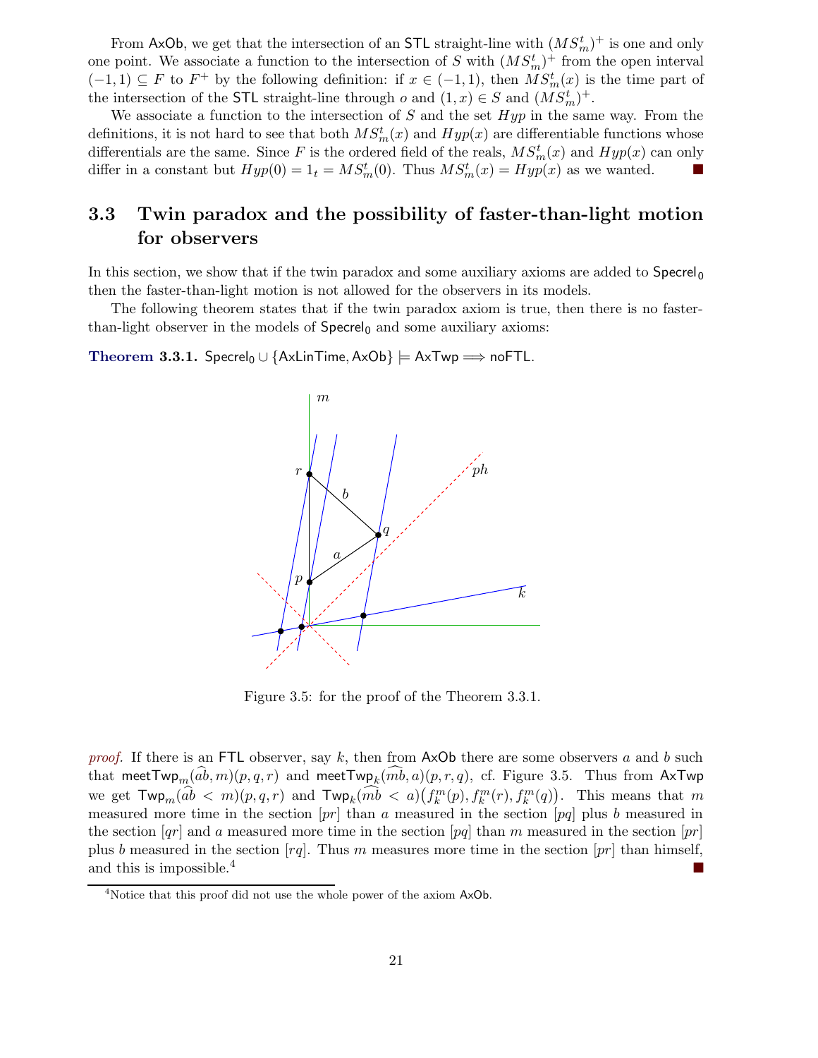From AxOb, we get that the intersection of an STL straight-line with $(MS^t_m)^+$ is one and only one point. We associate a function to the intersection of $S$ with $(MS^t_m)^+$ from the open interval $(-1,1) \subseteq F$ to $F^+$ by the following definition: if $x \in (-1,1)$, then $MS^t_m(x)$ is the time part of the intersection of the STL straight-line through $o$ and $(1,x) \in S$ and $(MS^t_m)^+$.

We associate a function to the intersection of $S$ and the set $Hyp$ in the same way. From the definitions, it is not hard to see that both $MS^t_m(x)$ and $Hyp(x)$ are differentiable functions whose differentials are the same. Since $F$ is the ordered field of the reals, $MS^t_m(x)$ and $Hyp(x)$ can only differ in a constant but $Hyp(0) = 1_t = MS^t_m(0)$. Thus $MS^t_m(x) = Hyp(x)$ as we wanted. ■

## 3.3 Twin paradox and the possibility of faster-than-light motion for observers

In this section, we show that if the twin paradox and some auxiliary axioms are added to $\mathsf{Specrel}_0$ then the faster-than-light motion is not allowed for the observers in its models.

The following theorem states that if the twin paradox axiom is true, then there is no faster-than-light observer in the models of $\mathsf{Specrel}_0$ and some auxiliary axioms:

**Theorem 3.3.1.** $\mathsf{Specrel}_0 \cup \{\mathsf{AxLinTime}, \mathsf{AxOb}\} \models \mathsf{AxTwp} \Longrightarrow \mathsf{noFTL}$.

m
ph
r
b
q
a
p
k

Figure 3.5: for the proof of the Theorem 3.3.1.

*proof.* If there is an FTL observer, say $k$, then from AxOb there are some observers $a$ and $b$ such that $\mathsf{meetTwp}_m(\widehat{ab}, m)(p,q,r)$ and $\mathsf{meetTwp}_k(\widehat{mb}, a)(p,r,q)$, cf. Figure 3.5. Thus from AxTwp we get $\mathsf{Twp}_m(\widehat{ab} < m)(p,q,r)$ and $\mathsf{Twp}_k(\widehat{mb} < a)\big(f^m_k(p), f^m_k(r), f^m_k(q)\big)$. This means that $m$ measured more time in the section $[pr]$ than $a$ measured in the section $[pq]$ plus $b$ measured in the section $[qr]$ and $a$ measured more time in the section $[pq]$ than $m$ measured in the section $[pr]$ plus $b$ measured in the section $[rq]$. Thus $m$ measures more time in the section $[pr]$ than himself, and this is impossible.[4] ■

[4]Notice that this proof did not use the whole power of the axiom AxOb.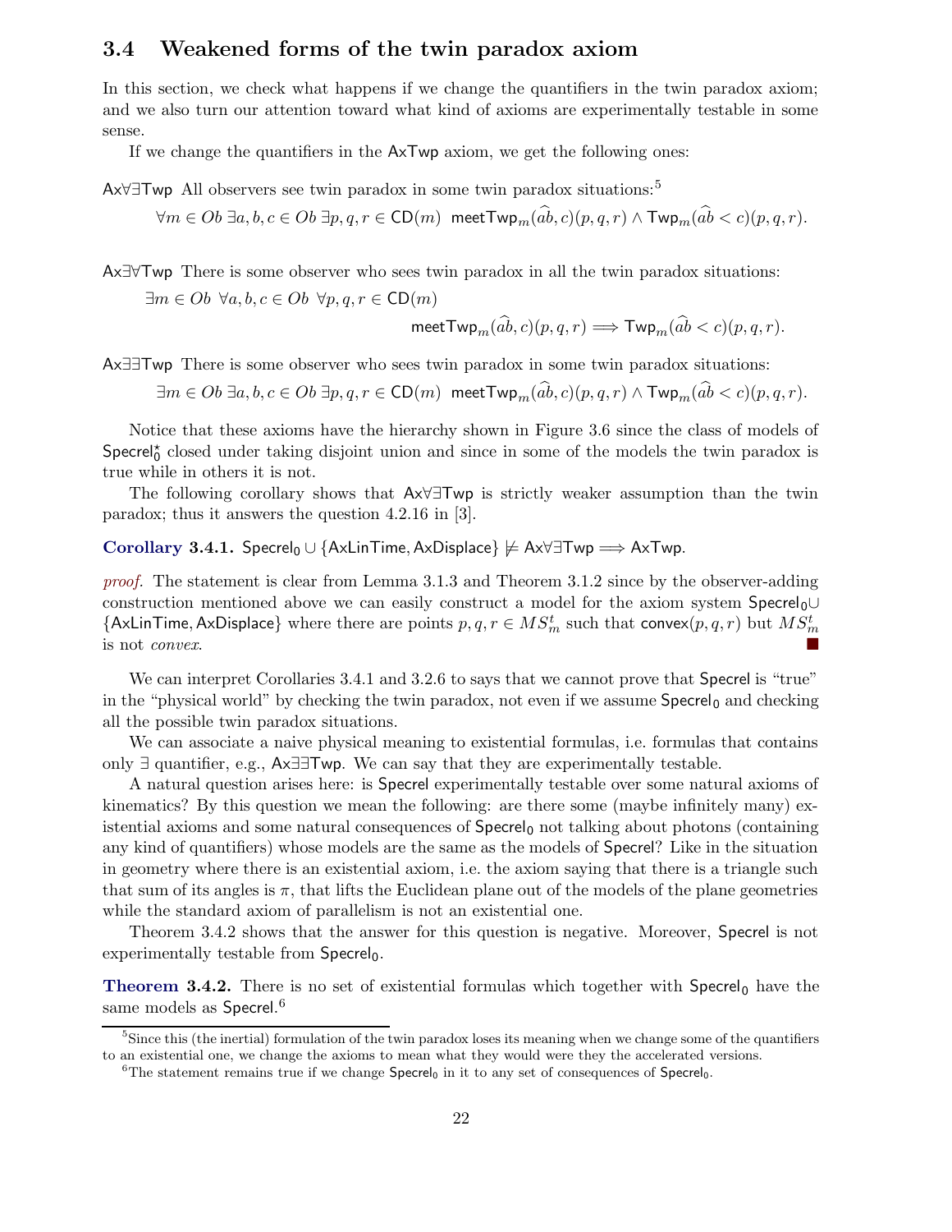## 3.4 Weakened forms of the twin paradox axiom

In this section, we check what happens if we change the quantifiers in the twin paradox axiom; and we also turn our attention toward what kind of axioms are experimentally testable in some sense.

If we change the quantifiers in the AxTwp axiom, we get the following ones:

Ax∀∃Twp All observers see twin paradox in some twin paradox situations:[5]

$$\forall m \in Ob\ \exists a, b, c \in Ob\ \exists p, q, r \in \mathsf{CD}(m)\ \ \mathsf{meetTwp}_m(\widehat{ab}, c)(p, q, r) \land \mathsf{Twp}_m(\widehat{ab} < c)(p, q, r).$$

Ax∃∀Twp There is some observer who sees twin paradox in all the twin paradox situations:

$$\exists m \in Ob\ \ \forall a, b, c \in Ob\ \ \forall p, q, r \in \mathsf{CD}(m)$$
$$\mathsf{meetTwp}_m(\widehat{ab}, c)(p, q, r) \Longrightarrow \mathsf{Twp}_m(\widehat{ab} < c)(p, q, r).$$

Ax∃∃Twp There is some observer who sees twin paradox in some twin paradox situations:

$$\exists m \in Ob\ \exists a, b, c \in Ob\ \exists p, q, r \in \mathsf{CD}(m)\ \ \mathsf{meetTwp}_m(\widehat{ab}, c)(p, q, r) \land \mathsf{Twp}_m(\widehat{ab} < c)(p, q, r).$$

Notice that these axioms have the hierarchy shown in Figure 3.6 since the class of models of $\mathsf{Specrel}_0^\star$ closed under taking disjoint union and since in some of the models the twin paradox is true while in others it is not.

The following corollary shows that Ax∀∃Twp is strictly weaker assumption than the twin paradox; thus it answers the question 4.2.16 in [3].

**Corollary 3.4.1.** $\mathsf{Specrel}_0 \cup \{\mathsf{AxLinTime}, \mathsf{AxDisplace}\} \not\models \mathsf{Ax}\forall\exists\mathsf{Twp} \Longrightarrow \mathsf{AxTwp}$.

*proof.* The statement is clear from Lemma 3.1.3 and Theorem 3.1.2 since by the observer-adding construction mentioned above we can easily construct a model for the axiom system $\mathsf{Specrel}_0 \cup \{\mathsf{AxLinTime}, \mathsf{AxDisplace}\}$ where there are points $p, q, r \in MS^t_m$ such that $\mathsf{convex}(p, q, r)$ but $MS^t_m$ is not *convex*. ■

We can interpret Corollaries 3.4.1 and 3.2.6 to says that we cannot prove that Specrel is "true" in the "physical world" by checking the twin paradox, not even if we assume $\mathsf{Specrel}_0$ and checking all the possible twin paradox situations.

We can associate a naive physical meaning to existential formulas, i.e. formulas that contains only ∃ quantifier, e.g., Ax∃∃Twp. We can say that they are experimentally testable.

A natural question arises here: is Specrel experimentally testable over some natural axioms of kinematics? By this question we mean the following: are there some (maybe infinitely many) existential axioms and some natural consequences of $\mathsf{Specrel}_0$ not talking about photons (containing any kind of quantifiers) whose models are the same as the models of Specrel? Like in the situation in geometry where there is an existential axiom, i.e. the axiom saying that there is a triangle such that sum of its angles is $\pi$, that lifts the Euclidean plane out of the models of the plane geometries while the standard axiom of parallelism is not an existential one.

Theorem 3.4.2 shows that the answer for this question is negative. Moreover, Specrel is not experimentally testable from $\mathsf{Specrel}_0$.

**Theorem 3.4.2.** There is no set of existential formulas which together with $\mathsf{Specrel}_0$ have the same models as Specrel.[6]

[5] Since this (the inertial) formulation of the twin paradox loses its meaning when we change some of the quantifiers to an existential one, we change the axioms to mean what they would were they the accelerated versions.

[6] The statement remains true if we change $\mathsf{Specrel}_0$ in it to any set of consequences of $\mathsf{Specrel}_0$.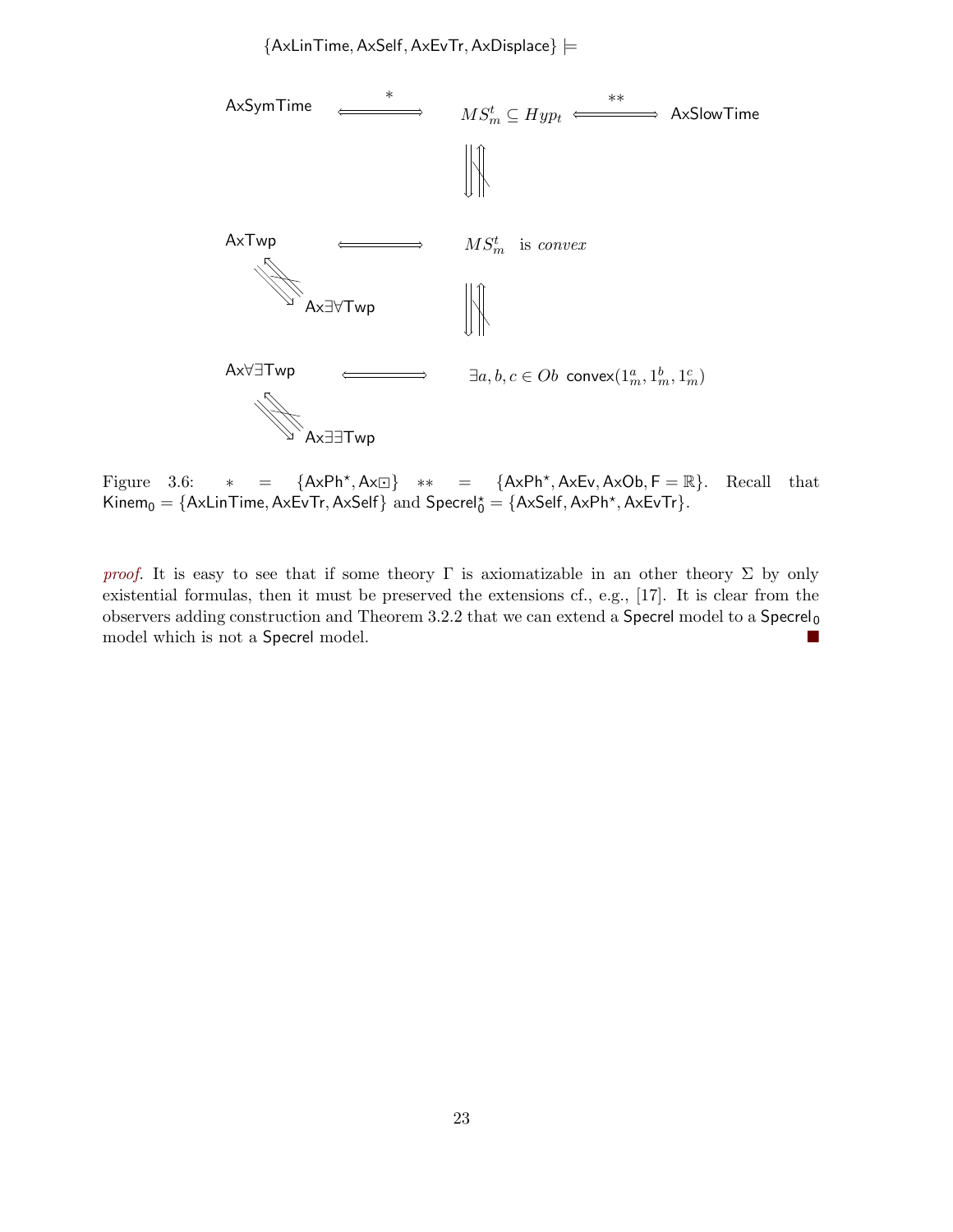$\{\mathsf{AxLinTime}, \mathsf{AxSelf}, \mathsf{AxEvTr}, \mathsf{AxDisplace}\} \models$

AxSymTime $\overset{*}{\Longleftrightarrow}$ $MS^t_m \subseteq Hyp_t$ $\overset{**}{\Longleftrightarrow}$ AxSlowTime

AxTwp $\Longleftrightarrow$ $MS^t_m$ is *convex*

Ax∃∀Twp

Ax∀∃Twp $\Longleftrightarrow$ $\exists a, b, c \in Ob$ $\mathsf{convex}(1^a_m, 1^b_m, 1^c_m)$

Ax∃∃Twp

Figure 3.6: $* = \{\mathsf{AxPh}^\star, \mathsf{Ax}\boxdot\}$ $** = \{\mathsf{AxPh}^\star, \mathsf{AxEv}, \mathsf{AxOb}, \mathsf{F} = \mathbb{R}\}$. Recall that $\mathsf{Kinem}_0 = \{\mathsf{AxLinTime}, \mathsf{AxEvTr}, \mathsf{AxSelf}\}$ and $\mathsf{Specrel}^\star_0 = \{\mathsf{AxSelf}, \mathsf{AxPh}^\star, \mathsf{AxEvTr}\}$.

*proof.* It is easy to see that if some theory $\Gamma$ is axiomatizable in an other theory $\Sigma$ by only existential formulas, then it must be preserved the extensions cf., e.g., [17]. It is clear from the observers adding construction and Theorem 3.2.2 that we can extend a Specrel model to a $\mathsf{Specrel}_0$ model which is not a Specrel model. ∎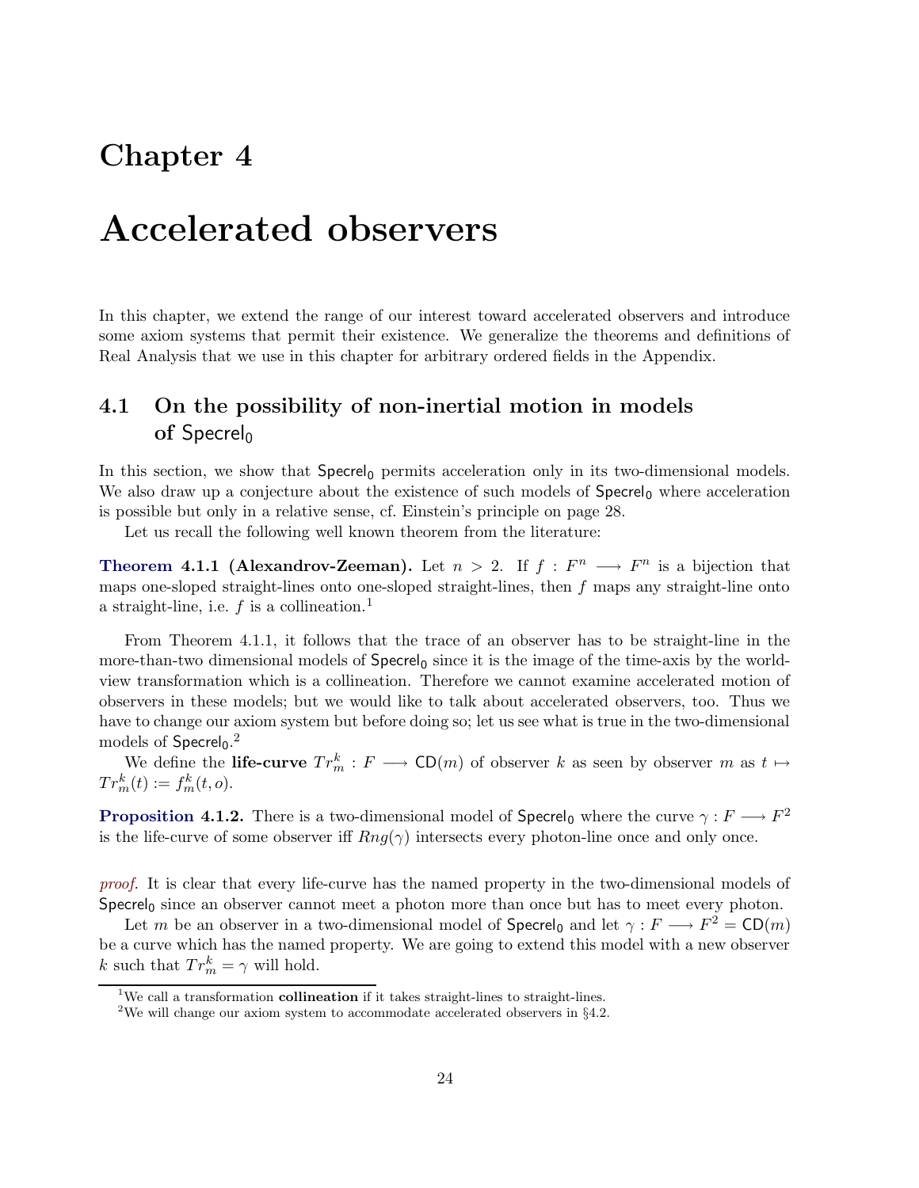# Chapter 4

# Accelerated observers

In this chapter, we extend the range of our interest toward accelerated observers and introduce some axiom systems that permit their existence. We generalize the theorems and definitions of Real Analysis that we use in this chapter for arbitrary ordered fields in the Appendix.

## 4.1 On the possibility of non-inertial motion in models of $\mathsf{Specrel}_0$

In this section, we show that $\mathsf{Specrel}_0$ permits acceleration only in its two-dimensional models. We also draw up a conjecture about the existence of such models of $\mathsf{Specrel}_0$ where acceleration is possible but only in a relative sense, cf. Einstein's principle on page 28.

Let us recall the following well known theorem from the literature:

**Theorem 4.1.1 (Alexandrov-Zeeman).** Let $n > 2$. If $f : F^n \longrightarrow F^n$ is a bijection that maps one-sloped straight-lines onto one-sloped straight-lines, then $f$ maps any straight-line onto a straight-line, i.e. $f$ is a collineation.[1]

From Theorem 4.1.1, it follows that the trace of an observer has to be straight-line in the more-than-two dimensional models of $\mathsf{Specrel}_0$ since it is the image of the time-axis by the world-view transformation which is a collineation. Therefore we cannot examine accelerated motion of observers in these models; but we would like to talk about accelerated observers, too. Thus we have to change our axiom system but before doing so; let us see what is true in the two-dimensional models of $\mathsf{Specrel}_0$.[2]

We define the **life-curve** $Tr^k_m : F \longrightarrow \mathsf{CD}(m)$ of observer $k$ as seen by observer $m$ as $t \mapsto Tr^k_m(t) := f^k_m(t, o)$.

**Proposition 4.1.2.** There is a two-dimensional model of $\mathsf{Specrel}_0$ where the curve $\gamma : F \longrightarrow F^2$ is the life-curve of some observer iff $Rng(\gamma)$ intersects every photon-line once and only once.

*proof.* It is clear that every life-curve has the named property in the two-dimensional models of $\mathsf{Specrel}_0$ since an observer cannot meet a photon more than once but has to meet every photon.

Let $m$ be an observer in a two-dimensional model of $\mathsf{Specrel}_0$ and let $\gamma : F \longrightarrow F^2 = \mathsf{CD}(m)$ be a curve which has the named property. We are going to extend this model with a new observer $k$ such that $Tr^k_m = \gamma$ will hold.

[1] We call a transformation **collineation** if it takes straight-lines to straight-lines.

[2] We will change our axiom system to accommodate accelerated observers in §4.2.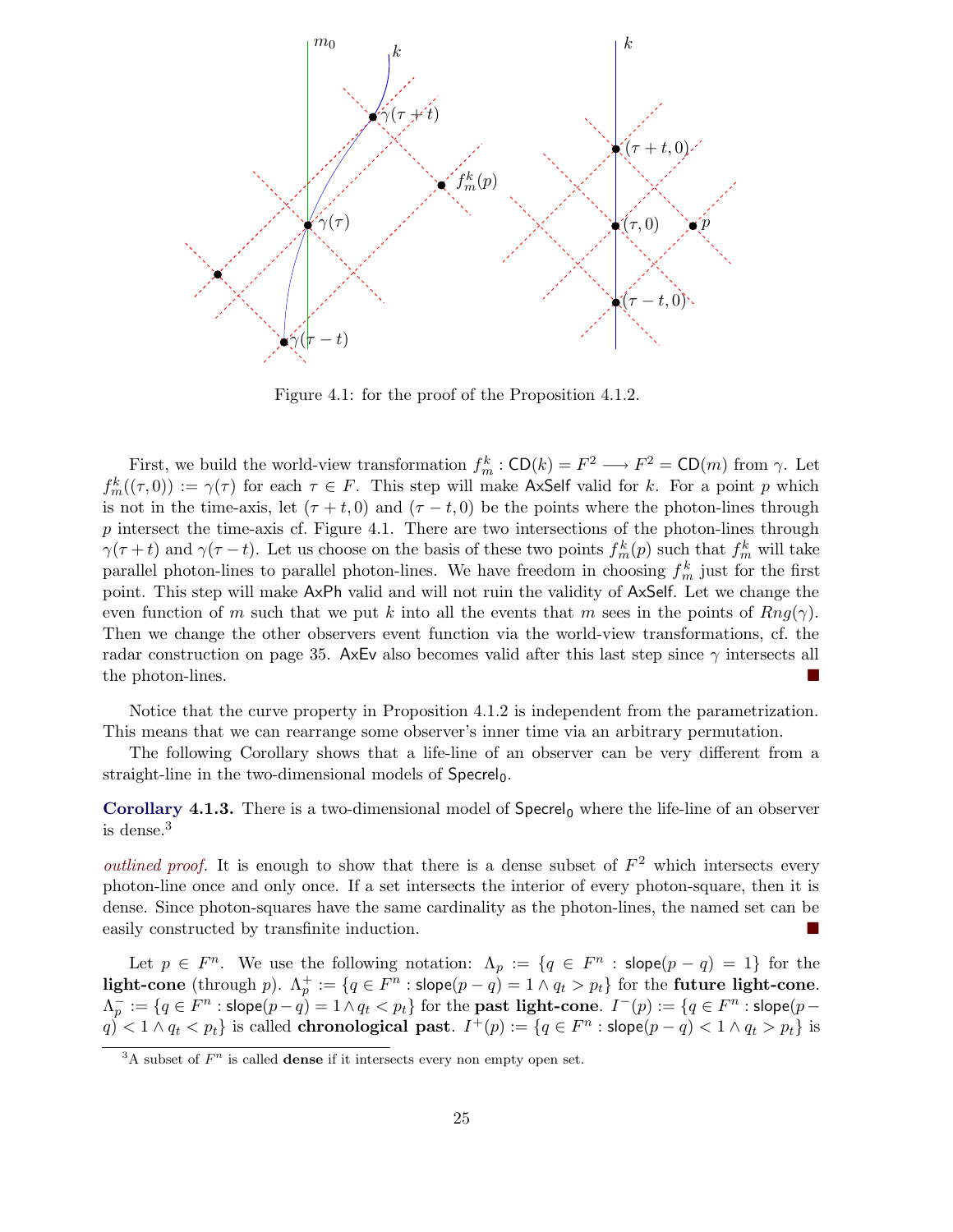$m_0$

$k$

$\gamma(\tau + t)$

$f^k_m(p)$

$\gamma(\tau)$

$\gamma(\tau - t)$

$k$

$(\tau + t, 0)$

$(\tau, 0)$

$p$

$(\tau - t, 0)$

Figure 4.1: for the proof of the Proposition 4.1.2.

First, we build the world-view transformation $f^k_m : \mathsf{CD}(k) = F^2 \longrightarrow F^2 = \mathsf{CD}(m)$ from $\gamma$. Let $f^k_m((\tau, 0)) := \gamma(\tau)$ for each $\tau \in F$. This step will make $\mathsf{AxSelf}$ valid for $k$. For a point $p$ which is not in the time-axis, let $(\tau + t, 0)$ and $(\tau - t, 0)$ be the points where the photon-lines through $p$ intersect the time-axis cf. Figure 4.1. There are two intersections of the photon-lines through $\gamma(\tau + t)$ and $\gamma(\tau - t)$. Let us choose on the basis of these two points $f^k_m(p)$ such that $f^k_m$ will take parallel photon-lines to parallel photon-lines. We have freedom in choosing $f^k_m$ just for the first point. This step will make $\mathsf{AxPh}$ valid and will not ruin the validity of $\mathsf{AxSelf}$. Let we change the even function of $m$ such that we put $k$ into all the events that $m$ sees in the points of $Rng(\gamma)$. Then we change the other observers event function via the world-view transformations, cf. the radar construction on page 35. $\mathsf{AxEv}$ also becomes valid after this last step since $\gamma$ intersects all the photon-lines. ■

Notice that the curve property in Proposition 4.1.2 is independent from the parametrization. This means that we can rearrange some observer's inner time via an arbitrary permutation.

The following Corollary shows that a life-line of an observer can be very different from a straight-line in the two-dimensional models of $\mathsf{Specrel_0}$.

**Corollary 4.1.3.** There is a two-dimensional model of $\mathsf{Specrel_0}$ where the life-line of an observer is dense.[3]

*outlined proof.* It is enough to show that there is a dense subset of $F^2$ which intersects every photon-line once and only once. If a set intersects the interior of every photon-square, then it is dense. Since photon-squares have the same cardinality as the photon-lines, the named set can be easily constructed by transfinite induction. ■

Let $p \in F^n$. We use the following notation: $\Lambda_p := \{q \in F^n : \mathsf{slope}(p - q) = 1\}$ for the **light-cone** (through $p$). $\Lambda^+_p := \{q \in F^n : \mathsf{slope}(p - q) = 1 \wedge q_t > p_t\}$ for the **future light-cone**. $\Lambda^-_p := \{q \in F^n : \mathsf{slope}(p - q) = 1 \wedge q_t < p_t\}$ for the **past light-cone**. $I^-(p) := \{q \in F^n : \mathsf{slope}(p - q) < 1 \wedge q_t < p_t\}$ is called **chronological past**. $I^+(p) := \{q \in F^n : \mathsf{slope}(p - q) < 1 \wedge q_t > p_t\}$ is

[3]A subset of $F^n$ is called **dense** if it intersects every non empty open set.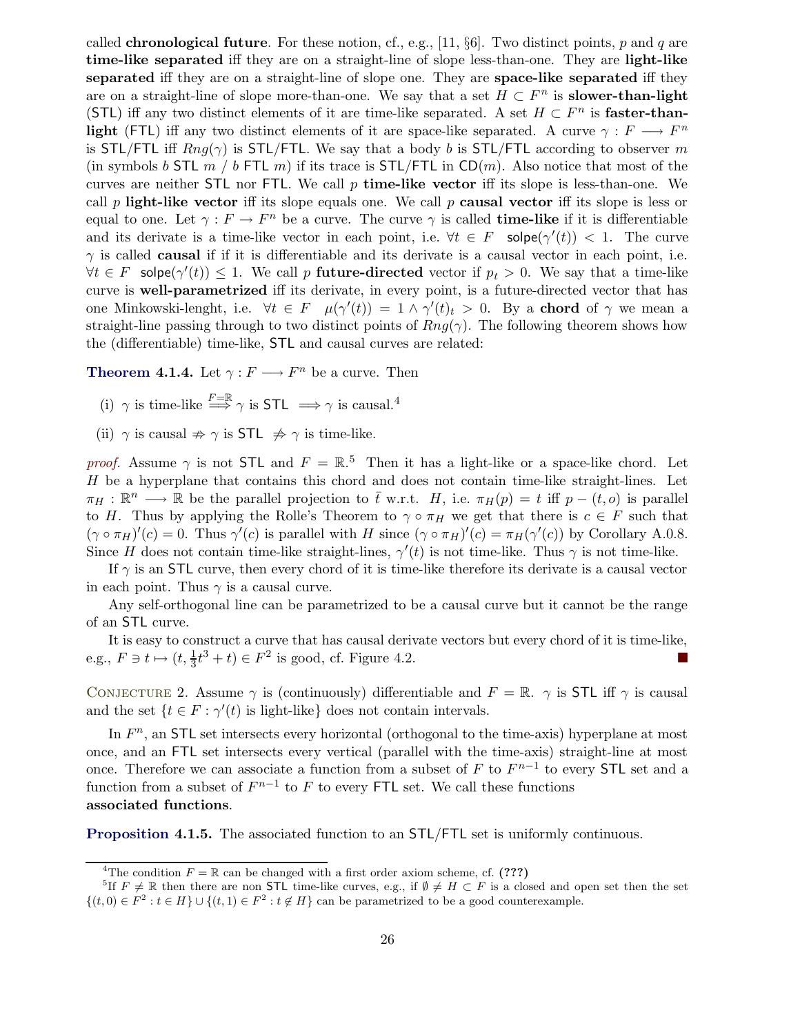called **chronological future**. For these notion, cf., e.g., [11, §6]. Two distinct points, $p$ and $q$ are **time-like separated** iff they are on a straight-line of slope less-than-one. They are **light-like separated** iff they are on a straight-line of slope one. They are **space-like separated** iff they are on a straight-line of slope more-than-one. We say that a set $H \subset F^n$ is **slower-than-light** (STL) iff any two distinct elements of it are time-like separated. A set $H \subset F^n$ is **faster-than-light** (FTL) iff any two distinct elements of it are space-like separated. A curve $\gamma : F \longrightarrow F^n$ is STL/FTL iff $Rng(\gamma)$ is STL/FTL. We say that a body $b$ is STL/FTL according to observer $m$ (in symbols $b$ STL $m$ / $b$ FTL $m$) if its trace is STL/FTL in $\mathsf{CD}(m)$. Also notice that most of the curves are neither STL nor FTL. We call $p$ **time-like vector** iff its slope is less-than-one. We call $p$ **light-like vector** iff its slope equals one. We call $p$ **causal vector** iff its slope is less or equal to one. Let $\gamma : F \to F^n$ be a curve. The curve $\gamma$ is called **time-like** if it is differentiable and its derivate is a time-like vector in each point, i.e. $\forall t \in F \ \ \mathsf{solpe}(\gamma'(t)) < 1$. The curve $\gamma$ is called **causal** if if it is differentiable and its derivate is a causal vector in each point, i.e. $\forall t \in F \ \ \mathsf{solpe}(\gamma'(t)) \leq 1$. We call $p$ **future-directed** vector if $p_t > 0$. We say that a time-like curve is **well-parametrized** iff its derivate, in every point, is a future-directed vector that has one Minkowski-lenght, i.e. $\forall t \in F \ \ \mu(\gamma'(t)) = 1 \wedge \gamma'(t)_t > 0$. By a **chord** of $\gamma$ we mean a straight-line passing through to two distinct points of $Rng(\gamma)$. The following theorem shows how the (differentiable) time-like, STL and causal curves are related:

**Theorem 4.1.4.** Let $\gamma : F \longrightarrow F^n$ be a curve. Then

(i) $\gamma$ is time-like $\overset{F=\mathbb{R}}{\Longrightarrow}$ $\gamma$ is STL $\Longrightarrow$ $\gamma$ is causal.[4]

(ii) $\gamma$ is causal $\not\Rightarrow$ $\gamma$ is STL $\not\Rightarrow$ $\gamma$ is time-like.

*proof.* Assume $\gamma$ is not STL and $F = \mathbb{R}$.[5] Then it has a light-like or a space-like chord. Let $H$ be a hyperplane that contains this chord and does not contain time-like straight-lines. Let $\pi_H : \mathbb{R}^n \longrightarrow \mathbb{R}$ be the parallel projection to $\bar{t}$ w.r.t. $H$, i.e. $\pi_H(p) = t$ iff $p - (t, o)$ is parallel to $H$. Thus by applying the Rolle's Theorem to $\gamma \circ \pi_H$ we get that there is $c \in F$ such that $(\gamma \circ \pi_H)'(c) = 0$. Thus $\gamma'(c)$ is parallel with $H$ since $(\gamma \circ \pi_H)'(c) = \pi_H(\gamma'(c))$ by Corollary A.0.8. Since $H$ does not contain time-like straight-lines, $\gamma'(t)$ is not time-like. Thus $\gamma$ is not time-like.

If $\gamma$ is an STL curve, then every chord of it is time-like therefore its derivate is a causal vector in each point. Thus $\gamma$ is a causal curve.

Any self-orthogonal line can be parametrized to be a causal curve but it cannot be the range of an STL curve.

It is easy to construct a curve that has causal derivate vectors but every chord of it is time-like, e.g., $F \ni t \mapsto (t, \frac{1}{3}t^3 + t) \in F^2$ is good, cf. Figure 4.2. ∎

CONJECTURE 2. Assume $\gamma$ is (continuously) differentiable and $F = \mathbb{R}$. $\gamma$ is STL iff $\gamma$ is causal and the set $\{t \in F : \gamma'(t) \text{ is light-like}\}$ does not contain intervals.

In $F^n$, an STL set intersects every horizontal (orthogonal to the time-axis) hyperplane at most once, and an FTL set intersects every vertical (parallel with the time-axis) straight-line at most once. Therefore we can associate a function from a subset of $F$ to $F^{n-1}$ to every STL set and a function from a subset of $F^{n-1}$ to $F$ to every FTL set. We call these functions **associated functions**.

**Proposition 4.1.5.** The associated function to an STL/FTL set is uniformly continuous.

---

[4] The condition $F = \mathbb{R}$ can be changed with a first order axiom scheme, cf. (???)

[5] If $F \neq \mathbb{R}$ then there are non STL time-like curves, e.g., if $\emptyset \neq H \subset F$ is a closed and open set then the set $\{(t, 0) \in F^2 : t \in H\} \cup \{(t, 1) \in F^2 : t \notin H\}$ can be parametrized to be a good counterexample.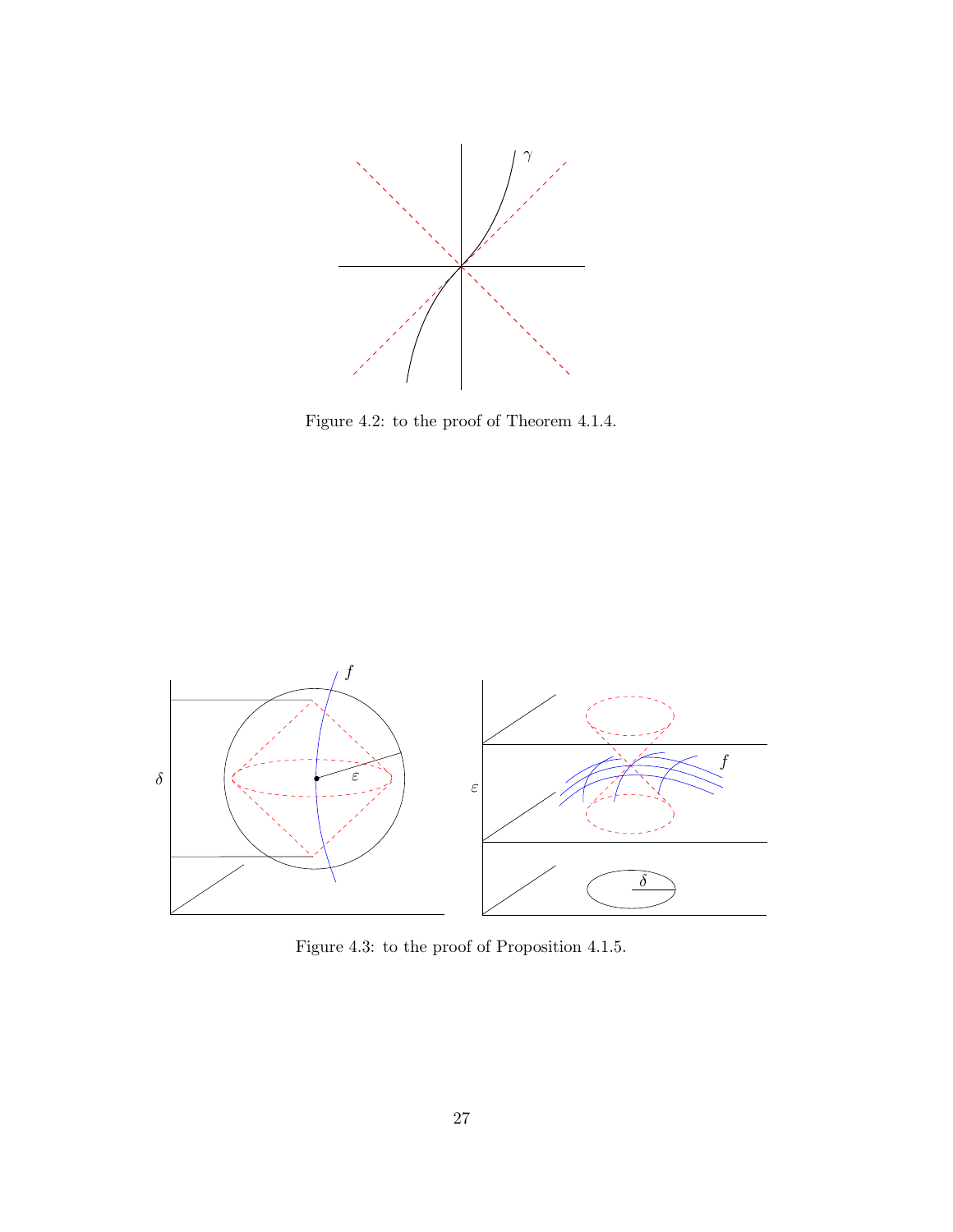$\gamma$

Figure 4.2: to the proof of Theorem 4.1.4.

$f$

$\delta$

$\varepsilon$

$f$

$\varepsilon$

$\delta$

Figure 4.3: to the proof of Proposition 4.1.5.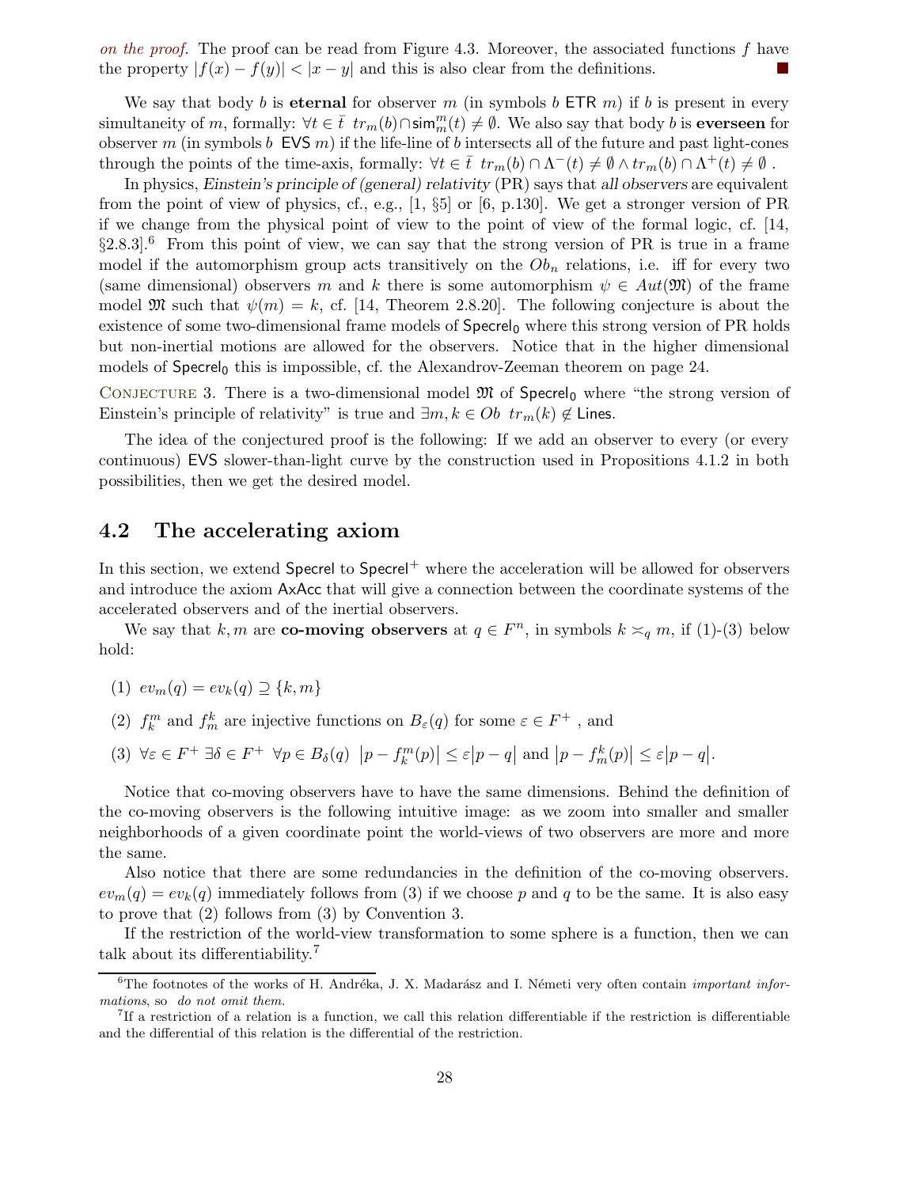*on the proof*. The proof can be read from Figure 4.3. Moreover, the associated functions $f$ have the property $|f(x) - f(y)| < |x - y|$ and this is also clear from the definitions. ■

We say that body $b$ is **eternal** for observer $m$ (in symbols $b \; \mathsf{ETR} \; m$) if $b$ is present in every simultaneity of $m$, formally: $\forall t \in \bar{t} \;\; tr_m(b) \cap \mathsf{sim}_m^m(t) \neq \emptyset$. We also say that body $b$ is **everseen** for observer $m$ (in symbols $b \;\; \mathsf{EVS} \; m$) if the life-line of $b$ intersects all of the future and past light-cones through the points of the time-axis, formally: $\forall t \in \bar{t} \;\; tr_m(b) \cap \Lambda^-(t) \neq \emptyset \wedge tr_m(b) \cap \Lambda^+(t) \neq \emptyset$ .

In physics, *Einstein's principle of (general) relativity* (PR) says that *all observers* are equivalent from the point of view of physics, cf., e.g., [1, §5] or [6, p.130]. We get a stronger version of PR if we change from the physical point of view to the point of view of the formal logic, cf. [14, §2.8.3].[6] From this point of view, we can say that the strong version of PR is true in a frame model if the automorphism group acts transitively on the $Ob_n$ relations, i.e. iff for every two (same dimensional) observers $m$ and $k$ there is some automorphism $\psi \in Aut(\mathfrak{M})$ of the frame model $\mathfrak{M}$ such that $\psi(m) = k$, cf. [14, Theorem 2.8.20]. The following conjecture is about the existence of some two-dimensional frame models of $\mathsf{Specrel}_0$ where this strong version of PR holds but non-inertial motions are allowed for the observers. Notice that in the higher dimensional models of $\mathsf{Specrel}_0$ this is impossible, cf. the Alexandrov-Zeeman theorem on page 24.

CONJECTURE 3. *There is a two-dimensional model $\mathfrak{M}$ of $\mathsf{Specrel}_0$ where "the strong version of Einstein's principle of relativity" is true and $\exists m, k \in Ob \;\; tr_m(k) \notin \mathsf{Lines}$.*

The idea of the conjectured proof is the following: If we add an observer to every (or every continuous) $\mathsf{EVS}$ slower-than-light curve by the construction used in Propositions 4.1.2 in both possibilities, then we get the desired model.

## 4.2 The accelerating axiom

In this section, we extend $\mathsf{Specrel}$ to $\mathsf{Specrel}^+$ where the acceleration will be allowed for observers and introduce the axiom $\mathsf{AxAcc}$ that will give a connection between the coordinate systems of the accelerated observers and of the inertial observers.

We say that $k, m$ are **co-moving observers** at $q \in F^n$, in symbols $k \asymp_q m$, if (1)-(3) below hold:

(1) $ev_m(q) = ev_k(q) \supseteq \{k, m\}$

(2) $f_k^m$ and $f_m^k$ are injective functions on $B_\varepsilon(q)$ for some $\varepsilon \in F^+$ , and

(3) $\forall \varepsilon \in F^+ \; \exists \delta \in F^+ \;\; \forall p \in B_\delta(q) \;\; \left|p - f_k^m(p)\right| \leq \varepsilon \left|p - q\right|$ and $\left|p - f_m^k(p)\right| \leq \varepsilon \left|p - q\right|$.

Notice that co-moving observers have to have the same dimensions. Behind the definition of the co-moving observers is the following intuitive image: as we zoom into smaller and smaller neighborhoods of a given coordinate point the world-views of two observers are more and more the same.

Also notice that there are some redundancies in the definition of the co-moving observers. $ev_m(q) = ev_k(q)$ immediately follows from (3) if we choose $p$ and $q$ to be the same. It is also easy to prove that (2) follows from (3) by Convention 3.

If the restriction of the world-view transformation to some sphere is a function, then we can talk about its differentiability.[7]

[6] The footnotes of the works of H. Andréka, J. X. Madarász and I. Németi very often contain *important informations*, so *do not omit them.*

[7] If a restriction of a relation is a function, we call this relation differentiable if the restriction is differentiable and the differential of this relation is the differential of the restriction.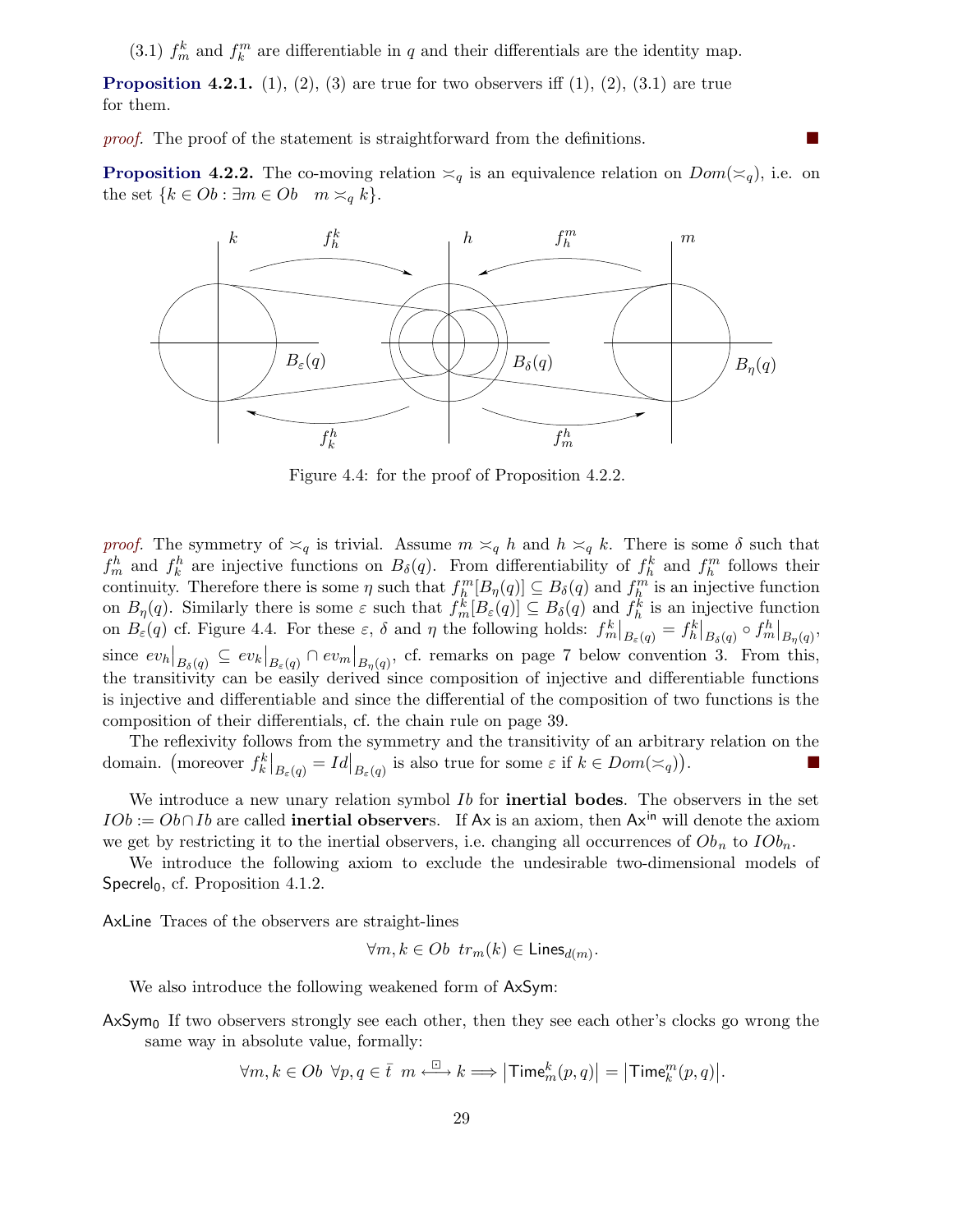(3.1) $f^k_m$ and $f^m_k$ are differentiable in $q$ and their differentials are the identity map.

**Proposition 4.2.1.** (1), (2), (3) are true for two observers iff (1), (2), (3.1) are true for them.

*proof.* The proof of the statement is straightforward from the definitions. ■

**Proposition 4.2.2.** The co-moving relation $\asymp_q$ is an equivalence relation on $Dom(\asymp_q)$, i.e. on the set $\{k \in Ob : \exists m \in Ob \quad m \asymp_q k\}$.

$k$ $f^k_h$ $h$ $f^m_h$ $m$

$B_\varepsilon(q)$ $B_\delta(q)$ $B_\eta(q)$

$f^h_k$ $f^h_m$

Figure 4.4: for the proof of Proposition 4.2.2.

*proof.* The symmetry of $\asymp_q$ is trivial. Assume $m \asymp_q h$ and $h \asymp_q k$. There is some $\delta$ such that $f^h_m$ and $f^h_k$ are injective functions on $B_\delta(q)$. From differentiability of $f^k_h$ and $f^m_h$ follows their continuity. Therefore there is some $\eta$ such that $f^m_h[B_\eta(q)] \subseteq B_\delta(q)$ and $f^m_h$ is an injective function on $B_\eta(q)$. Similarly there is some $\varepsilon$ such that $f^k_m[B_\varepsilon(q)] \subseteq B_\delta(q)$ and $f^k_h$ is an injective function on $B_\varepsilon(q)$ cf. Figure 4.4. For these $\varepsilon$, $\delta$ and $\eta$ the following holds: $f^k_m\big|_{B_\varepsilon(q)} = f^k_h\big|_{B_\delta(q)} \circ f^h_m\big|_{B_\eta(q)}$, since $ev_h\big|_{B_\delta(q)} \subseteq ev_k\big|_{B_\varepsilon(q)} \cap ev_m\big|_{B_\eta(q)}$, cf. remarks on page 7 below convention 3. From this, the transitivity can be easily derived since composition of injective and differentiable functions is injective and differentiable and since the differential of the composition of two functions is the composition of their differentials, cf. the chain rule on page 39.

The reflexivity follows from the symmetry and the transitivity of an arbitrary relation on the domain. $\big($moreover $f^k_k\big|_{B_\varepsilon(q)} = Id\big|_{B_\varepsilon(q)}$ is also true for some $\varepsilon$ if $k \in Dom(\asymp_q)\big)$. ■

We introduce a new unary relation symbol $Ib$ for **inertial bodes**. The observers in the set $IOb := Ob \cap Ib$ are called **inertial observer**s. If $\mathsf{Ax}$ is an axiom, then $\mathsf{Ax}^{\mathsf{in}}$ will denote the axiom we get by restricting it to the inertial observers, i.e. changing all occurrences of $Ob_n$ to $IOb_n$.

We introduce the following axiom to exclude the undesirable two-dimensional models of $\mathsf{Specrel}_0$, cf. Proposition 4.1.2.

$\mathsf{AxLine}$ Traces of the observers are straight-lines

$$\forall m, k \in Ob \;\; tr_m(k) \in \mathsf{Lines}_{d(m)}.$$

We also introduce the following weakened form of $\mathsf{AxSym}$:

$\mathsf{AxSym_0}$ If two observers strongly see each other, then they see each other's clocks go wrong the same way in absolute value, formally:

$$\forall m, k \in Ob \;\; \forall p, q \in \bar{t} \;\; m \overset{\boxdot}{\longleftrightarrow} k \Longrightarrow \big|\mathsf{Time}^k_m(p,q)\big| = \big|\mathsf{Time}^m_k(p,q)\big|.$$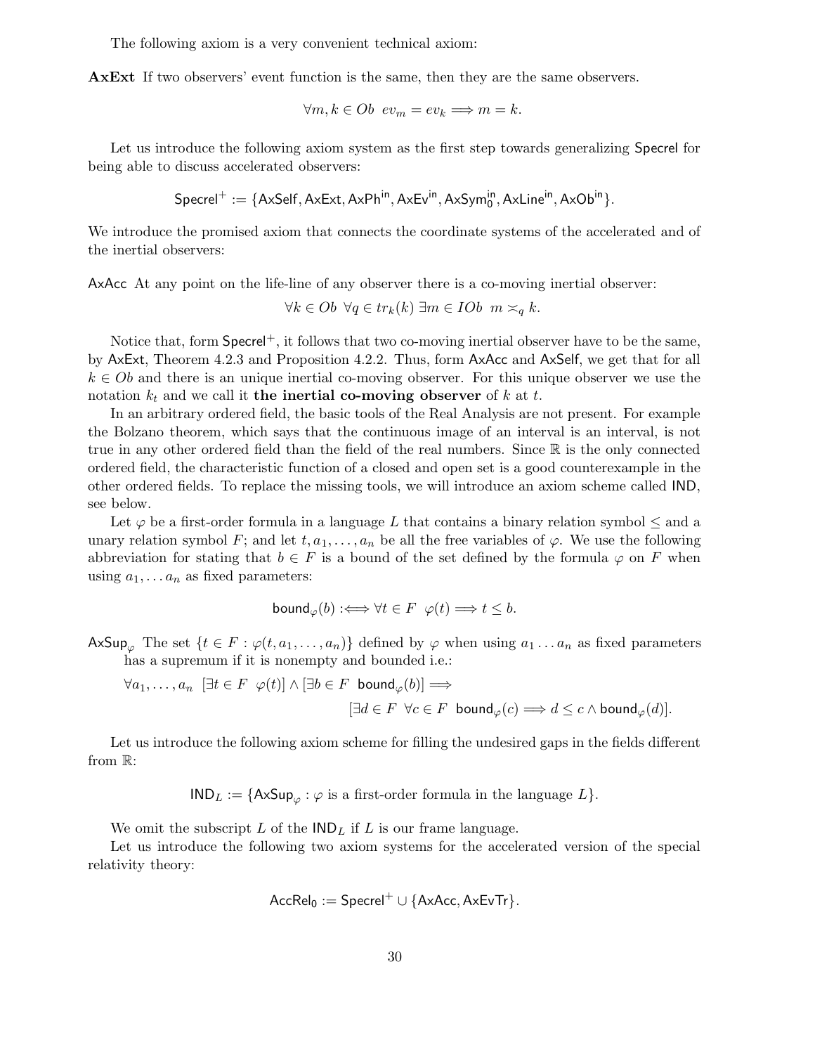The following axiom is a very convenient technical axiom:

**AxExt** If two observers' event function is the same, then they are the same observers.

$$\forall m, k \in Ob \;\; ev_m = ev_k \Longrightarrow m = k.$$

Let us introduce the following axiom system as the first step towards generalizing Specrel for being able to discuss accelerated observers:

$$\mathsf{Specrel}^+ := \{\mathsf{AxSelf}, \mathsf{AxExt}, \mathsf{AxPh}^{\mathsf{in}}, \mathsf{AxEv}^{\mathsf{in}}, \mathsf{AxSym}_0^{\mathsf{in}}, \mathsf{AxLine}^{\mathsf{in}}, \mathsf{AxOb}^{\mathsf{in}}\}.$$

We introduce the promised axiom that connects the coordinate systems of the accelerated and of the inertial observers:

AxAcc At any point on the life-line of any observer there is a co-moving inertial observer:

$$\forall k \in Ob \;\; \forall q \in tr_k(k) \; \exists m \in IOb \;\; m \asymp_q k.$$

Notice that, form $\mathsf{Specrel}^+$, it follows that two co-moving inertial observer have to be the same, by AxExt, Theorem 4.2.3 and Proposition 4.2.2. Thus, form AxAcc and AxSelf, we get that for all $k \in Ob$ and there is an unique inertial co-moving observer. For this unique observer we use the notation $k_t$ and we call it **the inertial co-moving observer** of $k$ at $t$.

In an arbitrary ordered field, the basic tools of the Real Analysis are not present. For example the Bolzano theorem, which says that the continuous image of an interval is an interval, is not true in any other ordered field than the field of the real numbers. Since $\mathbb{R}$ is the only connected ordered field, the characteristic function of a closed and open set is a good counterexample in the other ordered fields. To replace the missing tools, we will introduce an axiom scheme called IND, see below.

Let $\varphi$ be a first-order formula in a language $L$ that contains a binary relation symbol $\leq$ and a unary relation symbol $F$; and let $t, a_1, \ldots, a_n$ be all the free variables of $\varphi$. We use the following abbreviation for stating that $b \in F$ is a bound of the set defined by the formula $\varphi$ on $F$ when using $a_1, \ldots a_n$ as fixed parameters:

$$\mathsf{bound}_\varphi(b) :\Longleftrightarrow \forall t \in F \;\; \varphi(t) \Longrightarrow t \leq b.$$

$\mathsf{AxSup}_\varphi$ The set $\{t \in F : \varphi(t, a_1, \ldots, a_n)\}$ defined by $\varphi$ when using $a_1 \ldots a_n$ as fixed parameters has a supremum if it is nonempty and bounded i.e.:

$$\forall a_1, \ldots, a_n \;\; [\exists t \in F \;\; \varphi(t)] \wedge [\exists b \in F \;\; \mathsf{bound}_\varphi(b)] \Longrightarrow$$
$$[\exists d \in F \;\; \forall c \in F \;\; \mathsf{bound}_\varphi(c) \Longrightarrow d \leq c \wedge \mathsf{bound}_\varphi(d)].$$

Let us introduce the following axiom scheme for filling the undesired gaps in the fields different from $\mathbb{R}$:

$$\mathsf{IND}_L := \{\mathsf{AxSup}_\varphi : \varphi \text{ is a first-order formula in the language } L\}.$$

We omit the subscript $L$ of the $\mathsf{IND}_L$ if $L$ is our frame language.

Let us introduce the following two axiom systems for the accelerated version of the special relativity theory:

$$\mathsf{AccRel}_0 := \mathsf{Specrel}^+ \cup \{\mathsf{AxAcc}, \mathsf{AxEvTr}\}.$$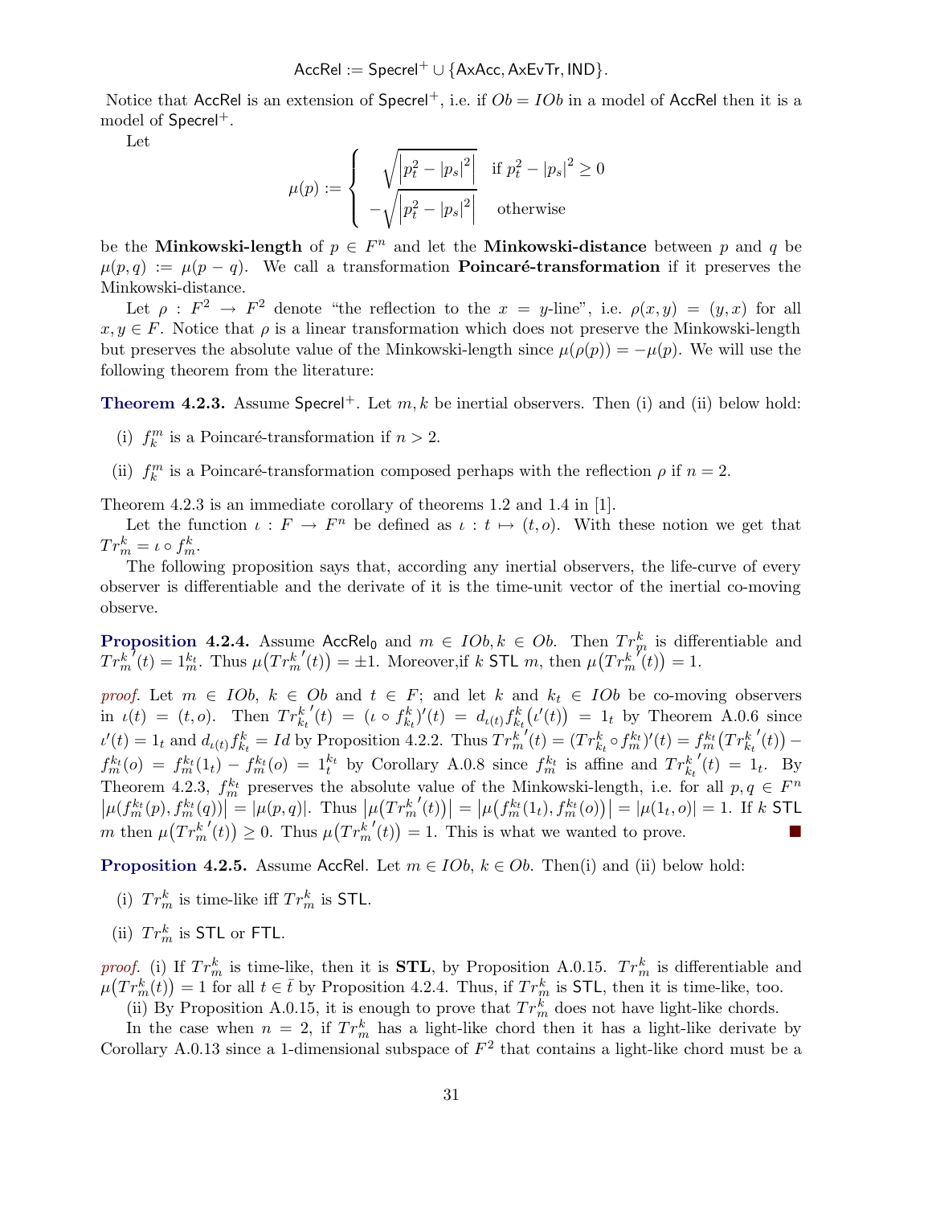$$\mathsf{AccRel} := \mathsf{Specrel}^+ \cup \{\mathsf{AxAcc}, \mathsf{AxEvTr}, \mathsf{IND}\}.$$

Notice that $\mathsf{AccRel}$ is an extension of $\mathsf{Specrel}^+$, i.e. if $Ob = IOb$ in a model of $\mathsf{AccRel}$ then it is a model of $\mathsf{Specrel}^+$.

Let

$$\mu(p) := \begin{cases} \sqrt{\left|p_t^2 - |p_s|^2\right|} & \text{if } p_t^2 - |p_s|^2 \geq 0 \\ -\sqrt{\left|p_t^2 - |p_s|^2\right|} & \text{otherwise} \end{cases}$$

be the **Minkowski-length** of $p \in F^n$ and let the **Minkowski-distance** between $p$ and $q$ be $\mu(p,q) := \mu(p-q)$. We call a transformation **Poincaré-transformation** if it preserves the Minkowski-distance.

Let $\rho : F^2 \to F^2$ denote "the reflection to the $x = y$-line", i.e. $\rho(x,y) = (y,x)$ for all $x, y \in F$. Notice that $\rho$ is a linear transformation which does not preserve the Minkowski-length but preserves the absolute value of the Minkowski-length since $\mu(\rho(p)) = -\mu(p)$. We will use the following theorem from the literature:

**Theorem 4.2.3.** Assume $\mathsf{Specrel}^+$. Let $m, k$ be inertial observers. Then (i) and (ii) below hold:

(i) $f_k^m$ is a Poincaré-transformation if $n > 2$.

(ii) $f_k^m$ is a Poincaré-transformation composed perhaps with the reflection $\rho$ if $n = 2$.

Theorem 4.2.3 is an immediate corollary of theorems 1.2 and 1.4 in [1].

Let the function $\iota : F \to F^n$ be defined as $\iota : t \mapsto (t, o)$. With these notion we get that $Tr_m^k = \iota \circ f_m^k$.

The following proposition says that, according any inertial observers, the life-curve of every observer is differentiable and the derivate of it is the time-unit vector of the inertial co-moving observe.

**Proposition 4.2.4.** Assume $\mathsf{AccRel_0}$ and $m \in IOb, k \in Ob$. Then $Tr_m^k$ is differentiable and $Tr_m^{k\,\prime}(t) = 1_m^{k_t}$. Thus $\mu\big(Tr_m^{k\,\prime}(t)\big) = \pm 1$. Moreover,if $k$ $\mathsf{STL}$ $m$, then $\mu\big(Tr_m^{k\,\prime}(t)\big) = 1$.

*proof.* Let $m \in IOb$, $k \in Ob$ and $t \in F$; and let $k$ and $k_t \in IOb$ be co-moving observers in $\iota(t) = (t, o)$. Then $Tr_{k_t}^{k\,\prime}(t) = (\iota \circ f_{k_t}^k)'(t) = d_{\iota(t)} f_{k_t}^k\big(\iota'(t)\big) = 1_t$ by Theorem A.0.6 since $\iota'(t) = 1_t$ and $d_{\iota(t)} f_{k_t}^k = Id$ by Proposition 4.2.2. Thus $Tr_m^{k\,\prime}(t) = (Tr_{k_t}^k \circ f_m^{k_t})'(t) = f_m^{k_t}\big(Tr_{k_t}^{k\,\prime}(t)\big) - f_m^{k_t}(o) = f_m^{k_t}(1_t) - f_m^{k_t}(o) = 1_t^{k_t}$ by Corollary A.0.8 since $f_m^{k_t}$ is affine and $Tr_{k_t}^{k\,\prime}(t) = 1_t$. By Theorem 4.2.3, $f_m^{k_t}$ preserves the absolute value of the Minkowski-length, i.e. for all $p, q \in F^n$ $\big|\mu(f_m^{k_t}(p), f_m^{k_t}(q))\big| = |\mu(p,q)|$. Thus $\big|\mu\big(Tr_m^{k\,\prime}(t)\big)\big| = \big|\mu\big(f_m^{k_t}(1_t), f_m^{k_t}(o)\big)\big| = |\mu(1_t, o)| = 1$. If $k$ $\mathsf{STL}$ $m$ then $\mu\big(Tr_m^{k\,\prime}(t)\big) \geq 0$. Thus $\mu\big(Tr_m^{k\,\prime}(t)\big) = 1$. This is what we wanted to prove. ■

**Proposition 4.2.5.** Assume $\mathsf{AccRel}$. Let $m \in IOb$, $k \in Ob$. Then(i) and (ii) below hold:

(i) $Tr_m^k$ is time-like iff $Tr_m^k$ is $\mathsf{STL}$.

(ii) $Tr_m^k$ is $\mathsf{STL}$ or $\mathsf{FTL}$.

*proof.* (i) If $Tr_m^k$ is time-like, then it is **STL**, by Proposition A.0.15. $Tr_m^k$ is differentiable and $\mu\big(Tr_m^k(t)\big) = 1$ for all $t \in \bar{t}$ by Proposition 4.2.4. Thus, if $Tr_m^k$ is $\mathsf{STL}$, then it is time-like, too.

(ii) By Proposition A.0.15, it is enough to prove that $Tr_m^k$ does not have light-like chords.

In the case when $n = 2$, if $Tr_m^k$ has a light-like chord then it has a light-like derivate by Corollary A.0.13 since a 1-dimensional subspace of $F^2$ that contains a light-like chord must be a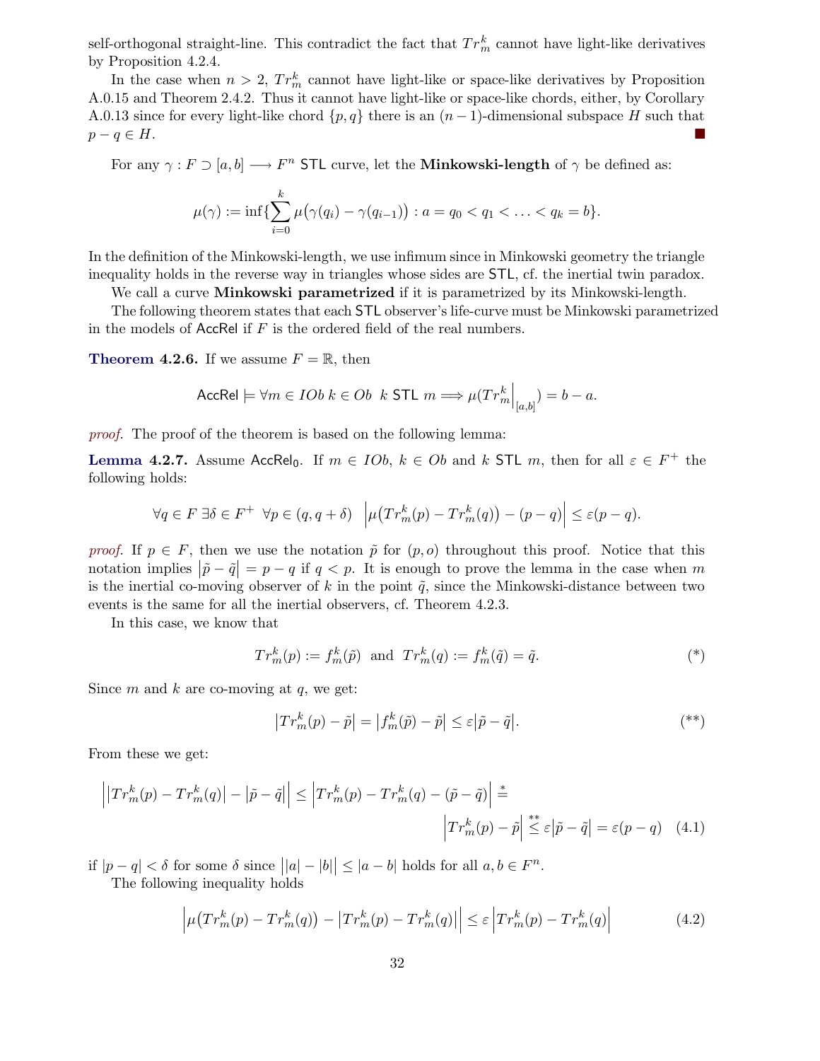self-orthogonal straight-line. This contradict the fact that $Tr^k_m$ cannot have light-like derivatives by Proposition 4.2.4.

In the case when $n > 2$, $Tr^k_m$ cannot have light-like or space-like derivatives by Proposition A.0.15 and Theorem 2.4.2. Thus it cannot have light-like or space-like chords, either, by Corollary A.0.13 since for every light-like chord $\{p, q\}$ there is an $(n-1)$-dimensional subspace $H$ such that $p - q \in H$. ■

For any $\gamma : F \supset [a, b] \longrightarrow F^n$ STL curve, let the **Minkowski-length** of $\gamma$ be defined as:

$$\mu(\gamma) := \inf\{\sum_{i=0}^{k} \mu\big(\gamma(q_i) - \gamma(q_{i-1})\big) : a = q_0 < q_1 < \ldots < q_k = b\}.$$

In the definition of the Minkowski-length, we use infimum since in Minkowski geometry the triangle inequality holds in the reverse way in triangles whose sides are STL, cf. the inertial twin paradox.

We call a curve **Minkowski parametrized** if it is parametrized by its Minkowski-length.

The following theorem states that each STL observer's life-curve must be Minkowski parametrized in the models of AccRel if $F$ is the ordered field of the real numbers.

**Theorem 4.2.6.** If we assume $F = \mathbb{R}$, then

$$\mathsf{AccRel} \models \forall m \in IOb\ k \in Ob\ \ k \ \mathsf{STL}\ m \Longrightarrow \mu(Tr^k_m\Big|_{[a,b]}) = b - a.$$

*proof.* The proof of the theorem is based on the following lemma:

**Lemma 4.2.7.** Assume $\mathsf{AccRel}_0$. If $m \in IOb$, $k \in Ob$ and $k$ STL $m$, then for all $\varepsilon \in F^+$ the following holds:

$$\forall q \in F\ \exists \delta \in F^+\ \forall p \in (q, q+\delta)\ \ \Big|\mu\big(Tr^k_m(p) - Tr^k_m(q)\big) - (p-q)\Big| \le \varepsilon(p-q).$$

*proof.* If $p \in F$, then we use the notation $\tilde{p}$ for $(p, o)$ throughout this proof. Notice that this notation implies $\big|\tilde{p} - \tilde{q}\big| = p - q$ if $q < p$. It is enough to prove the lemma in the case when $m$ is the inertial co-moving observer of $k$ in the point $\tilde{q}$, since the Minkowski-distance between two events is the same for all the inertial observers, cf. Theorem 4.2.3.

In this case, we know that

$$Tr^k_m(p) := f^k_m(\tilde{p}) \ \text{ and } \ Tr^k_m(q) := f^k_m(\tilde{q}) = \tilde{q}. \tag{*}$$

Since $m$ and $k$ are co-moving at $q$, we get:

$$\big|Tr^k_m(p) - \tilde{p}\big| = \big|f^k_m(\tilde{p}) - \tilde{p}\big| \le \varepsilon\big|\tilde{p} - \tilde{q}\big|. \tag{**}$$

From these we get:

$$\Big|\big|Tr^k_m(p) - Tr^k_m(q)\big| - \big|\tilde{p} - \tilde{q}\big|\Big| \le \Big|Tr^k_m(p) - Tr^k_m(q) - (\tilde{p} - \tilde{q})\Big| \stackrel{*}{=} \Big|Tr^k_m(p) - \tilde{p}\Big| \stackrel{**}{\le} \varepsilon\big|\tilde{p} - \tilde{q}\big| = \varepsilon(p-q) \tag{4.1}$$

if $|p - q| < \delta$ for some $\delta$ since $\big||a| - |b|\big| \le |a - b|$ holds for all $a, b \in F^n$.

The following inequality holds

$$\Big|\mu\big(Tr^k_m(p) - Tr^k_m(q)\big) - \big|Tr^k_m(p) - Tr^k_m(q)\big|\Big| \le \varepsilon\,\Big|Tr^k_m(p) - Tr^k_m(q)\Big| \tag{4.2}$$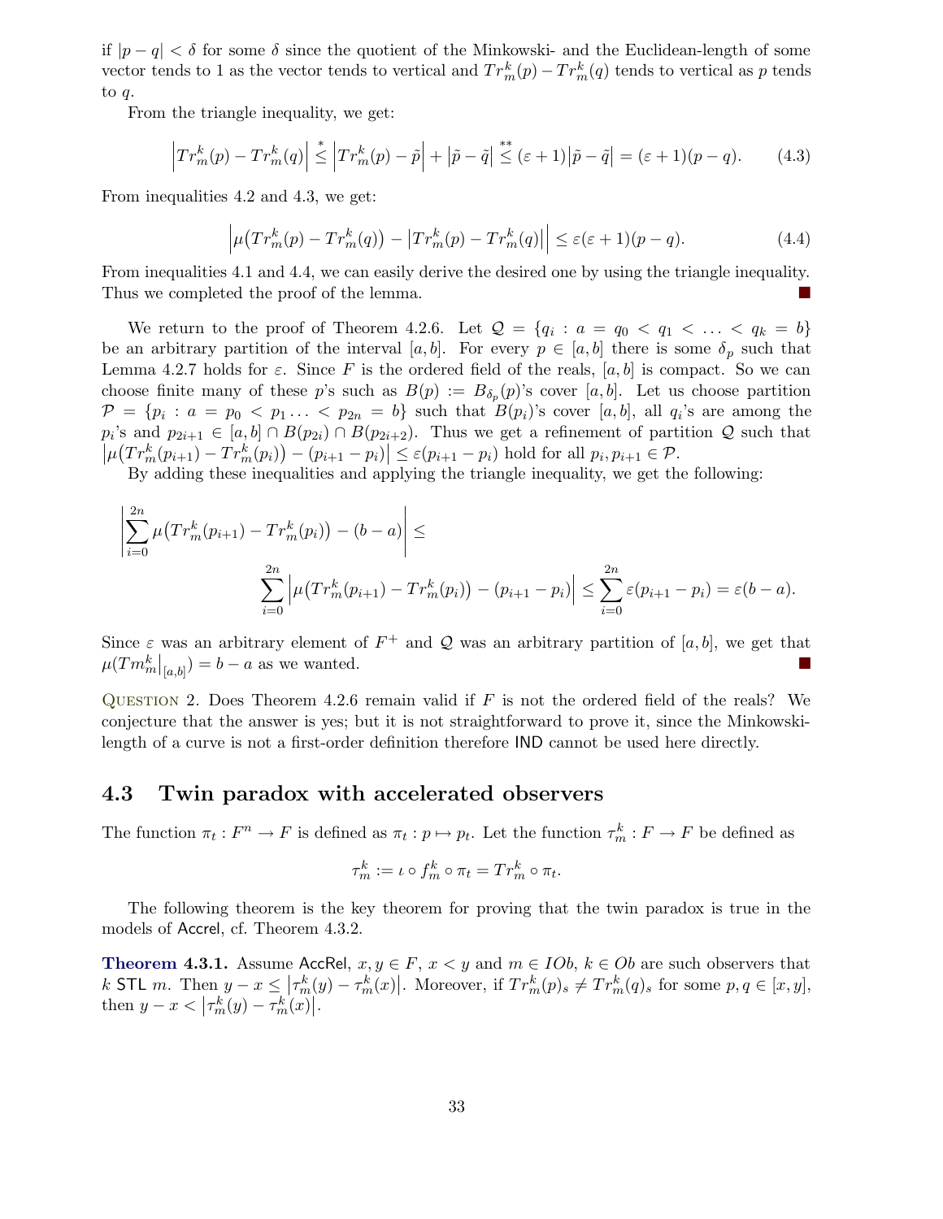if $|p - q| < \delta$ for some $\delta$ since the quotient of the Minkowski- and the Euclidean-length of some vector tends to 1 as the vector tends to vertical and $Tr_m^k(p) - Tr_m^k(q)$ tends to vertical as $p$ tends to $q$.

From the triangle inequality, we get:

$$\left|Tr_m^k(p) - Tr_m^k(q)\right| \overset{*}{\leq} \left|Tr_m^k(p) - \tilde{p}\right| + \left|\tilde{p} - \tilde{q}\right| \overset{**}{\leq} (\varepsilon + 1)\left|\tilde{p} - \tilde{q}\right| = (\varepsilon + 1)(p - q). \tag{4.3}$$

From inequalities 4.2 and 4.3, we get:

$$\left|\mu\big(Tr_m^k(p) - Tr_m^k(q)\big) - \left|Tr_m^k(p) - Tr_m^k(q)\right|\right| \leq \varepsilon(\varepsilon + 1)(p - q). \tag{4.4}$$

From inequalities 4.1 and 4.4, we can easily derive the desired one by using the triangle inequality. Thus we completed the proof of the lemma. ■

We return to the proof of Theorem 4.2.6. Let $\mathcal{Q} = \{q_i : a = q_0 < q_1 < \ldots < q_k = b\}$ be an arbitrary partition of the interval $[a, b]$. For every $p \in [a, b]$ there is some $\delta_p$ such that Lemma 4.2.7 holds for $\varepsilon$. Since $F$ is the ordered field of the reals, $[a, b]$ is compact. So we can choose finite many of these $p$'s such as $B(p) := B_{\delta_p}(p)$'s cover $[a, b]$. Let us choose partition $\mathcal{P} = \{p_i : a = p_0 < p_1 \ldots < p_{2n} = b\}$ such that $B(p_i)$'s cover $[a, b]$, all $q_i$'s are among the $p_i$'s and $p_{2i+1} \in [a, b] \cap B(p_{2i}) \cap B(p_{2i+2})$. Thus we get a refinement of partition $\mathcal{Q}$ such that $\left|\mu\big(Tr_m^k(p_{i+1}) - Tr_m^k(p_i)\big) - (p_{i+1} - p_i)\right| \leq \varepsilon(p_{i+1} - p_i)$ hold for all $p_i, p_{i+1} \in \mathcal{P}$.

By adding these inequalities and applying the triangle inequality, we get the following:

$$\left|\sum_{i=0}^{2n} \mu\big(Tr_m^k(p_{i+1}) - Tr_m^k(p_i)\big) - (b - a)\right| \leq$$

$$\sum_{i=0}^{2n} \left|\mu\big(Tr_m^k(p_{i+1}) - Tr_m^k(p_i)\big) - (p_{i+1} - p_i)\right| \leq \sum_{i=0}^{2n} \varepsilon(p_{i+1} - p_i) = \varepsilon(b - a).$$

Since $\varepsilon$ was an arbitrary element of $F^+$ and $\mathcal{Q}$ was an arbitrary partition of $[a, b]$, we get that $\mu(Tm_m^k\big|_{[a,b]}) = b - a$ as we wanted. ■

Question 2. Does Theorem 4.2.6 remain valid if $F$ is not the ordered field of the reals? We conjecture that the answer is yes; but it is not straightforward to prove it, since the Minkowski-length of a curve is not a first-order definition therefore IND cannot be used here directly.

## 4.3 Twin paradox with accelerated observers

The function $\pi_t : F^n \to F$ is defined as $\pi_t : p \mapsto p_t$. Let the function $\tau_m^k : F \to F$ be defined as

$$\tau_m^k := \iota \circ f_m^k \circ \pi_t = Tr_m^k \circ \pi_t.$$

The following theorem is the key theorem for proving that the twin paradox is true in the models of Accrel, cf. Theorem 4.3.2.

**Theorem 4.3.1.** Assume AccRel, $x, y \in F$, $x < y$ and $m \in IOb$, $k \in Ob$ are such observers that $k$ STL $m$. Then $y - x \leq \left|\tau_m^k(y) - \tau_m^k(x)\right|$. Moreover, if $Tr_m^k(p)_s \neq Tr_m^k(q)_s$ for some $p, q \in [x, y]$, then $y - x < \left|\tau_m^k(y) - \tau_m^k(x)\right|$.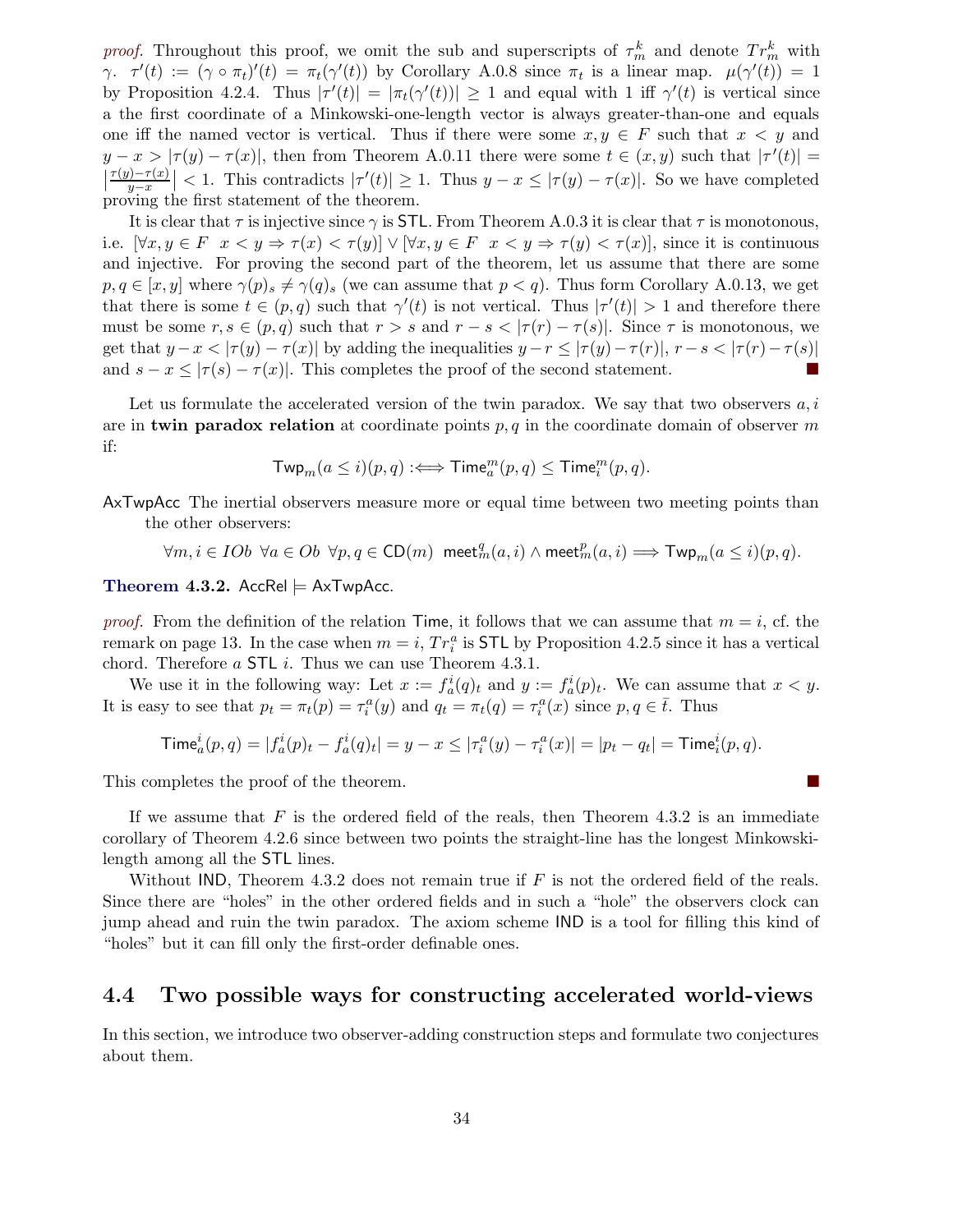*proof.* Throughout this proof, we omit the sub and superscripts of $\tau_m^k$ and denote $Tr_m^k$ with $\gamma$. $\tau'(t) := (\gamma \circ \pi_t)'(t) = \pi_t(\gamma'(t))$ by Corollary A.0.8 since $\pi_t$ is a linear map. $\mu(\gamma'(t)) = 1$ by Proposition 4.2.4. Thus $|\tau'(t)| = |\pi_t(\gamma'(t))| \geq 1$ and equal with 1 iff $\gamma'(t)$ is vertical since a the first coordinate of a Minkowski-one-length vector is always greater-than-one and equals one iff the named vector is vertical. Thus if there were some $x, y \in F$ such that $x < y$ and $y - x > |\tau(y) - \tau(x)|$, then from Theorem A.0.11 there were some $t \in (x, y)$ such that $|\tau'(t)| = \left|\frac{\tau(y)-\tau(x)}{y-x}\right| < 1$. This contradicts $|\tau'(t)| \geq 1$. Thus $y - x \leq |\tau(y) - \tau(x)|$. So we have completed proving the first statement of the theorem.

It is clear that $\tau$ is injective since $\gamma$ is $\mathsf{STL}$. From Theorem A.0.3 it is clear that $\tau$ is monotonous, i.e. $[\forall x, y \in F \;\; x < y \Rightarrow \tau(x) < \tau(y)] \vee [\forall x, y \in F \;\; x < y \Rightarrow \tau(y) < \tau(x)]$, since it is continuous and injective. For proving the second part of the theorem, let us assume that there are some $p, q \in [x, y]$ where $\gamma(p)_s \neq \gamma(q)_s$ (we can assume that $p < q$). Thus form Corollary A.0.13, we get that there is some $t \in (p, q)$ such that $\gamma'(t)$ is not vertical. Thus $|\tau'(t)| > 1$ and therefore there must be some $r, s \in (p, q)$ such that $r > s$ and $r - s < |\tau(r) - \tau(s)|$. Since $\tau$ is monotonous, we get that $y - x < |\tau(y) - \tau(x)|$ by adding the inequalities $y - r \leq |\tau(y) - \tau(r)|$, $r - s < |\tau(r) - \tau(s)|$ and $s - x \leq |\tau(s) - \tau(x)|$. This completes the proof of the second statement. ■

Let us formulate the accelerated version of the twin paradox. We say that two observers $a, i$ are in **twin paradox relation** at coordinate points $p, q$ in the coordinate domain of observer $m$ if:

$$\mathsf{Twp}_m(a \leq i)(p, q) :\Longleftrightarrow \mathsf{Time}_a^m(p, q) \leq \mathsf{Time}_i^m(p, q).$$

$\mathsf{AxTwpAcc}$ The inertial observers measure more or equal time between two meeting points than the other observers:

$$\forall m, i \in IOb \;\; \forall a \in Ob \;\; \forall p, q \in \mathsf{CD}(m) \;\; \mathsf{meet}_m^q(a, i) \wedge \mathsf{meet}_m^p(a, i) \Longrightarrow \mathsf{Twp}_m(a \leq i)(p, q).$$

**Theorem 4.3.2.** $\mathsf{AccRel} \models \mathsf{AxTwpAcc}$.

*proof.* From the definition of the relation $\mathsf{Time}$, it follows that we can assume that $m = i$, cf. the remark on page 13. In the case when $m = i$, $Tr_i^a$ is $\mathsf{STL}$ by Proposition 4.2.5 since it has a vertical chord. Therefore $a$ $\mathsf{STL}$ $i$. Thus we can use Theorem 4.3.1.

We use it in the following way: Let $x := f_a^i(q)_t$ and $y := f_a^i(p)_t$. We can assume that $x < y$. It is easy to see that $p_t = \pi_t(p) = \tau_i^a(y)$ and $q_t = \pi_t(q) = \tau_i^a(x)$ since $p, q \in \bar{t}$. Thus

$$\mathsf{Time}_a^i(p, q) = |f_a^i(p)_t - f_a^i(q)_t| = y - x \leq |\tau_i^a(y) - \tau_i^a(x)| = |p_t - q_t| = \mathsf{Time}_i^i(p, q).$$

This completes the proof of the theorem. ■

If we assume that $F$ is the ordered field of the reals, then Theorem 4.3.2 is an immediate corollary of Theorem 4.2.6 since between two points the straight-line has the longest Minkowski-length among all the $\mathsf{STL}$ lines.

Without $\mathsf{IND}$, Theorem 4.3.2 does not remain true if $F$ is not the ordered field of the reals. Since there are "holes" in the other ordered fields and in such a "hole" the observers clock can jump ahead and ruin the twin paradox. The axiom scheme $\mathsf{IND}$ is a tool for filling this kind of "holes" but it can fill only the first-order definable ones.

## 4.4 Two possible ways for constructing accelerated world-views

In this section, we introduce two observer-adding construction steps and formulate two conjectures about them.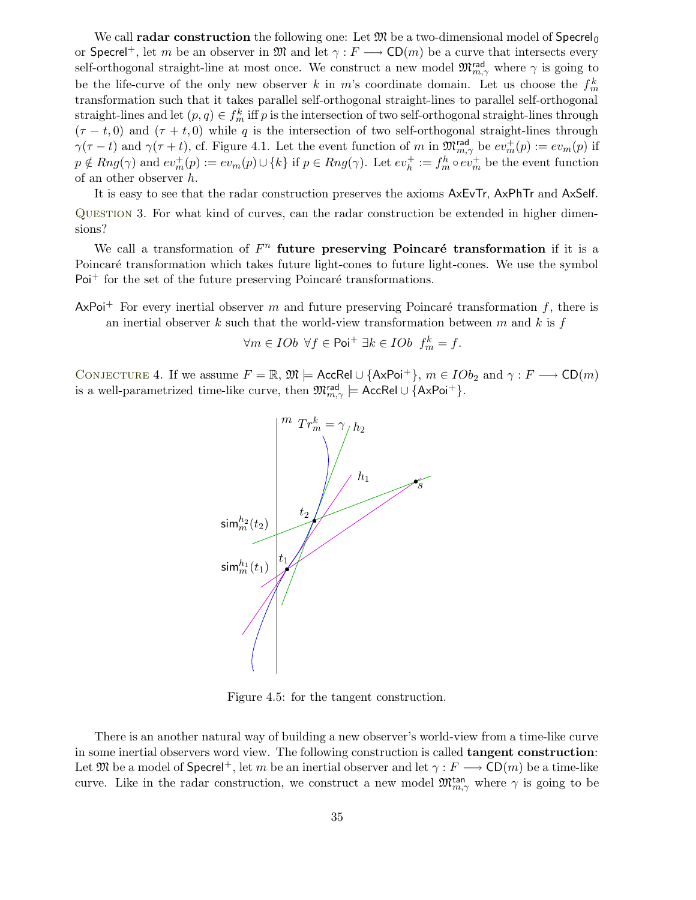We call **radar construction** the following one: Let $\mathfrak{M}$ be a two-dimensional model of $\mathsf{Specrel}_0$ or $\mathsf{Specrel}^+$, let $m$ be an observer in $\mathfrak{M}$ and let $\gamma : F \longrightarrow \mathsf{CD}(m)$ be a curve that intersects every self-orthogonal straight-line at most once. We construct a new model $\mathfrak{M}^{\mathsf{rad}}_{m,\gamma}$ where $\gamma$ is going to be the life-curve of the only new observer $k$ in $m$'s coordinate domain. Let us choose the $f^k_m$ transformation such that it takes parallel self-orthogonal straight-lines to parallel self-orthogonal straight-lines and let $(p, q) \in f^k_m$ iff $p$ is the intersection of two self-orthogonal straight-lines through $(\tau - t, 0)$ and $(\tau + t, 0)$ while $q$ is the intersection of two self-orthogonal straight-lines through $\gamma(\tau - t)$ and $\gamma(\tau + t)$, cf. Figure 4.1. Let the event function of $m$ in $\mathfrak{M}^{\mathsf{rad}}_{m,\gamma}$ be $ev^+_m(p) := ev_m(p)$ if $p \notin Rng(\gamma)$ and $ev^+_m(p) := ev_m(p) \cup \{k\}$ if $p \in Rng(\gamma)$. Let $ev^+_h := f^h_m \circ ev^+_m$ be the event function of an other observer $h$.

It is easy to see that the radar construction preserves the axioms $\mathsf{AxEvTr}$, $\mathsf{AxPhTr}$ and $\mathsf{AxSelf}$.

QUESTION 3. For what kind of curves, can the radar construction be extended in higher dimensions?

We call a transformation of $F^n$ **future preserving Poincaré transformation** if it is a Poincaré transformation which takes future light-cones to future light-cones. We use the symbol $\mathsf{Poi}^+$ for the set of the future preserving Poincaré transformations.

$\mathsf{AxPoi}^+$ For every inertial observer $m$ and future preserving Poincaré transformation $f$, there is an inertial observer $k$ such that the world-view transformation between $m$ and $k$ is $f$

$$\forall m \in IOb \;\; \forall f \in \mathsf{Poi}^+ \;\; \exists k \in IOb \;\; f^k_m = f.$$

CONJECTURE 4. If we assume $F = \mathbb{R}$, $\mathfrak{M} \models \mathsf{AccRel} \cup \{\mathsf{AxPoi}^+\}$, $m \in IOb_2$ and $\gamma : F \longrightarrow \mathsf{CD}(m)$ is a well-parametrized time-like curve, then $\mathfrak{M}^{\mathsf{rad}}_{m,\gamma} \models \mathsf{AccRel} \cup \{\mathsf{AxPoi}^+\}$.

$m$
$Tr^k_m = \gamma$
$h_2$
$h_1$
$s$
$t_2$
$\mathsf{sim}^{h_2}_m(t_2)$
$t_1$
$\mathsf{sim}^{h_1}_m(t_1)$

Figure 4.5: for the tangent construction.

There is an another natural way of building a new observer's world-view from a time-like curve in some inertial observers word view. The following construction is called **tangent construction**: Let $\mathfrak{M}$ be a model of $\mathsf{Specrel}^+$, let $m$ be an inertial observer and let $\gamma : F \longrightarrow \mathsf{CD}(m)$ be a time-like curve. Like in the radar construction, we construct a new model $\mathfrak{M}^{\mathsf{tan}}_{m,\gamma}$ where $\gamma$ is going to be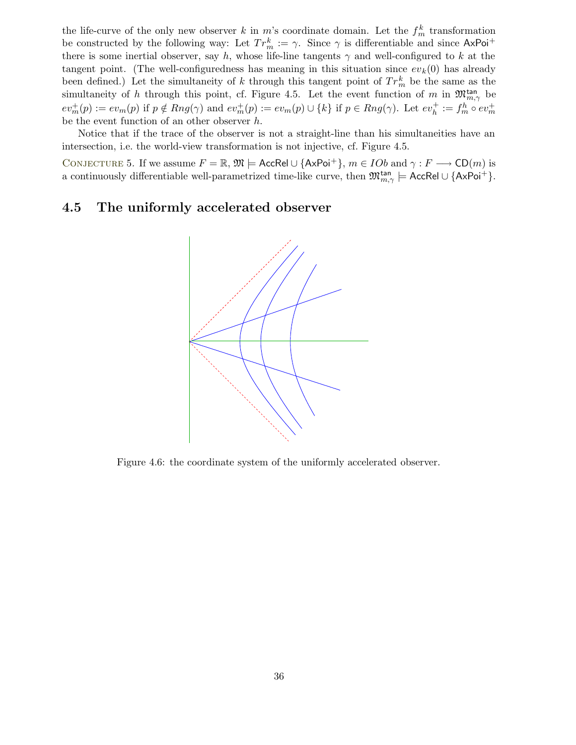the life-curve of the only new observer $k$ in $m$'s coordinate domain. Let the $f_m^k$ transformation be constructed by the following way: Let $Tr_m^k := \gamma$. Since $\gamma$ is differentiable and since $\mathsf{AxPoi}^+$ there is some inertial observer, say $h$, whose life-line tangents $\gamma$ and well-configured to $k$ at the tangent point. (The well-configuredness has meaning in this situation since $ev_k(0)$ has already been defined.) Let the simultaneity of $k$ through this tangent point of $Tr_m^k$ be the same as the simultaneity of $h$ through this point, cf. Figure 4.5. Let the event function of $m$ in $\mathfrak{M}^{\mathsf{tan}}_{m,\gamma}$ be $ev_m^+(p) := ev_m(p)$ if $p \notin Rng(\gamma)$ and $ev_m^+(p) := ev_m(p) \cup \{k\}$ if $p \in Rng(\gamma)$. Let $ev_h^+ := f_m^h \circ ev_m^+$ be the event function of an other observer $h$.

Notice that if the trace of the observer is not a straight-line than his simultaneities have an intersection, i.e. the world-view transformation is not injective, cf. Figure 4.5.

Conjecture 5. If we assume $F = \mathbb{R}$, $\mathfrak{M} \models \mathsf{AccRel} \cup \{\mathsf{AxPoi}^+\}$, $m \in IOb$ and $\gamma : F \longrightarrow \mathsf{CD}(m)$ is a continuously differentiable well-parametrized time-like curve, then $\mathfrak{M}^{\mathsf{tan}}_{m,\gamma} \models \mathsf{AccRel} \cup \{\mathsf{AxPoi}^+\}$.

## 4.5 The uniformly accelerated observer

Figure 4.6: the coordinate system of the uniformly accelerated observer.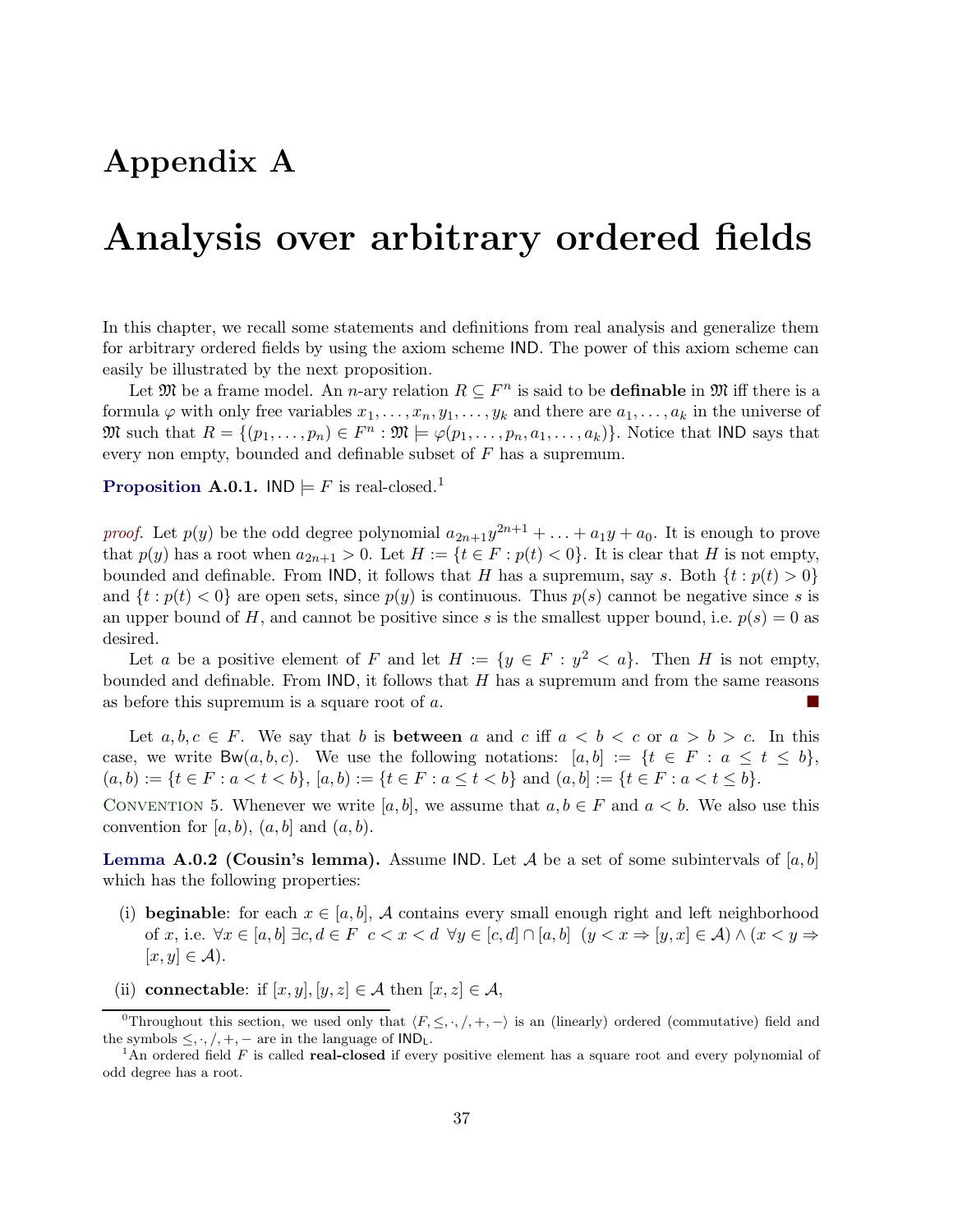# Appendix A

# Analysis over arbitrary ordered fields

In this chapter, we recall some statements and definitions from real analysis and generalize them for arbitrary ordered fields by using the axiom scheme IND. The power of this axiom scheme can easily be illustrated by the next proposition.

Let $\mathfrak{M}$ be a frame model. An $n$-ary relation $R \subseteq F^n$ is said to be **definable** in $\mathfrak{M}$ iff there is a formula $\varphi$ with only free variables $x_1, \ldots, x_n, y_1, \ldots, y_k$ and there are $a_1, \ldots, a_k$ in the universe of $\mathfrak{M}$ such that $R = \{(p_1, \ldots, p_n) \in F^n : \mathfrak{M} \models \varphi(p_1, \ldots, p_n, a_1, \ldots, a_k)\}$. Notice that IND says that every non empty, bounded and definable subset of $F$ has a supremum.

**Proposition A.0.1.** IND $\models F$ is real-closed.[1]

*proof*. Let $p(y)$ be the odd degree polynomial $a_{2n+1}y^{2n+1} + \ldots + a_1 y + a_0$. It is enough to prove that $p(y)$ has a root when $a_{2n+1} > 0$. Let $H := \{t \in F : p(t) < 0\}$. It is clear that $H$ is not empty, bounded and definable. From IND, it follows that $H$ has a supremum, say $s$. Both $\{t : p(t) > 0\}$ and $\{t : p(t) < 0\}$ are open sets, since $p(y)$ is continuous. Thus $p(s)$ cannot be negative since $s$ is an upper bound of $H$, and cannot be positive since $s$ is the smallest upper bound, i.e. $p(s) = 0$ as desired.

Let $a$ be a positive element of $F$ and let $H := \{y \in F : y^2 < a\}$. Then $H$ is not empty, bounded and definable. From IND, it follows that $H$ has a supremum and from the same reasons as before this supremum is a square root of $a$. ■

Let $a, b, c \in F$. We say that $b$ is **between** $a$ and $c$ iff $a < b < c$ or $a > b > c$. In this case, we write $\mathsf{Bw}(a, b, c)$. We use the following notations: $[a, b] := \{t \in F : a \leq t \leq b\}$, $(a, b) := \{t \in F : a < t < b\}$, $[a, b) := \{t \in F : a \leq t < b\}$ and $(a, b] := \{t \in F : a < t \leq b\}$.

CONVENTION 5. Whenever we write $[a, b]$, we assume that $a, b \in F$ and $a < b$. We also use this convention for $[a, b)$, $(a, b]$ and $(a, b)$.

**Lemma A.0.2 (Cousin's lemma).** Assume IND. Let $\mathcal{A}$ be a set of some subintervals of $[a, b]$ which has the following properties:

(i) **beginable**: for each $x \in [a, b]$, $\mathcal{A}$ contains every small enough right and left neighborhood of $x$, i.e. $\forall x \in [a, b]\ \exists c, d \in F\ \ c < x < d\ \ \forall y \in [c, d] \cap [a, b]\ \ (y < x \Rightarrow [y, x] \in \mathcal{A}) \wedge (x < y \Rightarrow [x, y] \in \mathcal{A})$.

(ii) **connectable**: if $[x, y], [y, z] \in \mathcal{A}$ then $[x, z] \in \mathcal{A}$,

---

[0] Throughout this section, we used only that $\langle F, \leq, \cdot, /, +, - \rangle$ is an (linearly) ordered (commutative) field and the symbols $\leq, \cdot, /, +, -$ are in the language of $\mathsf{IND_L}$.

[1] An ordered field $F$ is called **real-closed** if every positive element has a square root and every polynomial of odd degree has a root.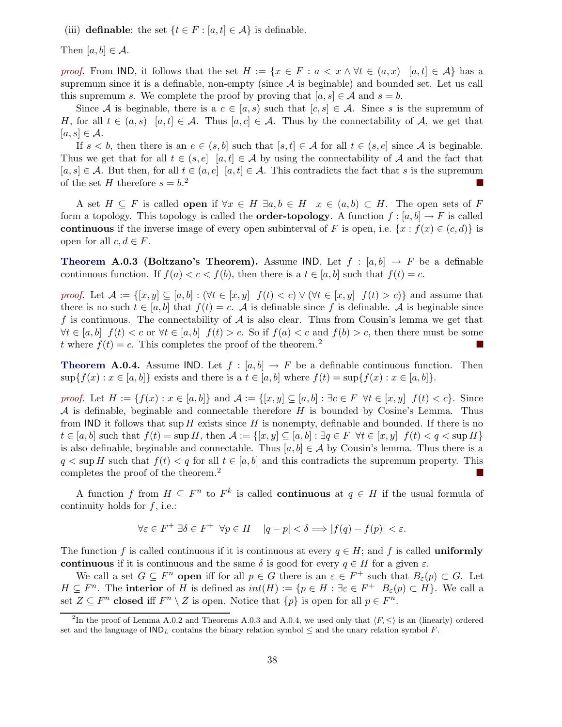(iii) **definable**: the set $\{t \in F : [a,t] \in \mathcal{A}\}$ is definable.

Then $[a,b] \in \mathcal{A}$.

*proof.* From IND, it follows that the set $H := \{x \in F : a < x \wedge \forall t \in (a,x) \;\; [a,t] \in \mathcal{A}\}$ has a supremum since it is a definable, non-empty (since $\mathcal{A}$ is beginable) and bounded set. Let us call this supremum $s$. We complete the proof by proving that $[a,s] \in \mathcal{A}$ and $s = b$.

Since $\mathcal{A}$ is beginable, there is a $c \in [a,s)$ such that $[c,s] \in \mathcal{A}$. Since $s$ is the supremum of $H$, for all $t \in (a,s)$ $\;[a,t] \in \mathcal{A}$. Thus $[a,c] \in \mathcal{A}$. Thus by the connectability of $\mathcal{A}$, we get that $[a,s] \in \mathcal{A}$.

If $s < b$, then there is an $e \in (s,b]$ such that $[s,t] \in \mathcal{A}$ for all $t \in (s,e]$ since $\mathcal{A}$ is beginable. Thus we get that for all $t \in (s,e]$ $\;[a,t] \in \mathcal{A}$ by using the connectability of $\mathcal{A}$ and the fact that $[a,s] \in \mathcal{A}$. But then, for all $t \in (a,e]$ $\;[a,t] \in \mathcal{A}$. This contradicts the fact that $s$ is the supremum of the set $H$ therefore $s = b$.[2] ■

A set $H \subseteq F$ is called **open** if $\forall x \in H \;\exists a,b \in H \;\; x \in (a,b) \subset H$. The open sets of $F$ form a topology. This topology is called the **order-topology**. A function $f : [a,b] \to F$ is called **continuous** if the inverse image of every open subinterval of $F$ is open, i.e. $\{x : f(x) \in (c,d)\}$ is open for all $c,d \in F$.

**Theorem A.0.3 (Boltzano's Theorem).** Assume IND. Let $f : [a,b] \to F$ be a definable continuous function. If $f(a) < c < f(b)$, then there is a $t \in [a,b]$ such that $f(t) = c$.

*proof.* Let $\mathcal{A} := \{[x,y] \subseteq [a,b] : (\forall t \in [x,y] \;\; f(t) < c) \vee (\forall t \in [x,y] \;\; f(t) > c)\}$ and assume that there is no such $t \in [a,b]$ that $f(t) = c$. $\mathcal{A}$ is definable since $f$ is definable. $\mathcal{A}$ is beginable since $f$ is continuous. The connectability of $\mathcal{A}$ is also clear. Thus from Cousin's lemma we get that $\forall t \in [a,b] \;\; f(t) < c$ or $\forall t \in [a,b] \;\; f(t) > c$. So if $f(a) < c$ and $f(b) > c$, then there must be some $t$ where $f(t) = c$. This completes the proof of the theorem.[2] ■

**Theorem A.0.4.** Assume IND. Let $f : [a,b] \to F$ be a definable continuous function. Then $\sup\{f(x) : x \in [a,b]\}$ exists and there is a $t \in [a,b]$ where $f(t) = \sup\{f(x) : x \in [a,b]\}$.

*proof.* Let $H := \{f(x) : x \in [a,b]\}$ and $\mathcal{A} := \{[x,y] \subseteq [a,b] : \exists c \in F \;\; \forall t \in [x,y] \;\; f(t) < c\}$. Since $\mathcal{A}$ is definable, beginable and connectable therefore $H$ is bounded by Cosine's Lemma. Thus from IND it follows that $\sup H$ exists since $H$ is nonempty, definable and bounded. If there is no $t \in [a,b]$ such that $f(t) = \sup H$, then $\mathcal{A} := \{[x,y] \subseteq [a,b] : \exists q \in F \;\; \forall t \in [x,y] \;\; f(t) < q < \sup H\}$ is also definable, beginable and connectable. Thus $[a,b] \in \mathcal{A}$ by Cousin's lemma. Thus there is a $q < \sup H$ such that $f(t) < q$ for all $t \in [a,b]$ and this contradicts the supremum property. This completes the proof of the theorem.[2] ■

A function $f$ from $H \subseteq F^n$ to $F^k$ is called **continuous** at $q \in H$ if the usual formula of continuity holds for $f$, i.e.:

$$\forall \varepsilon \in F^+ \; \exists \delta \in F^+ \;\; \forall p \in H \quad |q - p| < \delta \Longrightarrow |f(q) - f(p)| < \varepsilon.$$

The function $f$ is called continuous if it is continuous at every $q \in H$; and $f$ is called **uniformly continuous** if it is continuous and the same $\delta$ is good for every $q \in H$ for a given $\varepsilon$.

We call a set $G \subseteq F^n$ **open** iff for all $p \in G$ there is an $\varepsilon \in F^+$ such that $B_\varepsilon(p) \subset G$. Let $H \subseteq F^n$. The **interior** of $H$ is defined as $int(H) := \{p \in H : \exists \varepsilon \in F^+ \;\; B_\varepsilon(p) \subset H\}$. We call a set $Z \subseteq F^n$ **closed** iff $F^n \setminus Z$ is open. Notice that $\{p\}$ is open for all $p \in F^n$.

---

[2] In the proof of Lemma A.0.2 and Theorems A.0.3 and A.0.4, we used only that $\langle F, \leq \rangle$ is an (linearly) ordered set and the language of $\mathsf{IND}_L$ contains the binary relation symbol $\leq$ and the unary relation symbol $F$.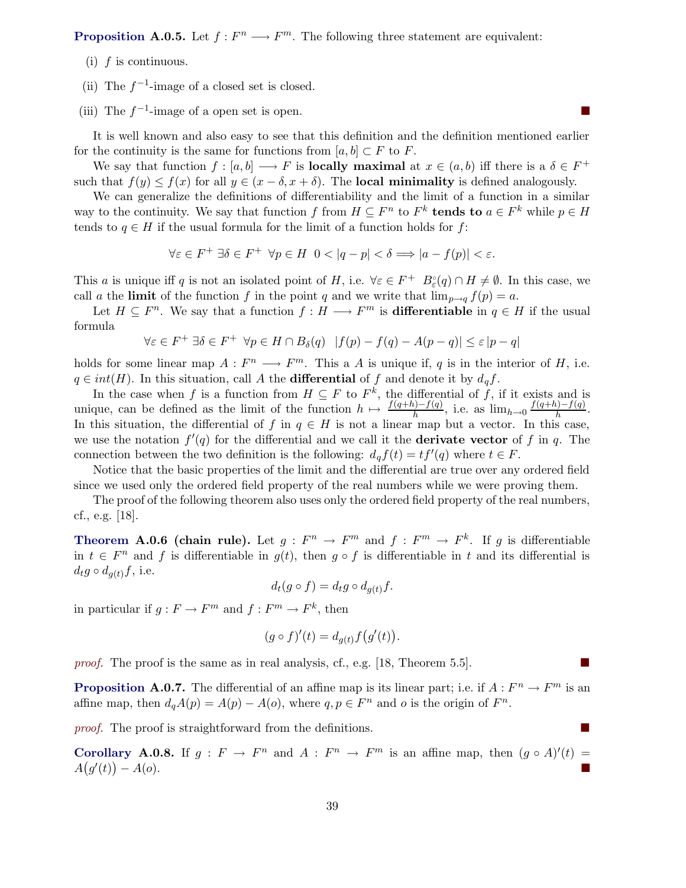**Proposition A.0.5.** Let $f : F^n \longrightarrow F^m$. The following three statement are equivalent:

(i) $f$ is continuous.

(ii) The $f^{-1}$-image of a closed set is closed.

(iii) The $f^{-1}$-image of a open set is open. ■

It is well known and also easy to see that this definition and the definition mentioned earlier for the continuity is the same for functions from $[a, b] \subset F$ to $F$.

We say that function $f : [a, b] \longrightarrow F$ is **locally maximal** at $x \in (a, b)$ iff there is a $\delta \in F^+$ such that $f(y) \leq f(x)$ for all $y \in (x - \delta, x + \delta)$. The **local minimality** is defined analogously.

We can generalize the definitions of differentiability and the limit of a function in a similar way to the continuity. We say that function $f$ from $H \subseteq F^n$ to $F^k$ **tends to** $a \in F^k$ while $p \in H$ tends to $q \in H$ if the usual formula for the limit of a function holds for $f$:

$$\forall \varepsilon \in F^+ \; \exists \delta \in F^+ \; \forall p \in H \;\; 0 < |q - p| < \delta \Longrightarrow |a - f(p)| < \varepsilon.$$

This $a$ is unique iff $q$ is not an isolated point of $H$, i.e. $\forall \varepsilon \in F^+ \;\; B^\circ_\varepsilon(q) \cap H \neq \emptyset$. In this case, we call $a$ the **limit** of the function $f$ in the point $q$ and we write that $\lim_{p \to q} f(p) = a$.

Let $H \subseteq F^n$. We say that a function $f : H \longrightarrow F^m$ is **differentiable** in $q \in H$ if the usual formula

$$\forall \varepsilon \in F^+ \; \exists \delta \in F^+ \; \forall p \in H \cap B_\delta(q) \;\;\; |f(p) - f(q) - A(p - q)| \leq \varepsilon \, |p - q|$$

holds for some linear map $A : F^n \longrightarrow F^m$. This a $A$ is unique if, $q$ is in the interior of $H$, i.e. $q \in int(H)$. In this situation, call $A$ the **differential** of $f$ and denote it by $d_q f$.

In the case when $f$ is a function from $H \subseteq F$ to $F^k$, the differential of $f$, if it exists and is unique, can be defined as the limit of the function $h \mapsto \frac{f(q+h) - f(q)}{h}$, i.e. as $\lim_{h \to 0} \frac{f(q+h) - f(q)}{h}$. In this situation, the differential of $f$ in $q \in H$ is not a linear map but a vector. In this case, we use the notation $f'(q)$ for the differential and we call it the **derivate vector** of $f$ in $q$. The connection between the two definition is the following: $d_q f(t) = t f'(q)$ where $t \in F$.

Notice that the basic properties of the limit and the differential are true over any ordered field since we used only the ordered field property of the real numbers while we were proving them.

The proof of the following theorem also uses only the ordered field property of the real numbers, cf., e.g. [18].

**Theorem A.0.6 (chain rule).** Let $g : F^n \to F^m$ and $f : F^m \to F^k$. If $g$ is differentiable in $t \in F^n$ and $f$ is differentiable in $g(t)$, then $g \circ f$ is differentiable in $t$ and its differential is $d_t g \circ d_{g(t)} f$, i.e.

$$d_t(g \circ f) = d_t g \circ d_{g(t)} f.$$

in particular if $g : F \to F^m$ and $f : F^m \to F^k$, then

$$(g \circ f)'(t) = d_{g(t)} f\big(g'(t)\big).$$

*proof.* The proof is the same as in real analysis, cf., e.g. [18, Theorem 5.5]. ■

**Proposition A.0.7.** The differential of an affine map is its linear part; i.e. if $A : F^n \to F^m$ is an affine map, then $d_q A(p) = A(p) - A(o)$, where $q, p \in F^n$ and $o$ is the origin of $F^n$.

*proof.* The proof is straightforward from the definitions. ■

**Corollary A.0.8.** If $g : F \to F^n$ and $A : F^n \to F^m$ is an affine map, then $(g \circ A)'(t) = A\big(g'(t)\big) - A(o)$. ■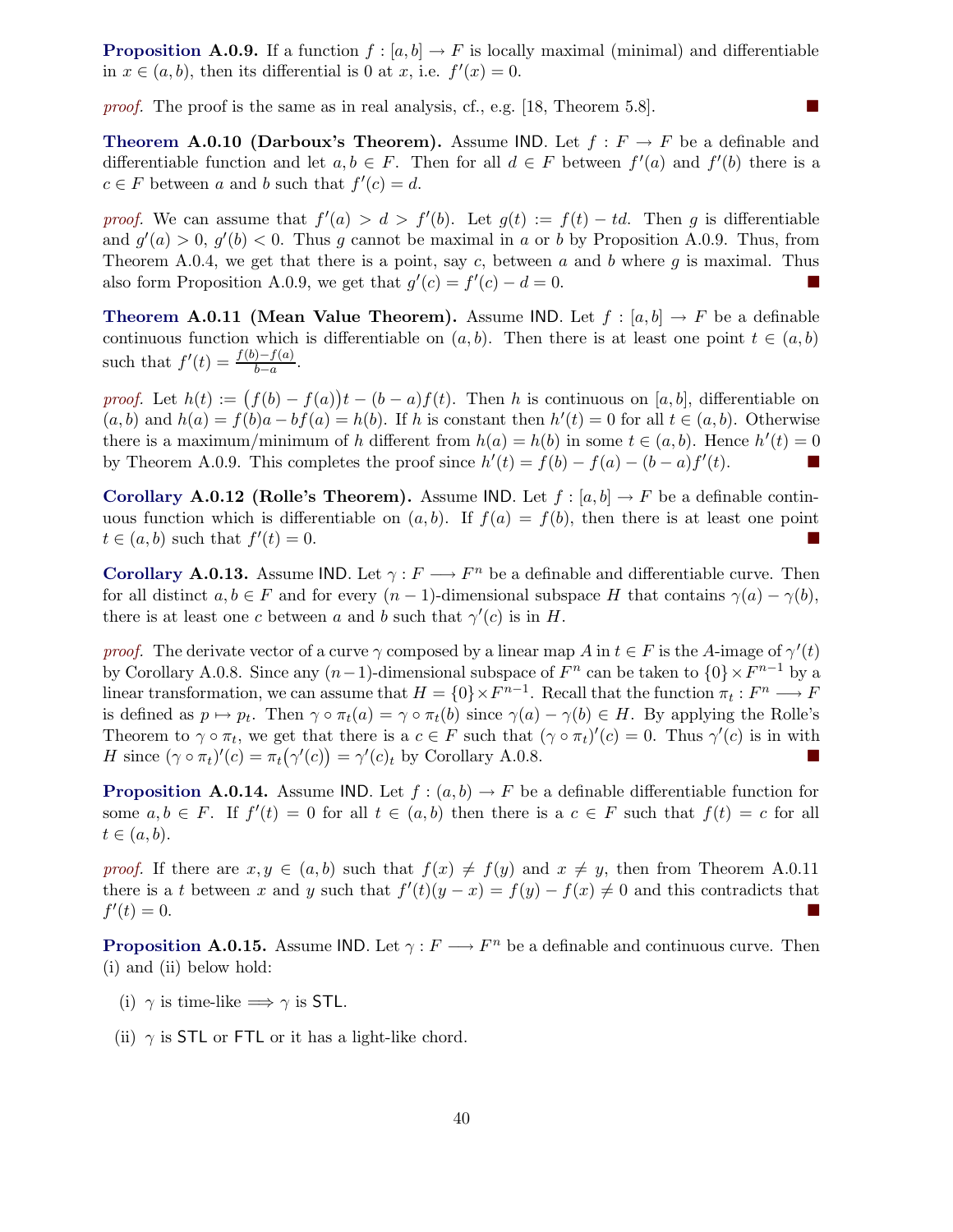**Proposition A.0.9.** If a function $f : [a, b] \to F$ is locally maximal (minimal) and differentiable in $x \in (a, b)$, then its differential is 0 at $x$, i.e. $f'(x) = 0$.

*proof.* The proof is the same as in real analysis, cf., e.g. [18, Theorem 5.8]. ■

**Theorem A.0.10 (Darboux's Theorem).** Assume IND. Let $f : F \to F$ be a definable and differentiable function and let $a, b \in F$. Then for all $d \in F$ between $f'(a)$ and $f'(b)$ there is a $c \in F$ between $a$ and $b$ such that $f'(c) = d$.

*proof.* We can assume that $f'(a) > d > f'(b)$. Let $g(t) := f(t) - td$. Then $g$ is differentiable and $g'(a) > 0$, $g'(b) < 0$. Thus $g$ cannot be maximal in $a$ or $b$ by Proposition A.0.9. Thus, from Theorem A.0.4, we get that there is a point, say $c$, between $a$ and $b$ where $g$ is maximal. Thus also form Proposition A.0.9, we get that $g'(c) = f'(c) - d = 0$. ■

**Theorem A.0.11 (Mean Value Theorem).** Assume IND. Let $f : [a, b] \to F$ be a definable continuous function which is differentiable on $(a, b)$. Then there is at least one point $t \in (a, b)$ such that $f'(t) = \frac{f(b)-f(a)}{b-a}$.

*proof.* Let $h(t) := \big(f(b) - f(a)\big)t - (b - a)f(t)$. Then $h$ is continuous on $[a, b]$, differentiable on $(a, b)$ and $h(a) = f(b)a - bf(a) = h(b)$. If $h$ is constant then $h'(t) = 0$ for all $t \in (a, b)$. Otherwise there is a maximum/minimum of $h$ different from $h(a) = h(b)$ in some $t \in (a, b)$. Hence $h'(t) = 0$ by Theorem A.0.9. This completes the proof since $h'(t) = f(b) - f(a) - (b - a)f'(t)$. ■

**Corollary A.0.12 (Rolle's Theorem).** Assume IND. Let $f : [a, b] \to F$ be a definable continuous function which is differentiable on $(a, b)$. If $f(a) = f(b)$, then there is at least one point $t \in (a, b)$ such that $f'(t) = 0$. ■

**Corollary A.0.13.** Assume IND. Let $\gamma : F \longrightarrow F^n$ be a definable and differentiable curve. Then for all distinct $a, b \in F$ and for every $(n-1)$-dimensional subspace $H$ that contains $\gamma(a) - \gamma(b)$, there is at least one $c$ between $a$ and $b$ such that $\gamma'(c)$ is in $H$.

*proof.* The derivate vector of a curve $\gamma$ composed by a linear map $A$ in $t \in F$ is the $A$-image of $\gamma'(t)$ by Corollary A.0.8. Since any $(n-1)$-dimensional subspace of $F^n$ can be taken to $\{0\} \times F^{n-1}$ by a linear transformation, we can assume that $H = \{0\} \times F^{n-1}$. Recall that the function $\pi_t : F^n \longrightarrow F$ is defined as $p \mapsto p_t$. Then $\gamma \circ \pi_t(a) = \gamma \circ \pi_t(b)$ since $\gamma(a) - \gamma(b) \in H$. By applying the Rolle's Theorem to $\gamma \circ \pi_t$, we get that there is a $c \in F$ such that $(\gamma \circ \pi_t)'(c) = 0$. Thus $\gamma'(c)$ is in with $H$ since $(\gamma \circ \pi_t)'(c) = \pi_t\big(\gamma'(c)\big) = \gamma'(c)_t$ by Corollary A.0.8. ■

**Proposition A.0.14.** Assume IND. Let $f : (a, b) \to F$ be a definable differentiable function for some $a, b \in F$. If $f'(t) = 0$ for all $t \in (a, b)$ then there is a $c \in F$ such that $f(t) = c$ for all $t \in (a, b)$.

*proof.* If there are $x, y \in (a, b)$ such that $f(x) \neq f(y)$ and $x \neq y$, then from Theorem A.0.11 there is a $t$ between $x$ and $y$ such that $f'(t)(y - x) = f(y) - f(x) \neq 0$ and this contradicts that $f'(t) = 0$. ■

**Proposition A.0.15.** Assume IND. Let $\gamma : F \longrightarrow F^n$ be a definable and continuous curve. Then (i) and (ii) below hold:

(i) $\gamma$ is time-like $\Longrightarrow$ $\gamma$ is STL.

(ii) $\gamma$ is STL or FTL or it has a light-like chord.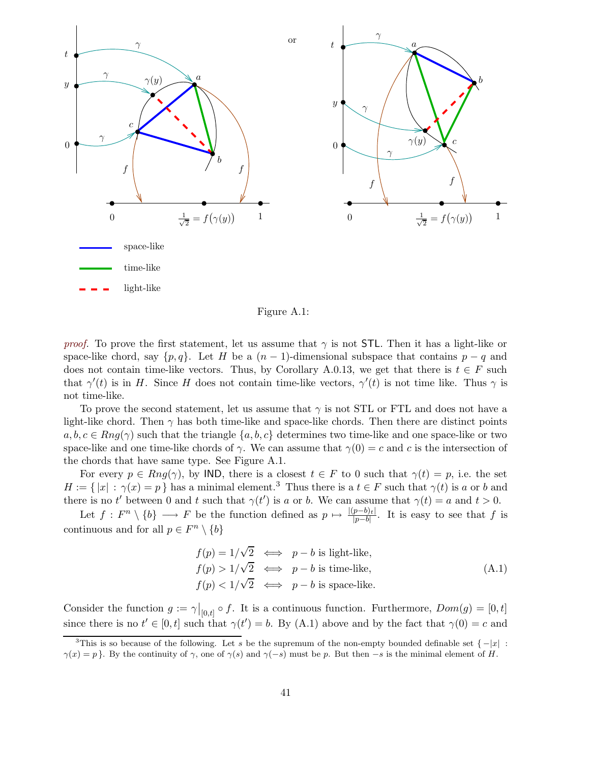or

space-like

time-like

light-like

Figure A.1:

*proof*. To prove the first statement, let us assume that $\gamma$ is not $\mathsf{STL}$. Then it has a light-like or space-like chord, say $\{p, q\}$. Let $H$ be a $(n-1)$-dimensional subspace that contains $p - q$ and does not contain time-like vectors. Thus, by Corollary A.0.13, we get that there is $t \in F$ such that $\gamma'(t)$ is in $H$. Since $H$ does not contain time-like vectors, $\gamma'(t)$ is not time like. Thus $\gamma$ is not time-like.

To prove the second statement, let us assume that $\gamma$ is not STL or FTL and does not have a light-like chord. Then $\gamma$ has both time-like and space-like chords. Then there are distinct points $a, b, c \in Rng(\gamma)$ such that the triangle $\{a, b, c\}$ determines two time-like and one space-like or two space-like and one time-like chords of $\gamma$. We can assume that $\gamma(0) = c$ and $c$ is the intersection of the chords that have same type. See Figure A.1.

For every $p \in Rng(\gamma)$, by $\mathsf{IND}$, there is a closest $t \in F$ to 0 such that $\gamma(t) = p$, i.e. the set $H := \{\, |x| : \gamma(x) = p \,\}$ has a minimal element.[3] Thus there is a $t \in F$ such that $\gamma(t)$ is $a$ or $b$ and there is no $t'$ between 0 and $t$ such that $\gamma(t')$ is $a$ or $b$. We can assume that $\gamma(t) = a$ and $t > 0$.

Let $f : F^n \setminus \{b\} \longrightarrow F$ be the function defined as $p \mapsto \frac{|(p-b)_t|}{|p-b|}$. It is easy to see that $f$ is continuous and for all $p \in F^n \setminus \{b\}$

$$
\begin{aligned}
f(p) = 1/\sqrt{2} &\iff p - b \text{ is light-like},\\
f(p) > 1/\sqrt{2} &\iff p - b \text{ is time-like},\\
f(p) < 1/\sqrt{2} &\iff p - b \text{ is space-like}.
\end{aligned}
\tag{A.1}
$$

Consider the function $g := \gamma\big|_{[0,t]} \circ f$. It is a continuous function. Furthermore, $Dom(g) = [0, t]$ since there is no $t' \in [0, t]$ such that $\gamma(t') = b$. By (A.1) above and by the fact that $\gamma(0) = c$ and

[3] This is so because of the following. Let $s$ be the supremum of the non-empty bounded definable set $\{\, -|x| : \gamma(x) = p \,\}$. By the continuity of $\gamma$, one of $\gamma(s)$ and $\gamma(-s)$ must be $p$. But then $-s$ is the minimal element of $H$.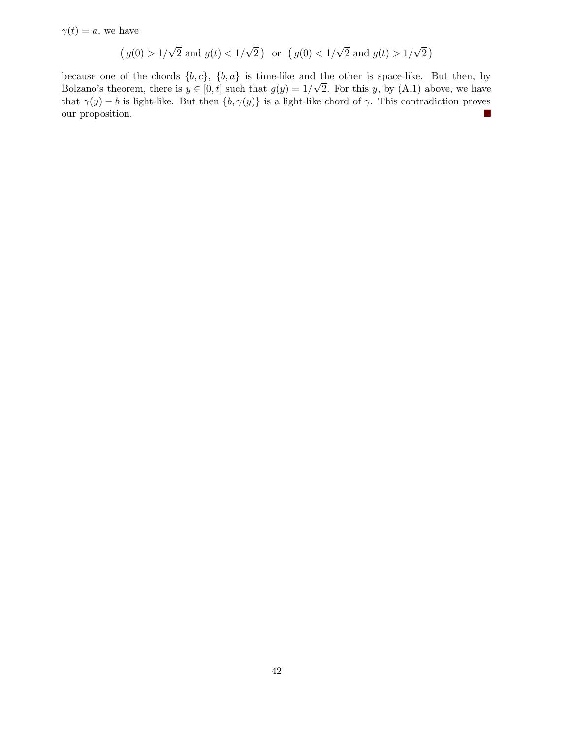$\gamma(t) = a$, we have

$$\big(\, g(0) > 1/\sqrt{2} \text{ and } g(t) < 1/\sqrt{2}\big) \;\text{ or }\; \big(\, g(0) < 1/\sqrt{2} \text{ and } g(t) > 1/\sqrt{2}\big)$$

because one of the chords $\{b, c\}$, $\{b, a\}$ is time-like and the other is space-like. But then, by Bolzano's theorem, there is $y \in [0, t]$ such that $g(y) = 1/\sqrt{2}$. For this $y$, by (A.1) above, we have that $\gamma(y) - b$ is light-like. But then $\{b, \gamma(y)\}$ is a light-like chord of $\gamma$. This contradiction proves our proposition. ■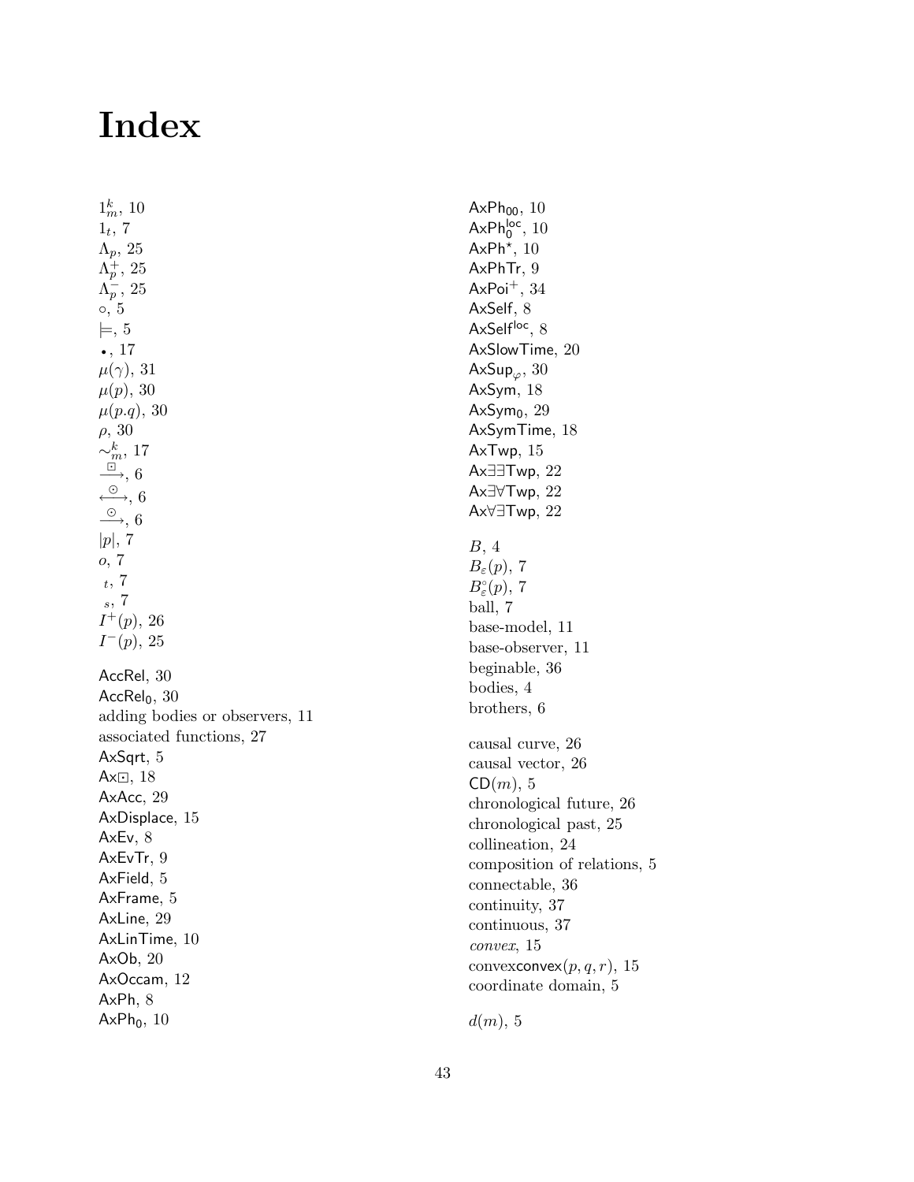# Index

$1^k_m$, 10
$1_t$, 7
$\Lambda_p$, 25
$\Lambda_p^+$, 25
$\Lambda_p^-$, 25
$\circ$, 5
$\models$, 5
$\bullet$, 17
$\mu(\gamma)$, 31
$\mu(p)$, 30
$\mu(p.q)$, 30
$\rho$, 30
$\sim^k_m$, 17
$\xrightarrow{\boxdot}$, 6
$\xleftrightarrow{\odot}$, 6
$\xrightarrow{\odot}$, 6
$|p|$, 7
$o$, 7
$_t$, 7
$_s$, 7
$I^+(p)$, 26
$I^-(p)$, 25

$\mathsf{AccRel}$, 30
$\mathsf{AccRel_0}$, 30
adding bodies or observers, 11
associated functions, 27
$\mathsf{AxSqrt}$, 5
$\mathsf{Ax}\boxdot$, 18
$\mathsf{AxAcc}$, 29
$\mathsf{AxDisplace}$, 15
$\mathsf{AxEv}$, 8
$\mathsf{AxEvTr}$, 9
$\mathsf{AxField}$, 5
$\mathsf{AxFrame}$, 5
$\mathsf{AxLine}$, 29
$\mathsf{AxLinTime}$, 10
$\mathsf{AxOb}$, 20
$\mathsf{AxOccam}$, 12
$\mathsf{AxPh}$, 8
$\mathsf{AxPh_0}$, 10
$\mathsf{AxPh_{00}}$, 10
$\mathsf{AxPh_0^{loc}}$, 10
$\mathsf{AxPh^\star}$, 10
$\mathsf{AxPhTr}$, 9
$\mathsf{AxPoi^+}$, 34
$\mathsf{AxSelf}$, 8
$\mathsf{AxSelf^{loc}}$, 8
$\mathsf{AxSlowTime}$, 20
$\mathsf{AxSup}_\varphi$, 30
$\mathsf{AxSym}$, 18
$\mathsf{AxSym_0}$, 29
$\mathsf{AxSymTime}$, 18
$\mathsf{AxTwp}$, 15
$\mathsf{Ax\exists\exists Twp}$, 22
$\mathsf{Ax\exists\forall Twp}$, 22
$\mathsf{Ax\forall\exists Twp}$, 22

$B$, 4
$B_\varepsilon(p)$, 7
$B^\circ_\varepsilon(p)$, 7
ball, 7
base-model, 11
base-observer, 11
beginable, 36
bodies, 4
brothers, 6

causal curve, 26
causal vector, 26
$\mathsf{CD}(m)$, 5
chronological future, 26
chronological past, 25
collineation, 24
composition of relations, 5
connectable, 36
continuity, 37
continuous, 37
*convex*, 15
convex$\mathsf{convex}(p, q, r)$, 15
coordinate domain, 5

$d(m)$, 5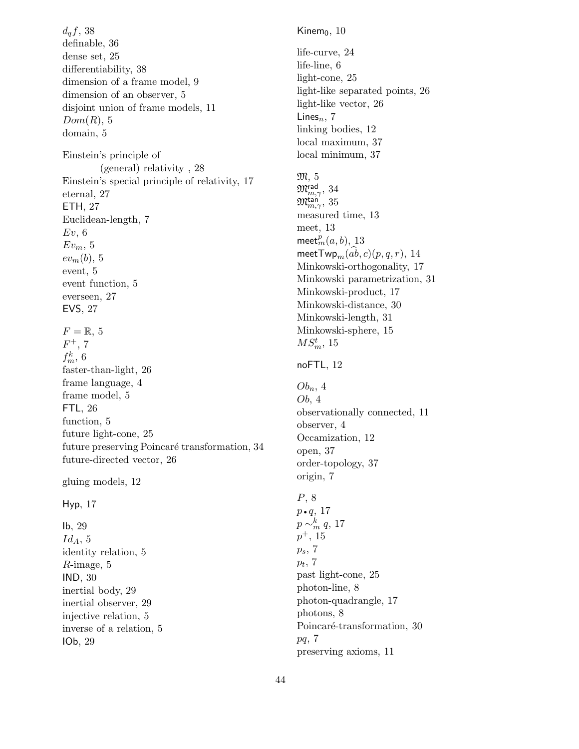$d_q f$, 38
definable, 36
dense set, 25
differentiability, 38
dimension of a frame model, 9
dimension of an observer, 5
disjoint union of frame models, 11
$Dom(R)$, 5
domain, 5

Einstein's principle of
(general) relativity , 28
Einstein's special principle of relativity, 17
eternal, 27
ETH, 27
Euclidean-length, 7
$Ev$, 6
$Ev_m$, 5
$ev_m(b)$, 5
event, 5
event function, 5
everseen, 27
EVS, 27

$F = \mathbb{R}$, 5
$F^+$, 7
$f^k_m$, 6
faster-than-light, 26
frame language, 4
frame model, 5
FTL, 26
function, 5
future light-cone, 25
future preserving Poincaré transformation, 34
future-directed vector, 26

gluing models, 12

Hyp, 17

Ib, 29
$Id_A$, 5
identity relation, 5
$R$-image, 5
IND, 30
inertial body, 29
inertial observer, 29
injective relation, 5
inverse of a relation, 5
IOb, 29

$\mathsf{Kinem_0}$, 10

life-curve, 24
life-line, 6
light-cone, 25
light-like separated points, 26
light-like vector, 26
$\mathsf{Lines}_n$, 7
linking bodies, 12
local maximum, 37
local minimum, 37

$\mathfrak{M}$, 5
$\mathfrak{M}^{\mathsf{rad}}_{m,\gamma}$, 34
$\mathfrak{M}^{\mathsf{tan}}_{m,\gamma}$, 35
measured time, 13
meet, 13
$\mathsf{meet}^p_m(a,b)$, 13
$\mathsf{meetTwp}_m(\widehat{ab},c)(p,q,r)$, 14
Minkowski-orthogonality, 17
Minkowski parametrization, 31
Minkowski-product, 17
Minkowski-distance, 30
Minkowski-length, 31
Minkowski-sphere, 15
$MS^t_m$, 15

noFTL, 12

$Ob_n$, 4
$Ob$, 4
observationally connected, 11
observer, 4
Occamization, 12
open, 37
order-topology, 37
origin, 7

$P$, 8
$p \bullet q$, 17
$p \sim^k_m q$, 17
$p^+$, 15
$p_s$, 7
$p_t$, 7
past light-cone, 25
photon-line, 8
photon-quadrangle, 17
photons, 8
Poincaré-transformation, 30
$pq$, 7
preserving axioms, 11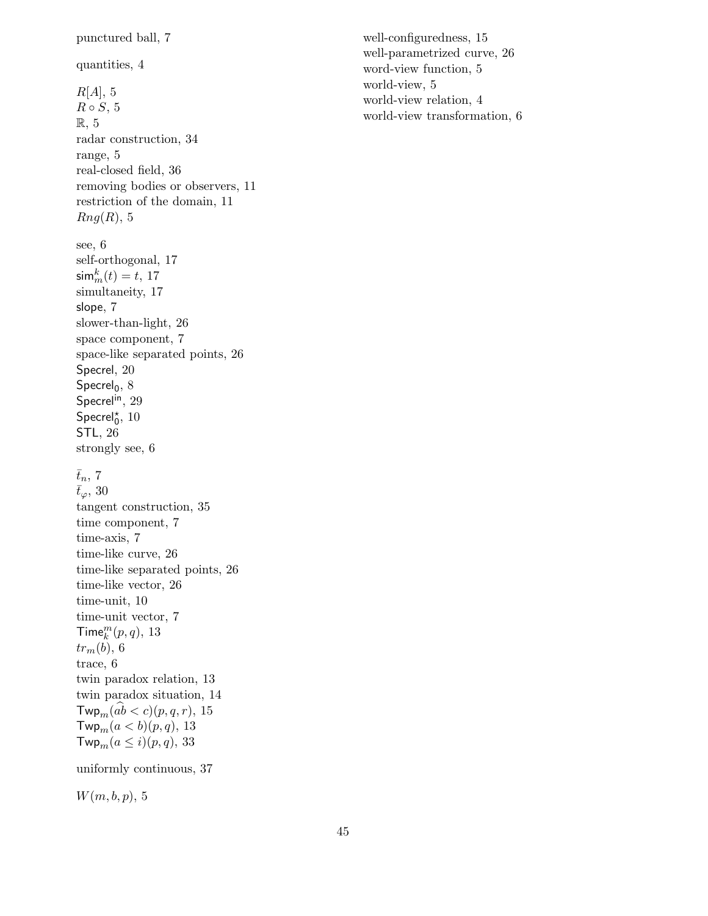punctured ball, 7

quantities, 4

$R[A]$, 5
$R \circ S$, 5
$\mathbb{R}$, 5
radar construction, 34
range, 5
real-closed field, 36
removing bodies or observers, 11
restriction of the domain, 11
$Rng(R)$, 5

see, 6
self-orthogonal, 17
$\mathsf{sim}^k_m(t) = t$, 17
simultaneity, 17
slope, 7
slower-than-light, 26
space component, 7
space-like separated points, 26
Specrel, 20
$\mathsf{Specrel}_0$, 8
$\mathsf{Specrel}^{\mathsf{in}}$, 29
$\mathsf{Specrel}^{\star}_0$, 10
STL, 26
strongly see, 6

$\bar{t}_n$, 7
$\bar{t}_\varphi$, 30
tangent construction, 35
time component, 7
time-axis, 7
time-like curve, 26
time-like separated points, 26
time-like vector, 26
time-unit, 10
time-unit vector, 7
$\mathsf{Time}^m_k(p,q)$, 13
$tr_m(b)$, 6
trace, 6
twin paradox relation, 13
twin paradox situation, 14
$\mathsf{Twp}_m(\widehat{ab} < c)(p,q,r)$, 15
$\mathsf{Twp}_m(a < b)(p,q)$, 13
$\mathsf{Twp}_m(a \leq i)(p,q)$, 33

uniformly continuous, 37

$W(m,b,p)$, 5

well-configuredness, 15
well-parametrized curve, 26
word-view function, 5
world-view, 5
world-view relation, 4
world-view transformation, 6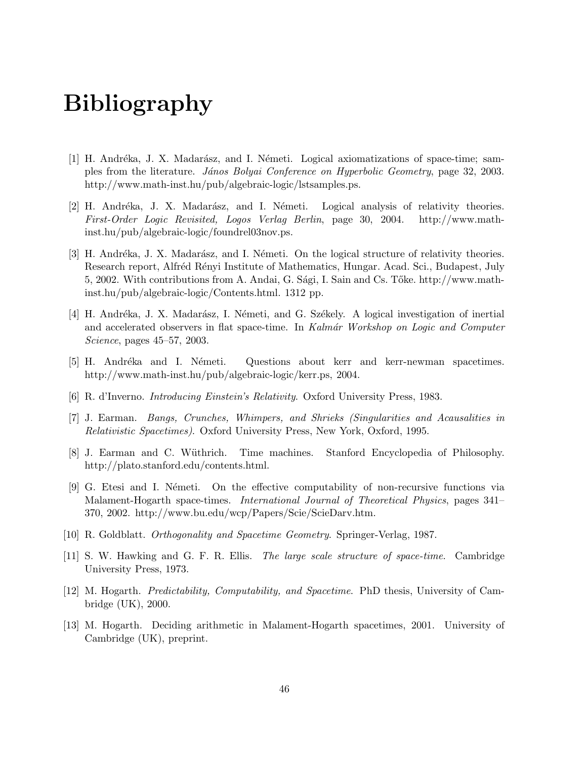# Bibliography

[1] H. Andréka, J. X. Madarász, and I. Németi. Logical axiomatizations of space-time; samples from the literature. *János Bolyai Conference on Hyperbolic Geometry*, page 32, 2003. http://www.math-inst.hu/pub/algebraic-logic/lstsamples.ps.

[2] H. Andréka, J. X. Madarász, and I. Németi. Logical analysis of relativity theories. *First-Order Logic Revisited, Logos Verlag Berlin*, page 30, 2004. http://www.math-inst.hu/pub/algebraic-logic/foundrel03nov.ps.

[3] H. Andréka, J. X. Madarász, and I. Németi. On the logical structure of relativity theories. Research report, Alfréd Rényi Institute of Mathematics, Hungar. Acad. Sci., Budapest, July 5, 2002. With contributions from A. Andai, G. Sági, I. Sain and Cs. Tőke. http://www.math-inst.hu/pub/algebraic-logic/Contents.html. 1312 pp.

[4] H. Andréka, J. X. Madarász, I. Németi, and G. Székely. A logical investigation of inertial and accelerated observers in flat space-time. In *Kalmár Workshop on Logic and Computer Science*, pages 45–57, 2003.

[5] H. Andréka and I. Németi. Questions about kerr and kerr-newman spacetimes. http://www.math-inst.hu/pub/algebraic-logic/kerr.ps, 2004.

[6] R. d'Inverno. *Introducing Einstein's Relativity*. Oxford University Press, 1983.

[7] J. Earman. *Bangs, Crunches, Whimpers, and Shrieks (Singularities and Acausalities in Relativistic Spacetimes)*. Oxford University Press, New York, Oxford, 1995.

[8] J. Earman and C. Wüthrich. Time machines. Stanford Encyclopedia of Philosophy. http://plato.stanford.edu/contents.html.

[9] G. Etesi and I. Németi. On the effective computability of non-recursive functions via Malament-Hogarth space-times. *International Journal of Theoretical Physics*, pages 341–370, 2002. http://www.bu.edu/wcp/Papers/Scie/ScieDarv.htm.

[10] R. Goldblatt. *Orthogonality and Spacetime Geometry*. Springer-Verlag, 1987.

[11] S. W. Hawking and G. F. R. Ellis. *The large scale structure of space-time*. Cambridge University Press, 1973.

[12] M. Hogarth. *Predictability, Computability, and Spacetime*. PhD thesis, University of Cambridge (UK), 2000.

[13] M. Hogarth. Deciding arithmetic in Malament-Hogarth spacetimes, 2001. University of Cambridge (UK), preprint.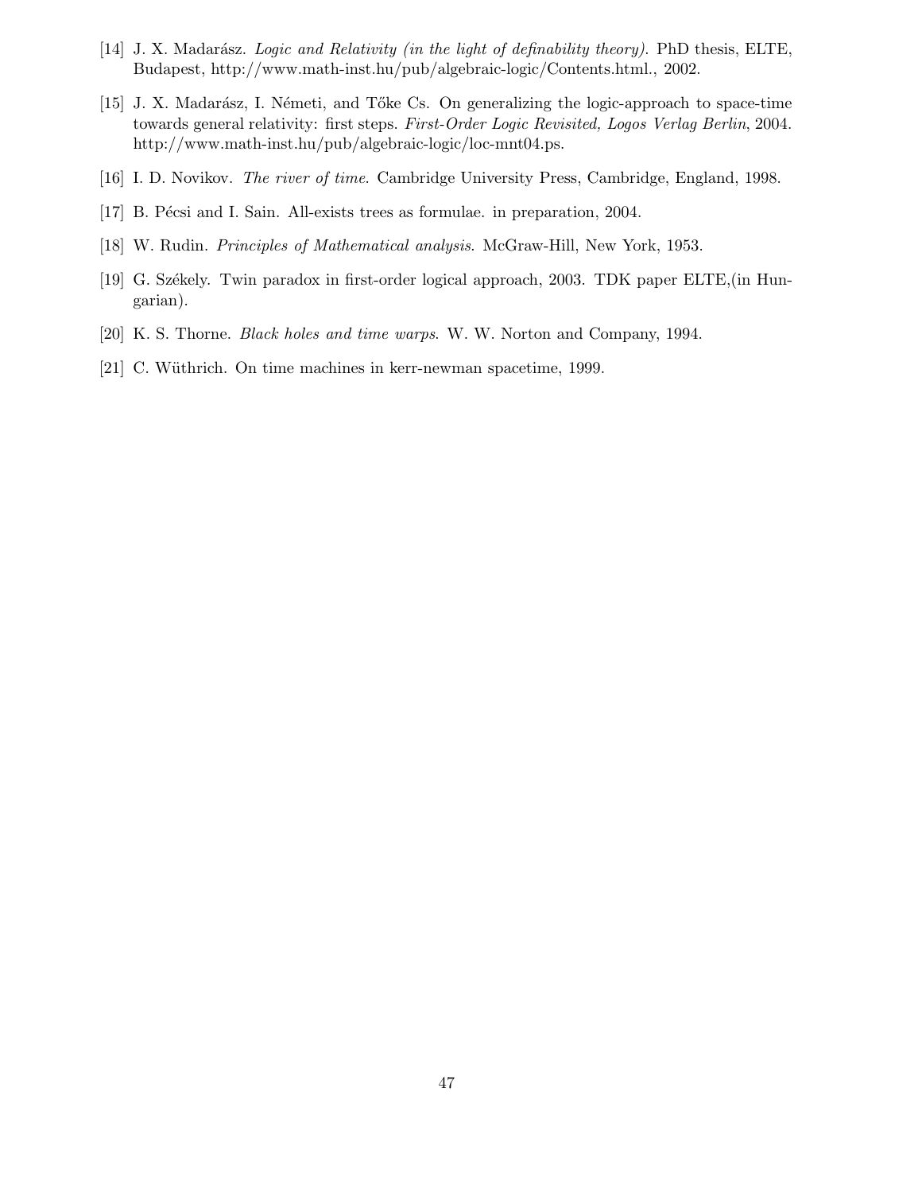[14] J. X. Madarász. *Logic and Relativity (in the light of definability theory)*. PhD thesis, ELTE, Budapest, http://www.math-inst.hu/pub/algebraic-logic/Contents.html., 2002.

[15] J. X. Madarász, I. Németi, and Tőke Cs. On generalizing the logic-approach to space-time towards general relativity: first steps. *First-Order Logic Revisited, Logos Verlag Berlin*, 2004. http://www.math-inst.hu/pub/algebraic-logic/loc-mnt04.ps.

[16] I. D. Novikov. *The river of time*. Cambridge University Press, Cambridge, England, 1998.

[17] B. Pécsi and I. Sain. All-exists trees as formulae. in preparation, 2004.

[18] W. Rudin. *Principles of Mathematical analysis*. McGraw-Hill, New York, 1953.

[19] G. Székely. Twin paradox in first-order logical approach, 2003. TDK paper ELTE,(in Hungarian).

[20] K. S. Thorne. *Black holes and time warps*. W. W. Norton and Company, 1994.

[21] C. Wüthrich. On time machines in kerr-newman spacetime, 1999.